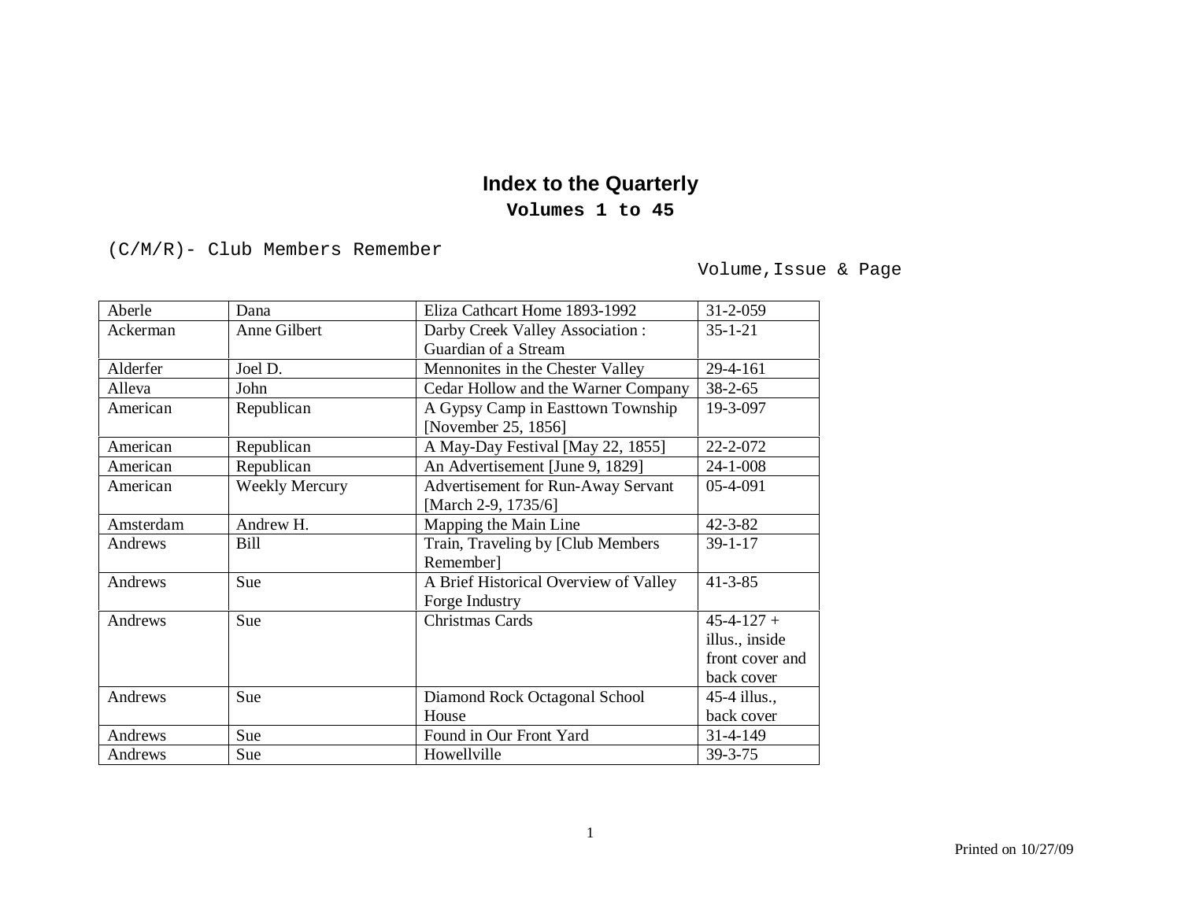# Index to the Quarterly

## Volumes 1 to 45

(C/M/R)- Club Members Remember

Volume,Issue & Page

| | | | |
|---|---|---|---|
| Aberle | Dana | Eliza Cathcart Home 1893-1992 | 31-2-059 |
| Ackerman | Anne Gilbert | Darby Creek Valley Association : Guardian of a Stream | 35-1-21 |
| Alderfer | Joel D. | Mennonites in the Chester Valley | 29-4-161 |
| Alleva | John | Cedar Hollow and the Warner Company | 38-2-65 |
| American | Republican | A Gypsy Camp in Easttown Township [November 25, 1856] | 19-3-097 |
| American | Republican | A May-Day Festival [May 22, 1855] | 22-2-072 |
| American | Republican | An Advertisement [June 9, 1829] | 24-1-008 |
| American | Weekly Mercury | Advertisement for Run-Away Servant [March 2-9, 1735/6] | 05-4-091 |
| Amsterdam | Andrew H. | Mapping the Main Line | 42-3-82 |
| Andrews | Bill | Train, Traveling by [Club Members Remember] | 39-1-17 |
| Andrews | Sue | A Brief Historical Overview of Valley Forge Industry | 41-3-85 |
| Andrews | Sue | Christmas Cards | 45-4-127 + illus., inside front cover and back cover |
| Andrews | Sue | Diamond Rock Octagonal School House | 45-4 illus., back cover |
| Andrews | Sue | Found in Our Front Yard | 31-4-149 |
| Andrews | Sue | Howellville | 39-3-75 |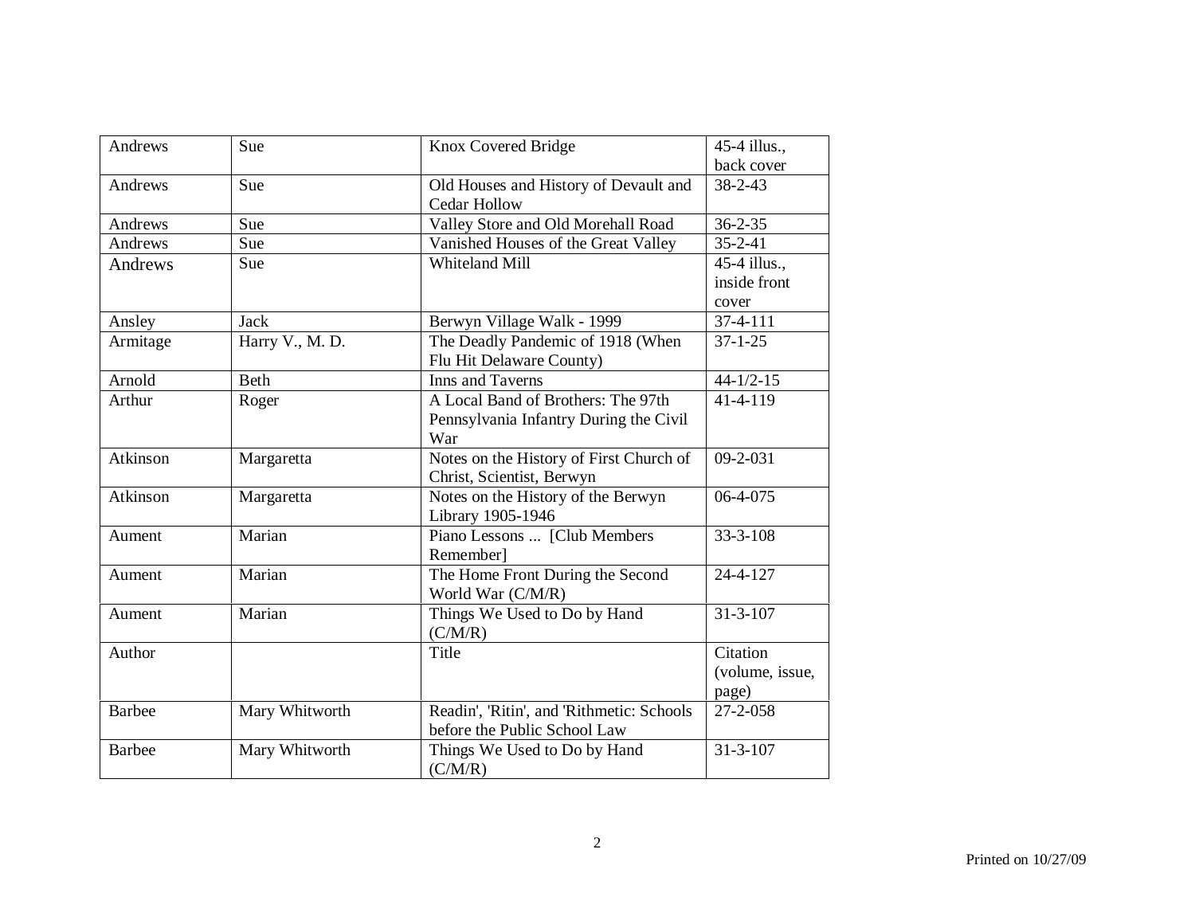| Andrews | Sue | Knox Covered Bridge | 45-4 illus., back cover |
|---|---|---|---|
| Andrews | Sue | Old Houses and History of Devault and Cedar Hollow | 38-2-43 |
| Andrews | Sue | Valley Store and Old Morehall Road | 36-2-35 |
| Andrews | Sue | Vanished Houses of the Great Valley | 35-2-41 |
| Andrews | Sue | Whiteland Mill | 45-4 illus., inside front cover |
| Ansley | Jack | Berwyn Village Walk - 1999 | 37-4-111 |
| Armitage | Harry V., M. D. | The Deadly Pandemic of 1918 (When Flu Hit Delaware County) | 37-1-25 |
| Arnold | Beth | Inns and Taverns | 44-1/2-15 |
| Arthur | Roger | A Local Band of Brothers: The 97th Pennsylvania Infantry During the Civil War | 41-4-119 |
| Atkinson | Margaretta | Notes on the History of First Church of Christ, Scientist, Berwyn | 09-2-031 |
| Atkinson | Margaretta | Notes on the History of the Berwyn Library 1905-1946 | 06-4-075 |
| Aument | Marian | Piano Lessons ... [Club Members Remember] | 33-3-108 |
| Aument | Marian | The Home Front During the Second World War (C/M/R) | 24-4-127 |
| Aument | Marian | Things We Used to Do by Hand (C/M/R) | 31-3-107 |
| Author | | Title | Citation (volume, issue, page) |
| Barbee | Mary Whitworth | Readin', 'Ritin', and 'Rithmetic: Schools before the Public School Law | 27-2-058 |
| Barbee | Mary Whitworth | Things We Used to Do by Hand (C/M/R) | 31-3-107 |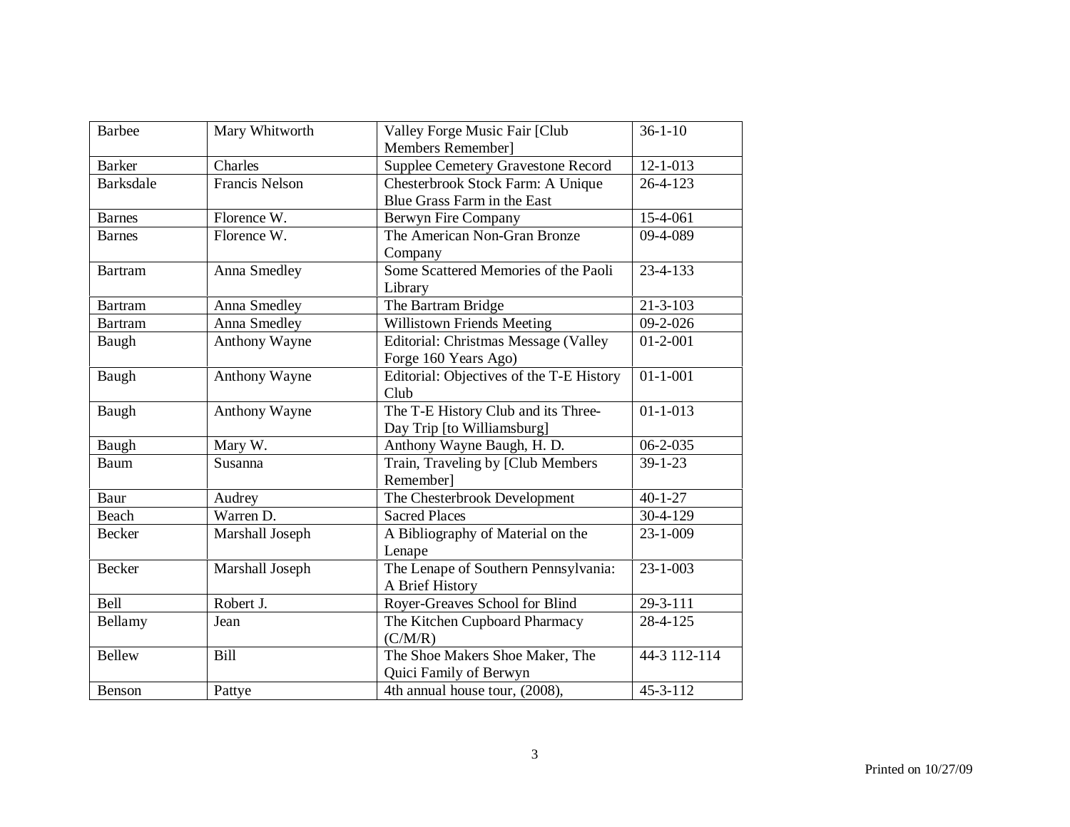| Barbee | Mary Whitworth | Valley Forge Music Fair [Club Members Remember] | 36-1-10 |
|---|---|---|---|
| Barker | Charles | Supplee Cemetery Gravestone Record | 12-1-013 |
| Barksdale | Francis Nelson | Chesterbrook Stock Farm: A Unique Blue Grass Farm in the East | 26-4-123 |
| Barnes | Florence W. | Berwyn Fire Company | 15-4-061 |
| Barnes | Florence W. | The American Non-Gran Bronze Company | 09-4-089 |
| Bartram | Anna Smedley | Some Scattered Memories of the Paoli Library | 23-4-133 |
| Bartram | Anna Smedley | The Bartram Bridge | 21-3-103 |
| Bartram | Anna Smedley | Willistown Friends Meeting | 09-2-026 |
| Baugh | Anthony Wayne | Editorial: Christmas Message (Valley Forge 160 Years Ago) | 01-2-001 |
| Baugh | Anthony Wayne | Editorial: Objectives of the T-E History Club | 01-1-001 |
| Baugh | Anthony Wayne | The T-E History Club and its Three-Day Trip [to Williamsburg] | 01-1-013 |
| Baugh | Mary W. | Anthony Wayne Baugh, H. D. | 06-2-035 |
| Baum | Susanna | Train, Traveling by [Club Members Remember] | 39-1-23 |
| Baur | Audrey | The Chesterbrook Development | 40-1-27 |
| Beach | Warren D. | Sacred Places | 30-4-129 |
| Becker | Marshall Joseph | A Bibliography of Material on the Lenape | 23-1-009 |
| Becker | Marshall Joseph | The Lenape of Southern Pennsylvania: A Brief History | 23-1-003 |
| Bell | Robert J. | Royer-Greaves School for Blind | 29-3-111 |
| Bellamy | Jean | The Kitchen Cupboard Pharmacy (C/M/R) | 28-4-125 |
| Bellew | Bill | The Shoe Makers Shoe Maker, The Quici Family of Berwyn | 44-3 112-114 |
| Benson | Pattye | 4th annual house tour, (2008), | 45-3-112 |

Printed on 10/27/09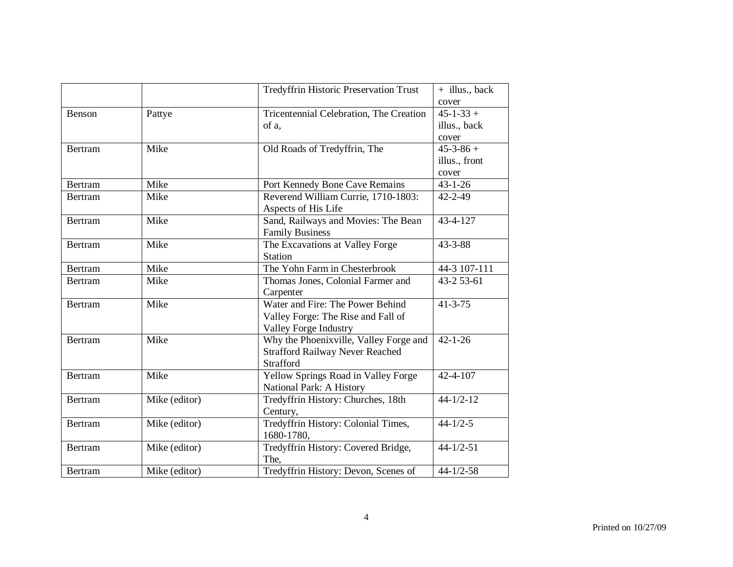| | | | |
|---|---|---|---|
| | | Tredyffrin Historic Preservation Trust | + illus., back cover |
| Benson | Pattye | Tricentennial Celebration, The Creation of a, | 45-1-33 + illus., back cover |
| Bertram | Mike | Old Roads of Tredyffrin, The | 45-3-86 + illus., front cover |
| Bertram | Mike | Port Kennedy Bone Cave Remains | 43-1-26 |
| Bertram | Mike | Reverend William Currie, 1710-1803: Aspects of His Life | 42-2-49 |
| Bertram | Mike | Sand, Railways and Movies: The Bean Family Business | 43-4-127 |
| Bertram | Mike | The Excavations at Valley Forge Station | 43-3-88 |
| Bertram | Mike | The Yohn Farm in Chesterbrook | 44-3 107-111 |
| Bertram | Mike | Thomas Jones, Colonial Farmer and Carpenter | 43-2 53-61 |
| Bertram | Mike | Water and Fire: The Power Behind Valley Forge: The Rise and Fall of Valley Forge Industry | 41-3-75 |
| Bertram | Mike | Why the Phoenixville, Valley Forge and Strafford Railway Never Reached Strafford | 42-1-26 |
| Bertram | Mike | Yellow Springs Road in Valley Forge National Park: A History | 42-4-107 |
| Bertram | Mike (editor) | Tredyffrin History: Churches, 18th Century, | 44-1/2-12 |
| Bertram | Mike (editor) | Tredyffrin History: Colonial Times, 1680-1780, | 44-1/2-5 |
| Bertram | Mike (editor) | Tredyffrin History: Covered Bridge, The, | 44-1/2-51 |
| Bertram | Mike (editor) | Tredyffrin History: Devon, Scenes of | 44-1/2-58 |

Printed on 10/27/09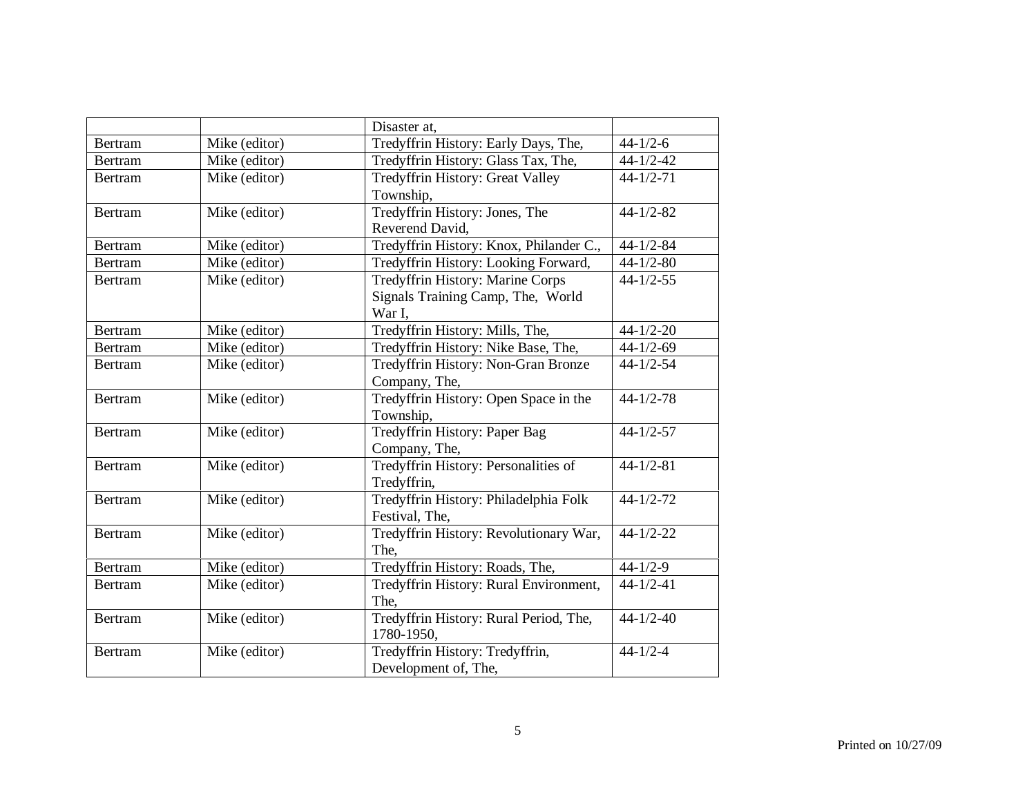| | | | |
|---|---|---|---|
| | | Disaster at, | |
| Bertram | Mike (editor) | Tredyffrin History: Early Days, The, | 44-1/2-6 |
| Bertram | Mike (editor) | Tredyffrin History: Glass Tax, The, | 44-1/2-42 |
| Bertram | Mike (editor) | Tredyffrin History: Great Valley Township, | 44-1/2-71 |
| Bertram | Mike (editor) | Tredyffrin History: Jones, The Reverend David, | 44-1/2-82 |
| Bertram | Mike (editor) | Tredyffrin History: Knox, Philander C., | 44-1/2-84 |
| Bertram | Mike (editor) | Tredyffrin History: Looking Forward, | 44-1/2-80 |
| Bertram | Mike (editor) | Tredyffrin History: Marine Corps Signals Training Camp, The, World War I, | 44-1/2-55 |
| Bertram | Mike (editor) | Tredyffrin History: Mills, The, | 44-1/2-20 |
| Bertram | Mike (editor) | Tredyffrin History: Nike Base, The, | 44-1/2-69 |
| Bertram | Mike (editor) | Tredyffrin History: Non-Gran Bronze Company, The, | 44-1/2-54 |
| Bertram | Mike (editor) | Tredyffrin History: Open Space in the Township, | 44-1/2-78 |
| Bertram | Mike (editor) | Tredyffrin History: Paper Bag Company, The, | 44-1/2-57 |
| Bertram | Mike (editor) | Tredyffrin History: Personalities of Tredyffrin, | 44-1/2-81 |
| Bertram | Mike (editor) | Tredyffrin History: Philadelphia Folk Festival, The, | 44-1/2-72 |
| Bertram | Mike (editor) | Tredyffrin History: Revolutionary War, The, | 44-1/2-22 |
| Bertram | Mike (editor) | Tredyffrin History: Roads, The, | 44-1/2-9 |
| Bertram | Mike (editor) | Tredyffrin History: Rural Environment, The, | 44-1/2-41 |
| Bertram | Mike (editor) | Tredyffrin History: Rural Period, The, 1780-1950, | 44-1/2-40 |
| Bertram | Mike (editor) | Tredyffrin History: Tredyffrin, Development of, The, | 44-1/2-4 |

Printed on 10/27/09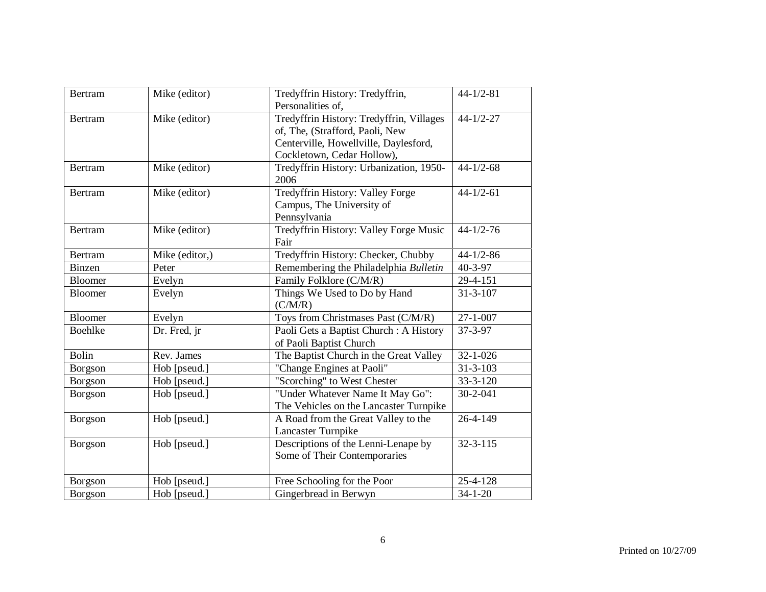| Bertram | Mike (editor) | Tredyffrin History: Tredyffrin, Personalities of, | 44-1/2-81 |
|---|---|---|---|
| Bertram | Mike (editor) | Tredyffrin History: Tredyffrin, Villages of, The, (Strafford, Paoli, New Centerville, Howellville, Daylesford, Cockletown, Cedar Hollow), | 44-1/2-27 |
| Bertram | Mike (editor) | Tredyffrin History: Urbanization, 1950-2006 | 44-1/2-68 |
| Bertram | Mike (editor) | Tredyffrin History: Valley Forge Campus, The University of Pennsylvania | 44-1/2-61 |
| Bertram | Mike (editor) | Tredyffrin History: Valley Forge Music Fair | 44-1/2-76 |
| Bertram | Mike (editor,) | Tredyffrin History: Checker, Chubby | 44-1/2-86 |
| Binzen | Peter | Remembering the Philadelphia *Bulletin* | 40-3-97 |
| Bloomer | Evelyn | Family Folklore (C/M/R) | 29-4-151 |
| Bloomer | Evelyn | Things We Used to Do by Hand (C/M/R) | 31-3-107 |
| Bloomer | Evelyn | Toys from Christmases Past (C/M/R) | 27-1-007 |
| Boehlke | Dr. Fred, jr | Paoli Gets a Baptist Church : A History of Paoli Baptist Church | 37-3-97 |
| Bolin | Rev. James | The Baptist Church in the Great Valley | 32-1-026 |
| Borgson | Hob [pseud.] | "Change Engines at Paoli" | 31-3-103 |
| Borgson | Hob [pseud.] | "Scorching" to West Chester | 33-3-120 |
| Borgson | Hob [pseud.] | "Under Whatever Name It May Go": The Vehicles on the Lancaster Turnpike | 30-2-041 |
| Borgson | Hob [pseud.] | A Road from the Great Valley to the Lancaster Turnpike | 26-4-149 |
| Borgson | Hob [pseud.] | Descriptions of the Lenni-Lenape by Some of Their Contemporaries | 32-3-115 |
| Borgson | Hob [pseud.] | Free Schooling for the Poor | 25-4-128 |
| Borgson | Hob [pseud.] | Gingerbread in Berwyn | 34-1-20 |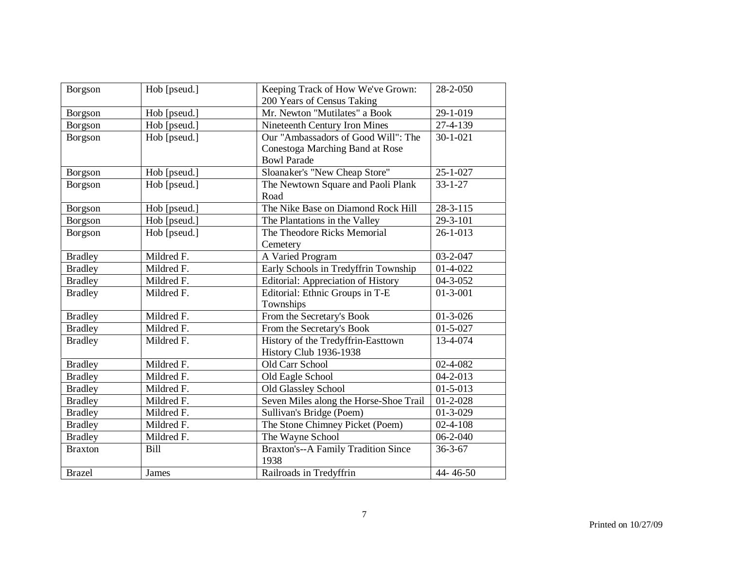| Borgson | Hob [pseud.] | Keeping Track of How We've Grown: 200 Years of Census Taking | 28-2-050 |
|---|---|---|---|
| Borgson | Hob [pseud.] | Mr. Newton "Mutilates" a Book | 29-1-019 |
| Borgson | Hob [pseud.] | Nineteenth Century Iron Mines | 27-4-139 |
| Borgson | Hob [pseud.] | Our "Ambassadors of Good Will": The Conestoga Marching Band at Rose Bowl Parade | 30-1-021 |
| Borgson | Hob [pseud.] | Sloanaker's "New Cheap Store" | 25-1-027 |
| Borgson | Hob [pseud.] | The Newtown Square and Paoli Plank Road | 33-1-27 |
| Borgson | Hob [pseud.] | The Nike Base on Diamond Rock Hill | 28-3-115 |
| Borgson | Hob [pseud.] | The Plantations in the Valley | 29-3-101 |
| Borgson | Hob [pseud.] | The Theodore Ricks Memorial Cemetery | 26-1-013 |
| Bradley | Mildred F. | A Varied Program | 03-2-047 |
| Bradley | Mildred F. | Early Schools in Tredyffrin Township | 01-4-022 |
| Bradley | Mildred F. | Editorial: Appreciation of History | 04-3-052 |
| Bradley | Mildred F. | Editorial: Ethnic Groups in T-E Townships | 01-3-001 |
| Bradley | Mildred F. | From the Secretary's Book | 01-3-026 |
| Bradley | Mildred F. | From the Secretary's Book | 01-5-027 |
| Bradley | Mildred F. | History of the Tredyffrin-Easttown History Club 1936-1938 | 13-4-074 |
| Bradley | Mildred F. | Old Carr School | 02-4-082 |
| Bradley | Mildred F. | Old Eagle School | 04-2-013 |
| Bradley | Mildred F. | Old Glassley School | 01-5-013 |
| Bradley | Mildred F. | Seven Miles along the Horse-Shoe Trail | 01-2-028 |
| Bradley | Mildred F. | Sullivan's Bridge (Poem) | 01-3-029 |
| Bradley | Mildred F. | The Stone Chimney Picket (Poem) | 02-4-108 |
| Bradley | Mildred F. | The Wayne School | 06-2-040 |
| Braxton | Bill | Braxton's--A Family Tradition Since 1938 | 36-3-67 |
| Brazel | James | Railroads in Tredyffrin | 44- 46-50 |

Printed on 10/27/09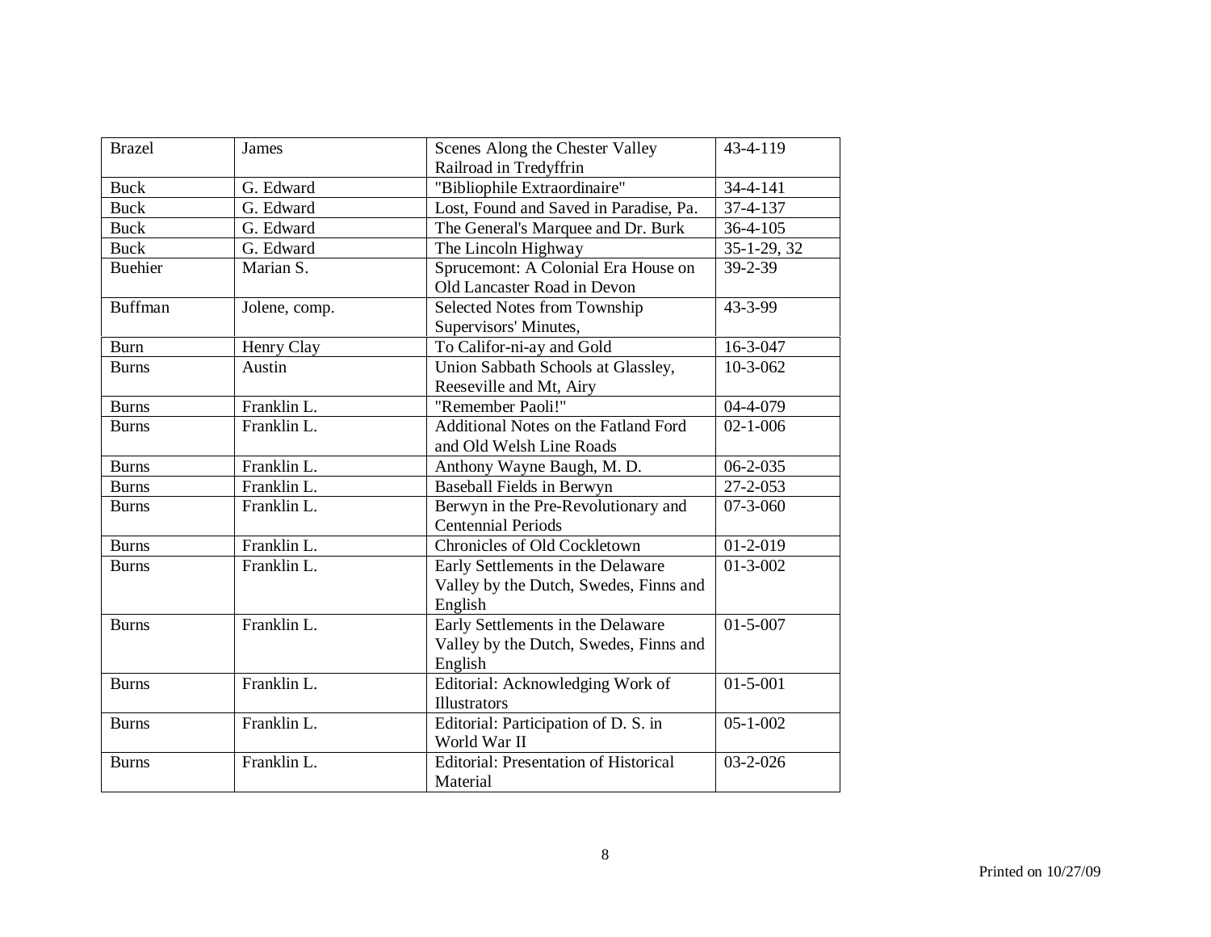| Brazel | James | Scenes Along the Chester Valley Railroad in Tredyffrin | 43-4-119 |
|---|---|---|---|
| Buck | G. Edward | "Bibliophile Extraordinaire" | 34-4-141 |
| Buck | G. Edward | Lost, Found and Saved in Paradise, Pa. | 37-4-137 |
| Buck | G. Edward | The General's Marquee and Dr. Burk | 36-4-105 |
| Buck | G. Edward | The Lincoln Highway | 35-1-29, 32 |
| Buehier | Marian S. | Sprucemont: A Colonial Era House on Old Lancaster Road in Devon | 39-2-39 |
| Buffman | Jolene, comp. | Selected Notes from Township Supervisors' Minutes, | 43-3-99 |
| Burn | Henry Clay | To Califor-ni-ay and Gold | 16-3-047 |
| Burns | Austin | Union Sabbath Schools at Glassley, Reeseville and Mt, Airy | 10-3-062 |
| Burns | Franklin L. | "Remember Paoli!" | 04-4-079 |
| Burns | Franklin L. | Additional Notes on the Fatland Ford and Old Welsh Line Roads | 02-1-006 |
| Burns | Franklin L. | Anthony Wayne Baugh, M. D. | 06-2-035 |
| Burns | Franklin L. | Baseball Fields in Berwyn | 27-2-053 |
| Burns | Franklin L. | Berwyn in the Pre-Revolutionary and Centennial Periods | 07-3-060 |
| Burns | Franklin L. | Chronicles of Old Cockletown | 01-2-019 |
| Burns | Franklin L. | Early Settlements in the Delaware Valley by the Dutch, Swedes, Finns and English | 01-3-002 |
| Burns | Franklin L. | Early Settlements in the Delaware Valley by the Dutch, Swedes, Finns and English | 01-5-007 |
| Burns | Franklin L. | Editorial: Acknowledging Work of Illustrators | 01-5-001 |
| Burns | Franklin L. | Editorial: Participation of D. S. in World War II | 05-1-002 |
| Burns | Franklin L. | Editorial: Presentation of Historical Material | 03-2-026 |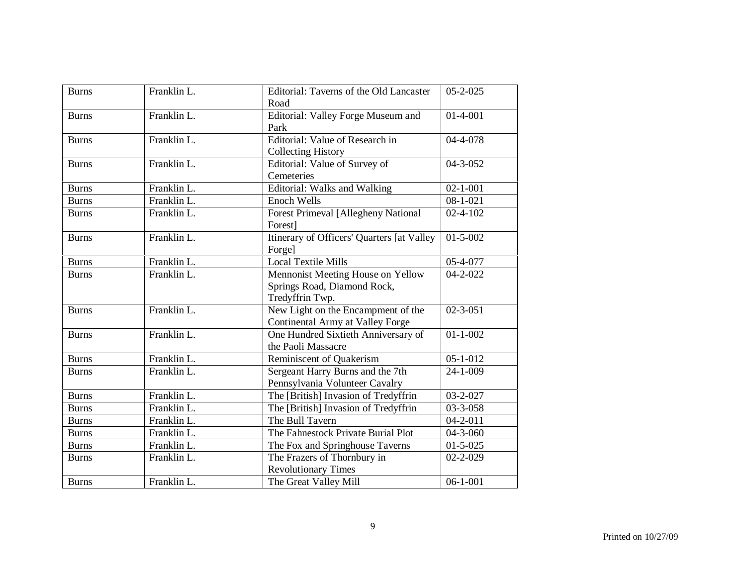| Burns | Franklin L. | Editorial: Taverns of the Old Lancaster Road | 05-2-025 |
|---|---|---|---|
| Burns | Franklin L. | Editorial: Valley Forge Museum and Park | 01-4-001 |
| Burns | Franklin L. | Editorial: Value of Research in Collecting History | 04-4-078 |
| Burns | Franklin L. | Editorial: Value of Survey of Cemeteries | 04-3-052 |
| Burns | Franklin L. | Editorial: Walks and Walking | 02-1-001 |
| Burns | Franklin L. | Enoch Wells | 08-1-021 |
| Burns | Franklin L. | Forest Primeval [Allegheny National Forest] | 02-4-102 |
| Burns | Franklin L. | Itinerary of Officers' Quarters [at Valley Forge] | 01-5-002 |
| Burns | Franklin L. | Local Textile Mills | 05-4-077 |
| Burns | Franklin L. | Mennonist Meeting House on Yellow Springs Road, Diamond Rock, Tredyffrin Twp. | 04-2-022 |
| Burns | Franklin L. | New Light on the Encampment of the Continental Army at Valley Forge | 02-3-051 |
| Burns | Franklin L. | One Hundred Sixtieth Anniversary of the Paoli Massacre | 01-1-002 |
| Burns | Franklin L. | Reminiscent of Quakerism | 05-1-012 |
| Burns | Franklin L. | Sergeant Harry Burns and the 7th Pennsylvania Volunteer Cavalry | 24-1-009 |
| Burns | Franklin L. | The [British] Invasion of Tredyffrin | 03-2-027 |
| Burns | Franklin L. | The [British] Invasion of Tredyffrin | 03-3-058 |
| Burns | Franklin L. | The Bull Tavern | 04-2-011 |
| Burns | Franklin L. | The Fahnestock Private Burial Plot | 04-3-060 |
| Burns | Franklin L. | The Fox and Springhouse Taverns | 01-5-025 |
| Burns | Franklin L. | The Frazers of Thornbury in Revolutionary Times | 02-2-029 |
| Burns | Franklin L. | The Great Valley Mill | 06-1-001 |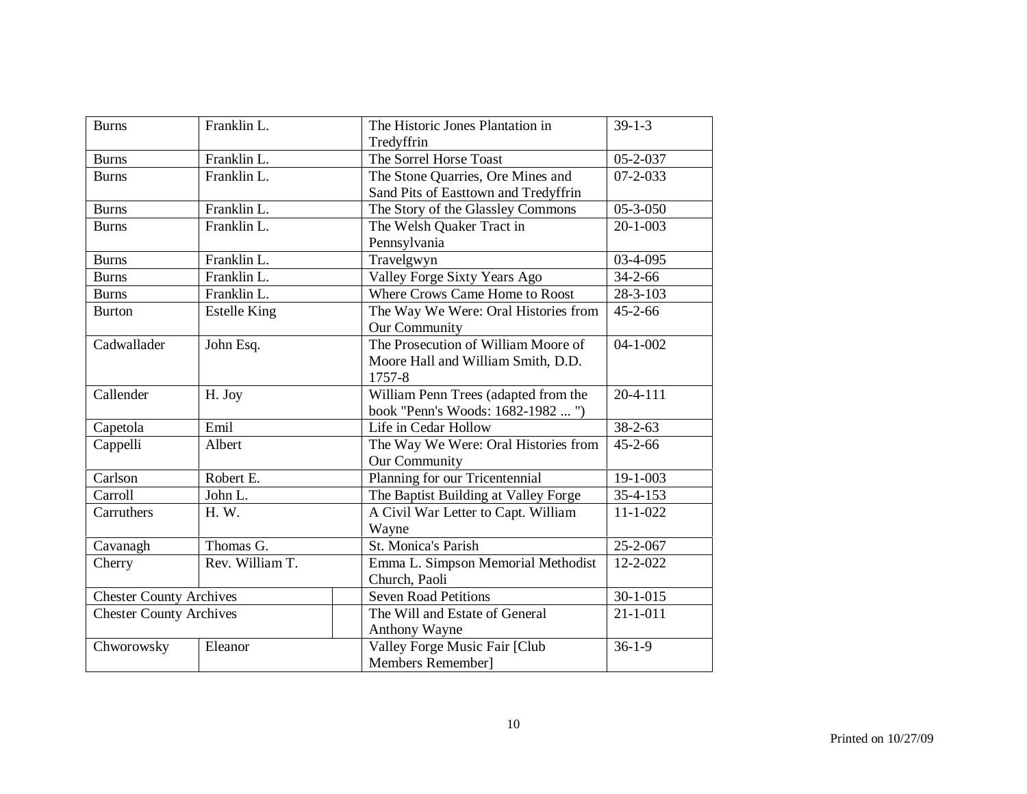| Burns | Franklin L. | The Historic Jones Plantation in Tredyffrin | 39-1-3 |
|---|---|---|---|
| Burns | Franklin L. | The Sorrel Horse Toast | 05-2-037 |
| Burns | Franklin L. | The Stone Quarries, Ore Mines and Sand Pits of Easttown and Tredyffrin | 07-2-033 |
| Burns | Franklin L. | The Story of the Glassley Commons | 05-3-050 |
| Burns | Franklin L. | The Welsh Quaker Tract in Pennsylvania | 20-1-003 |
| Burns | Franklin L. | Travelgwyn | 03-4-095 |
| Burns | Franklin L. | Valley Forge Sixty Years Ago | 34-2-66 |
| Burns | Franklin L. | Where Crows Came Home to Roost | 28-3-103 |
| Burton | Estelle King | The Way We Were: Oral Histories from Our Community | 45-2-66 |
| Cadwallader | John Esq. | The Prosecution of William Moore of Moore Hall and William Smith, D.D. 1757-8 | 04-1-002 |
| Callender | H. Joy | William Penn Trees (adapted from the book "Penn's Woods: 1682-1982 ... ") | 20-4-111 |
| Capetola | Emil | Life in Cedar Hollow | 38-2-63 |
| Cappelli | Albert | The Way We Were: Oral Histories from Our Community | 45-2-66 |
| Carlson | Robert E. | Planning for our Tricentennial | 19-1-003 |
| Carroll | John L. | The Baptist Building at Valley Forge | 35-4-153 |
| Carruthers | H. W. | A Civil War Letter to Capt. William Wayne | 11-1-022 |
| Cavanagh | Thomas G. | St. Monica's Parish | 25-2-067 |
| Cherry | Rev. William T. | Emma L. Simpson Memorial Methodist Church, Paoli | 12-2-022 |
| Chester County Archives | | Seven Road Petitions | 30-1-015 |
| Chester County Archives | | The Will and Estate of General Anthony Wayne | 21-1-011 |
| Chworowsky | Eleanor | Valley Forge Music Fair [Club Members Remember] | 36-1-9 |

Printed on 10/27/09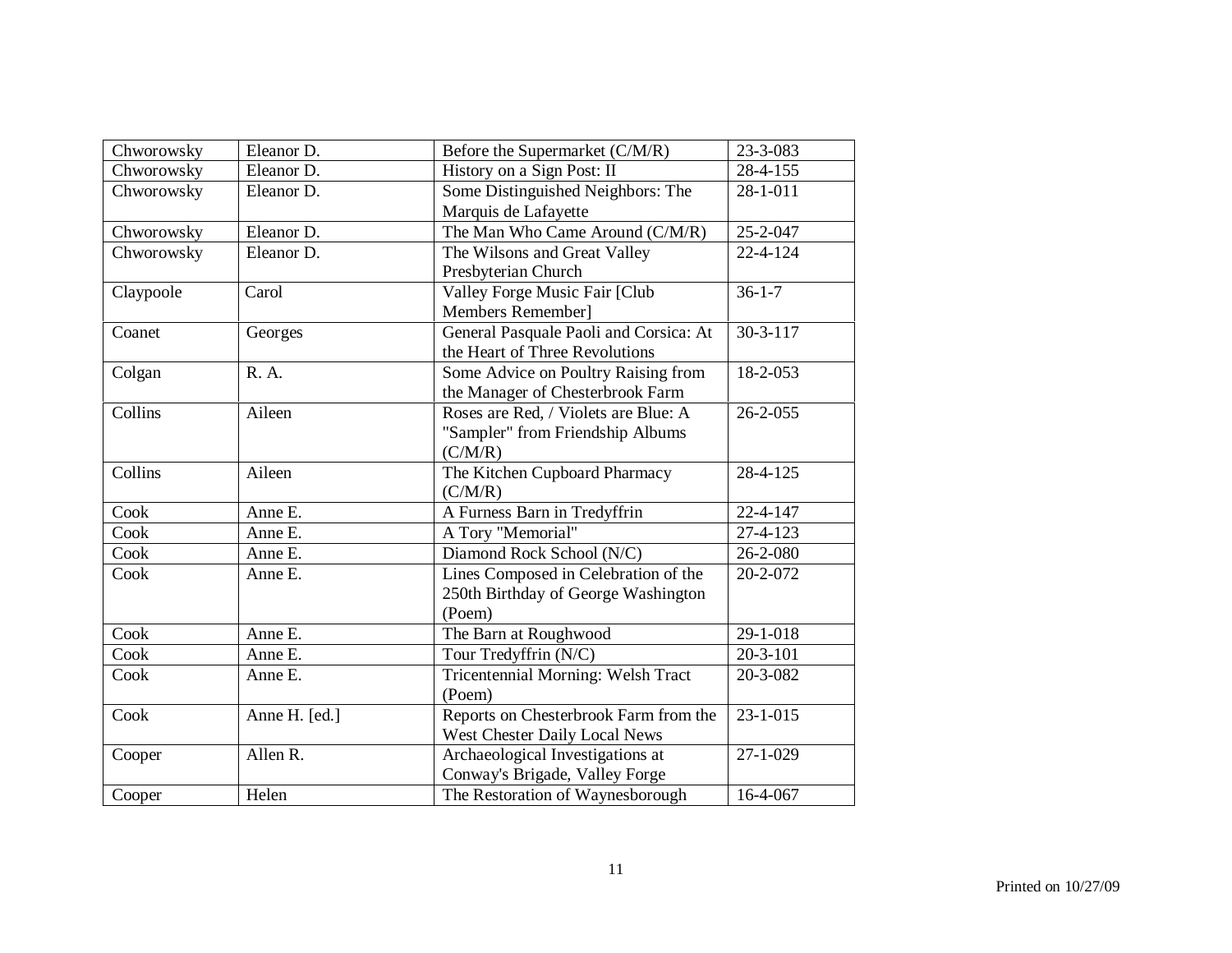| Chworowsky | Eleanor D. | Before the Supermarket (C/M/R) | 23-3-083 |
|---|---|---|---|
| Chworowsky | Eleanor D. | History on a Sign Post: II | 28-4-155 |
| Chworowsky | Eleanor D. | Some Distinguished Neighbors: The Marquis de Lafayette | 28-1-011 |
| Chworowsky | Eleanor D. | The Man Who Came Around (C/M/R) | 25-2-047 |
| Chworowsky | Eleanor D. | The Wilsons and Great Valley Presbyterian Church | 22-4-124 |
| Claypoole | Carol | Valley Forge Music Fair [Club Members Remember] | 36-1-7 |
| Coanet | Georges | General Pasquale Paoli and Corsica: At the Heart of Three Revolutions | 30-3-117 |
| Colgan | R. A. | Some Advice on Poultry Raising from the Manager of Chesterbrook Farm | 18-2-053 |
| Collins | Aileen | Roses are Red, / Violets are Blue: A "Sampler" from Friendship Albums (C/M/R) | 26-2-055 |
| Collins | Aileen | The Kitchen Cupboard Pharmacy (C/M/R) | 28-4-125 |
| Cook | Anne E. | A Furness Barn in Tredyffrin | 22-4-147 |
| Cook | Anne E. | A Tory "Memorial" | 27-4-123 |
| Cook | Anne E. | Diamond Rock School (N/C) | 26-2-080 |
| Cook | Anne E. | Lines Composed in Celebration of the 250th Birthday of George Washington (Poem) | 20-2-072 |
| Cook | Anne E. | The Barn at Roughwood | 29-1-018 |
| Cook | Anne E. | Tour Tredyffrin (N/C) | 20-3-101 |
| Cook | Anne E. | Tricentennial Morning: Welsh Tract (Poem) | 20-3-082 |
| Cook | Anne H. [ed.] | Reports on Chesterbrook Farm from the West Chester Daily Local News | 23-1-015 |
| Cooper | Allen R. | Archaeological Investigations at Conway's Brigade, Valley Forge | 27-1-029 |
| Cooper | Helen | The Restoration of Waynesborough | 16-4-067 |

Printed on 10/27/09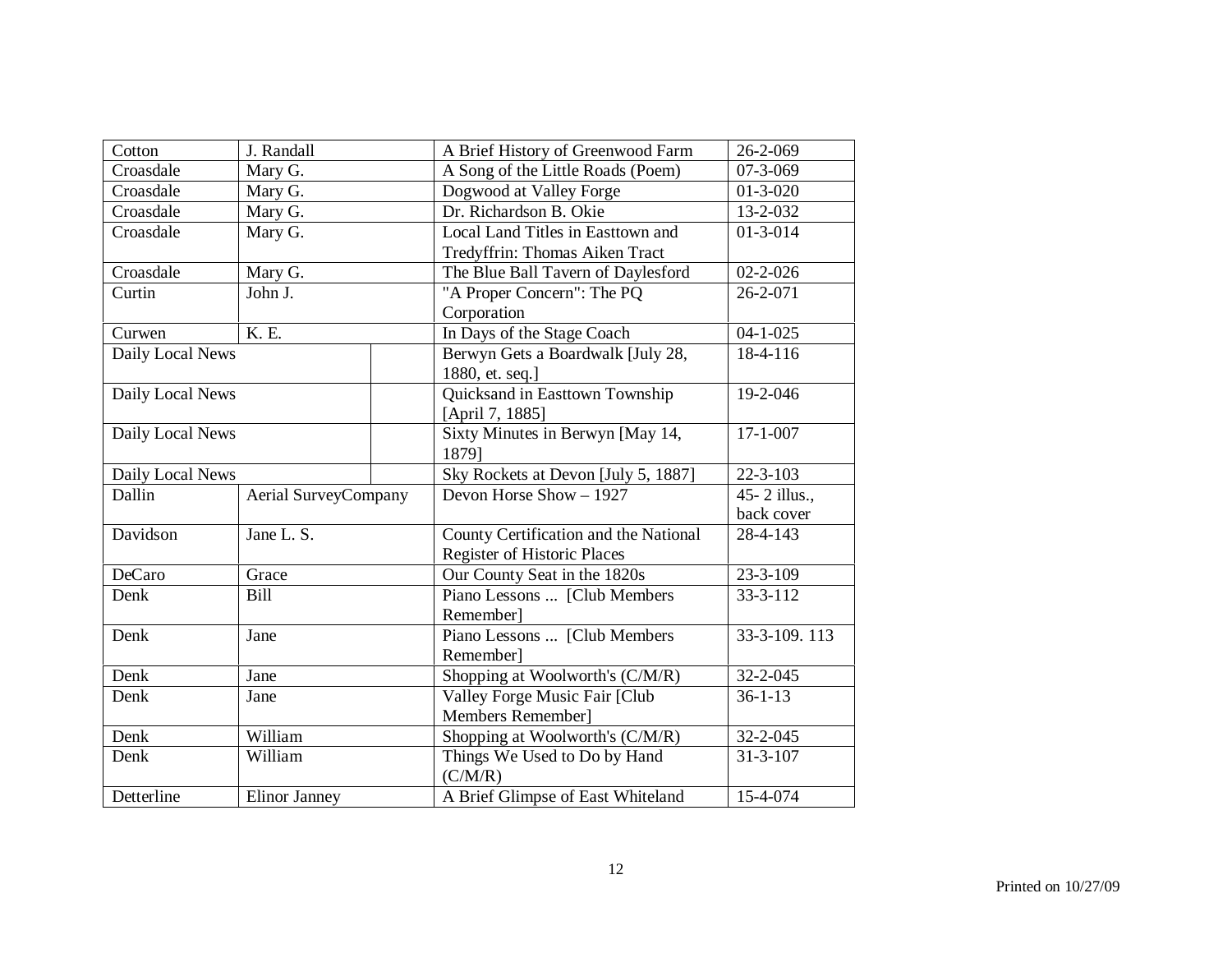| | | | |
|---|---|---|---|
| Cotton | J. Randall | A Brief History of Greenwood Farm | 26-2-069 |
| Croasdale | Mary G. | A Song of the Little Roads (Poem) | 07-3-069 |
| Croasdale | Mary G. | Dogwood at Valley Forge | 01-3-020 |
| Croasdale | Mary G. | Dr. Richardson B. Okie | 13-2-032 |
| Croasdale | Mary G. | Local Land Titles in Easttown and Tredyffrin: Thomas Aiken Tract | 01-3-014 |
| Croasdale | Mary G. | The Blue Ball Tavern of Daylesford | 02-2-026 |
| Curtin | John J. | "A Proper Concern": The PQ Corporation | 26-2-071 |
| Curwen | K. E. | In Days of the Stage Coach | 04-1-025 |
| Daily Local News | | Berwyn Gets a Boardwalk [July 28, 1880, et. seq.] | 18-4-116 |
| Daily Local News | | Quicksand in Easttown Township [April 7, 1885] | 19-2-046 |
| Daily Local News | | Sixty Minutes in Berwyn [May 14, 1879] | 17-1-007 |
| Daily Local News | | Sky Rockets at Devon [July 5, 1887] | 22-3-103 |
| Dallin | Aerial SurveyCompany | Devon Horse Show – 1927 | 45- 2 illus., back cover |
| Davidson | Jane L. S. | County Certification and the National Register of Historic Places | 28-4-143 |
| DeCaro | Grace | Our County Seat in the 1820s | 23-3-109 |
| Denk | Bill | Piano Lessons ... [Club Members Remember] | 33-3-112 |
| Denk | Jane | Piano Lessons ... [Club Members Remember] | 33-3-109. 113 |
| Denk | Jane | Shopping at Woolworth's (C/M/R) | 32-2-045 |
| Denk | Jane | Valley Forge Music Fair [Club Members Remember] | 36-1-13 |
| Denk | William | Shopping at Woolworth's (C/M/R) | 32-2-045 |
| Denk | William | Things We Used to Do by Hand (C/M/R) | 31-3-107 |
| Detterline | Elinor Janney | A Brief Glimpse of East Whiteland | 15-4-074 |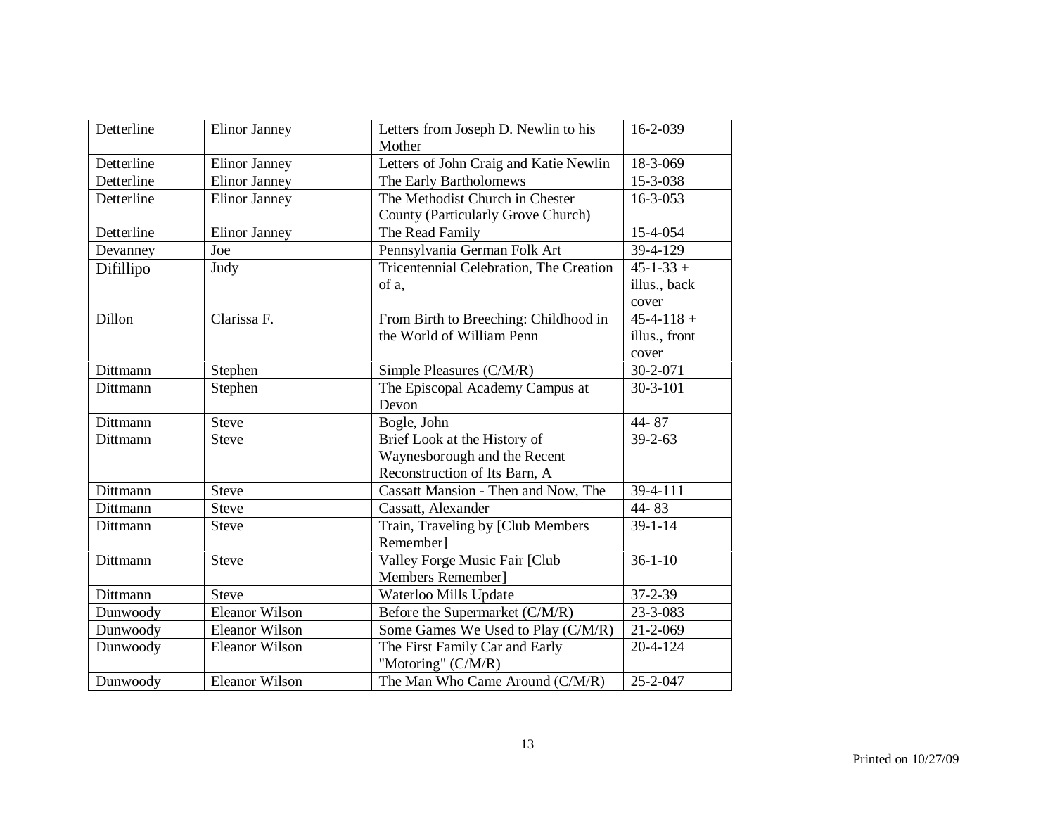| Detterline | Elinor Janney | Letters from Joseph D. Newlin to his Mother | 16-2-039 |
|---|---|---|---|
| Detterline | Elinor Janney | Letters of John Craig and Katie Newlin | 18-3-069 |
| Detterline | Elinor Janney | The Early Bartholomews | 15-3-038 |
| Detterline | Elinor Janney | The Methodist Church in Chester County (Particularly Grove Church) | 16-3-053 |
| Detterline | Elinor Janney | The Read Family | 15-4-054 |
| Devanney | Joe | Pennsylvania German Folk Art | 39-4-129 |
| Difillipo | Judy | Tricentennial Celebration, The Creation of a, | 45-1-33 + illus., back cover |
| Dillon | Clarissa F. | From Birth to Breeching: Childhood in the World of William Penn | 45-4-118 + illus., front cover |
| Dittmann | Stephen | Simple Pleasures (C/M/R) | 30-2-071 |
| Dittmann | Stephen | The Episcopal Academy Campus at Devon | 30-3-101 |
| Dittmann | Steve | Bogle, John | 44- 87 |
| Dittmann | Steve | Brief Look at the History of Waynesborough and the Recent Reconstruction of Its Barn, A | 39-2-63 |
| Dittmann | Steve | Cassatt Mansion - Then and Now, The | 39-4-111 |
| Dittmann | Steve | Cassatt, Alexander | 44- 83 |
| Dittmann | Steve | Train, Traveling by [Club Members Remember] | 39-1-14 |
| Dittmann | Steve | Valley Forge Music Fair [Club Members Remember] | 36-1-10 |
| Dittmann | Steve | Waterloo Mills Update | 37-2-39 |
| Dunwoody | Eleanor Wilson | Before the Supermarket (C/M/R) | 23-3-083 |
| Dunwoody | Eleanor Wilson | Some Games We Used to Play (C/M/R) | 21-2-069 |
| Dunwoody | Eleanor Wilson | The First Family Car and Early "Motoring" (C/M/R) | 20-4-124 |
| Dunwoody | Eleanor Wilson | The Man Who Came Around (C/M/R) | 25-2-047 |

Printed on 10/27/09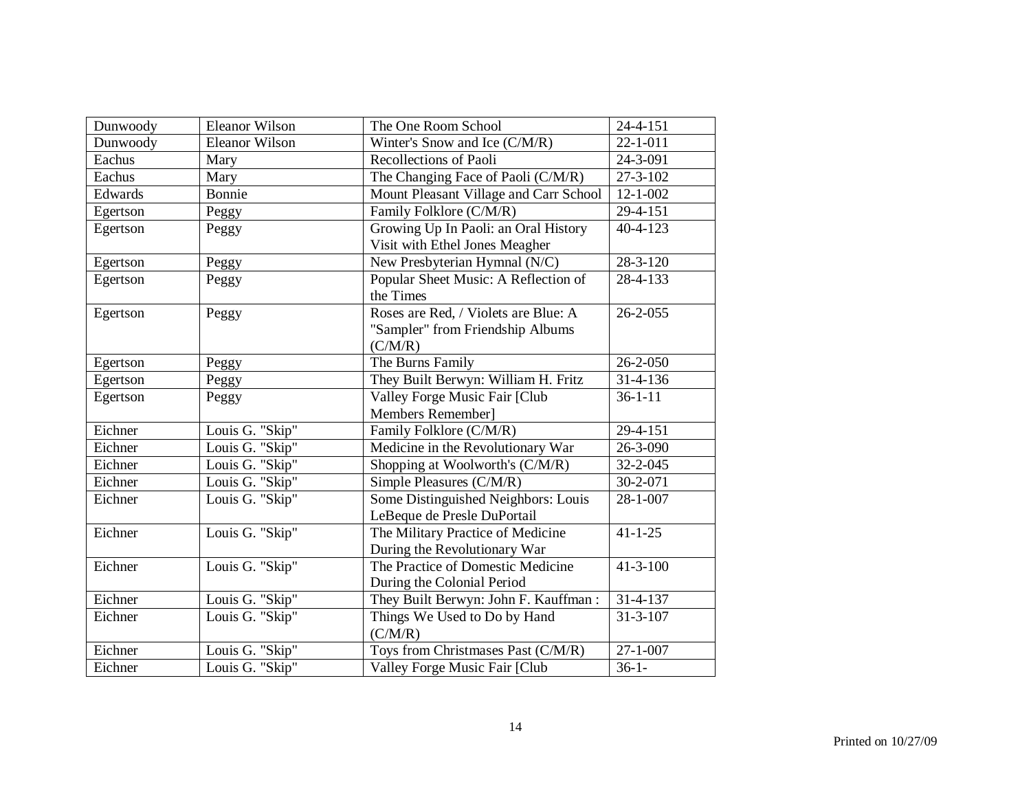| Dunwoody | Eleanor Wilson | The One Room School | 24-4-151 |
|---|---|---|---|
| Dunwoody | Eleanor Wilson | Winter's Snow and Ice (C/M/R) | 22-1-011 |
| Eachus | Mary | Recollections of Paoli | 24-3-091 |
| Eachus | Mary | The Changing Face of Paoli (C/M/R) | 27-3-102 |
| Edwards | Bonnie | Mount Pleasant Village and Carr School | 12-1-002 |
| Egertson | Peggy | Family Folklore (C/M/R) | 29-4-151 |
| Egertson | Peggy | Growing Up In Paoli: an Oral History Visit with Ethel Jones Meagher | 40-4-123 |
| Egertson | Peggy | New Presbyterian Hymnal (N/C) | 28-3-120 |
| Egertson | Peggy | Popular Sheet Music: A Reflection of the Times | 28-4-133 |
| Egertson | Peggy | Roses are Red, / Violets are Blue: A "Sampler" from Friendship Albums (C/M/R) | 26-2-055 |
| Egertson | Peggy | The Burns Family | 26-2-050 |
| Egertson | Peggy | They Built Berwyn: William H. Fritz | 31-4-136 |
| Egertson | Peggy | Valley Forge Music Fair [Club Members Remember] | 36-1-11 |
| Eichner | Louis G. "Skip" | Family Folklore (C/M/R) | 29-4-151 |
| Eichner | Louis G. "Skip" | Medicine in the Revolutionary War | 26-3-090 |
| Eichner | Louis G. "Skip" | Shopping at Woolworth's (C/M/R) | 32-2-045 |
| Eichner | Louis G. "Skip" | Simple Pleasures (C/M/R) | 30-2-071 |
| Eichner | Louis G. "Skip" | Some Distinguished Neighbors: Louis LeBeque de Presle DuPortail | 28-1-007 |
| Eichner | Louis G. "Skip" | The Military Practice of Medicine During the Revolutionary War | 41-1-25 |
| Eichner | Louis G. "Skip" | The Practice of Domestic Medicine During the Colonial Period | 41-3-100 |
| Eichner | Louis G. "Skip" | They Built Berwyn: John F. Kauffman : | 31-4-137 |
| Eichner | Louis G. "Skip" | Things We Used to Do by Hand (C/M/R) | 31-3-107 |
| Eichner | Louis G. "Skip" | Toys from Christmases Past (C/M/R) | 27-1-007 |
| Eichner | Louis G. "Skip" | Valley Forge Music Fair [Club | 36-1- |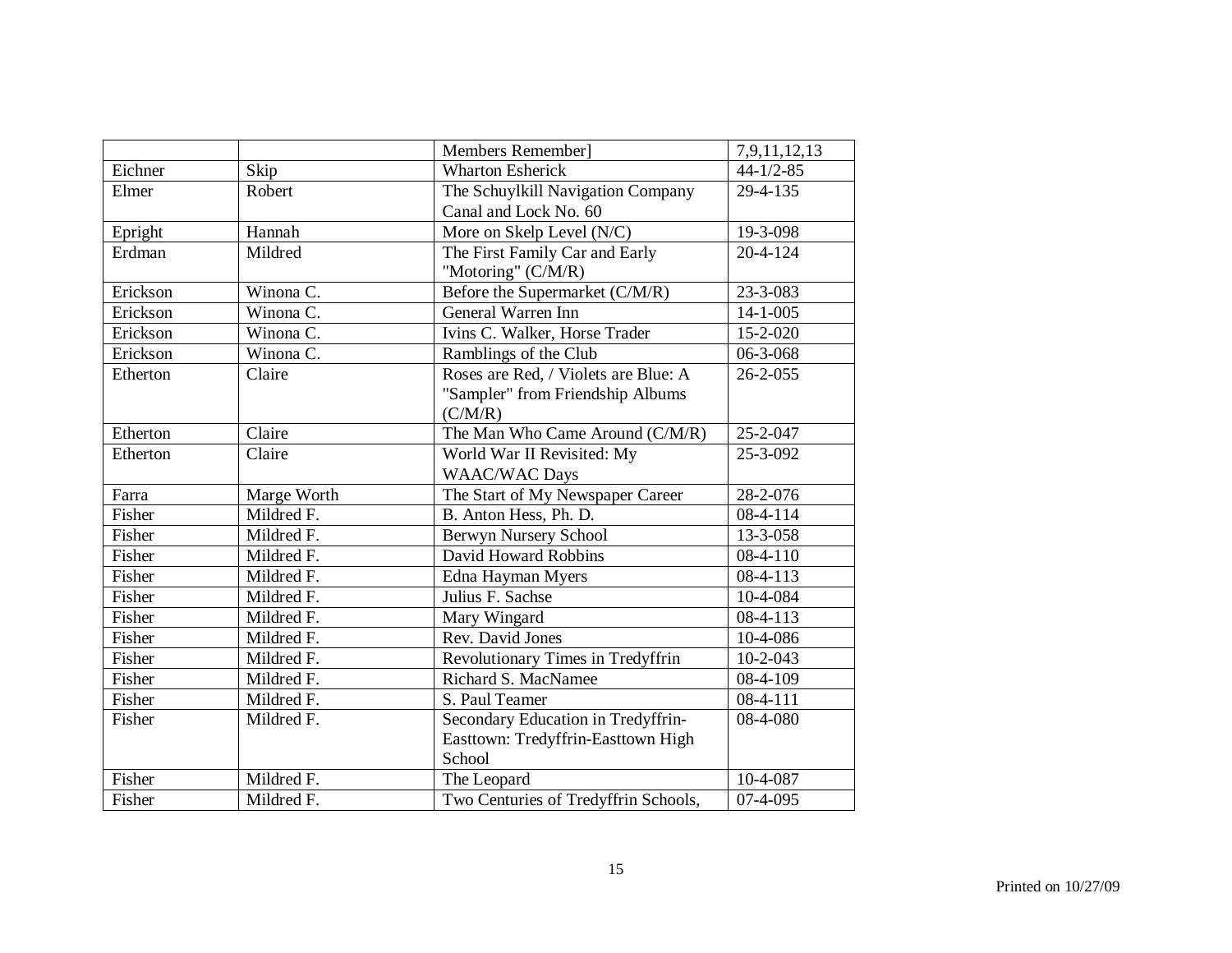| | | | |
|---|---|---|---|
| | | Members Remember] | 7,9,11,12,13 |
| Eichner | Skip | Wharton Esherick | 44-1/2-85 |
| Elmer | Robert | The Schuylkill Navigation Company Canal and Lock No. 60 | 29-4-135 |
| Epright | Hannah | More on Skelp Level (N/C) | 19-3-098 |
| Erdman | Mildred | The First Family Car and Early "Motoring" (C/M/R) | 20-4-124 |
| Erickson | Winona C. | Before the Supermarket (C/M/R) | 23-3-083 |
| Erickson | Winona C. | General Warren Inn | 14-1-005 |
| Erickson | Winona C. | Ivins C. Walker, Horse Trader | 15-2-020 |
| Erickson | Winona C. | Ramblings of the Club | 06-3-068 |
| Etherton | Claire | Roses are Red, / Violets are Blue: A "Sampler" from Friendship Albums (C/M/R) | 26-2-055 |
| Etherton | Claire | The Man Who Came Around (C/M/R) | 25-2-047 |
| Etherton | Claire | World War II Revisited: My WAAC/WAC Days | 25-3-092 |
| Farra | Marge Worth | The Start of My Newspaper Career | 28-2-076 |
| Fisher | Mildred F. | B. Anton Hess, Ph. D. | 08-4-114 |
| Fisher | Mildred F. | Berwyn Nursery School | 13-3-058 |
| Fisher | Mildred F. | David Howard Robbins | 08-4-110 |
| Fisher | Mildred F. | Edna Hayman Myers | 08-4-113 |
| Fisher | Mildred F. | Julius F. Sachse | 10-4-084 |
| Fisher | Mildred F. | Mary Wingard | 08-4-113 |
| Fisher | Mildred F. | Rev. David Jones | 10-4-086 |
| Fisher | Mildred F. | Revolutionary Times in Tredyffrin | 10-2-043 |
| Fisher | Mildred F. | Richard S. MacNamee | 08-4-109 |
| Fisher | Mildred F. | S. Paul Teamer | 08-4-111 |
| Fisher | Mildred F. | Secondary Education in Tredyffrin-Easttown: Tredyffrin-Easttown High School | 08-4-080 |
| Fisher | Mildred F. | The Leopard | 10-4-087 |
| Fisher | Mildred F. | Two Centuries of Tredyffrin Schools, | 07-4-095 |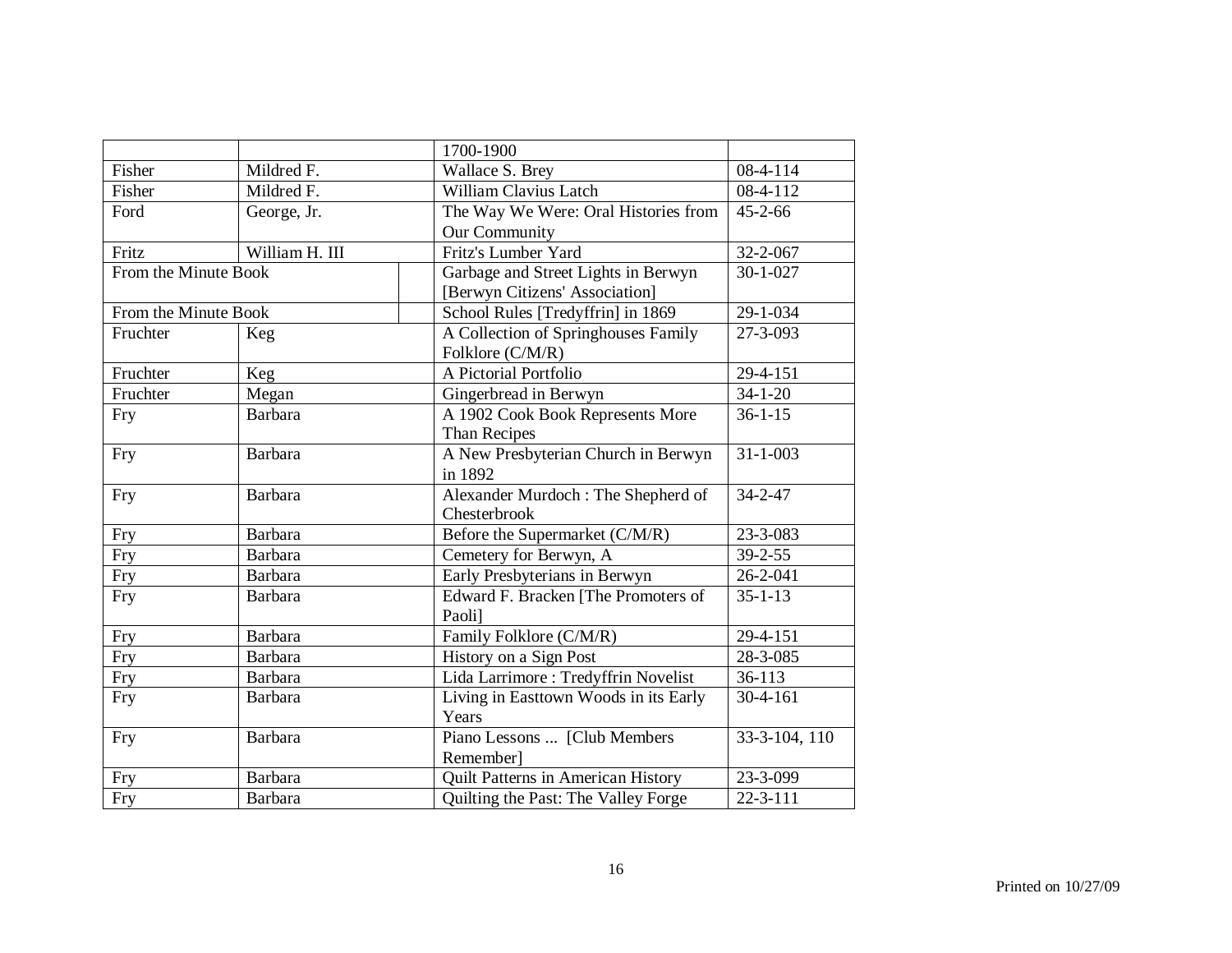| | | | |
|---|---|---|---|
| | | 1700-1900 | |
| Fisher | Mildred F. | Wallace S. Brey | 08-4-114 |
| Fisher | Mildred F. | William Clavius Latch | 08-4-112 |
| Ford | George, Jr. | The Way We Were: Oral Histories from Our Community | 45-2-66 |
| Fritz | William H. III | Fritz's Lumber Yard | 32-2-067 |
| From the Minute Book | | Garbage and Street Lights in Berwyn [Berwyn Citizens' Association] | 30-1-027 |
| From the Minute Book | | School Rules [Tredyffrin] in 1869 | 29-1-034 |
| Fruchter | Keg | A Collection of Springhouses Family Folklore (C/M/R) | 27-3-093 |
| Fruchter | Keg | A Pictorial Portfolio | 29-4-151 |
| Fruchter | Megan | Gingerbread in Berwyn | 34-1-20 |
| Fry | Barbara | A 1902 Cook Book Represents More Than Recipes | 36-1-15 |
| Fry | Barbara | A New Presbyterian Church in Berwyn in 1892 | 31-1-003 |
| Fry | Barbara | Alexander Murdoch : The Shepherd of Chesterbrook | 34-2-47 |
| Fry | Barbara | Before the Supermarket (C/M/R) | 23-3-083 |
| Fry | Barbara | Cemetery for Berwyn, A | 39-2-55 |
| Fry | Barbara | Early Presbyterians in Berwyn | 26-2-041 |
| Fry | Barbara | Edward F. Bracken [The Promoters of Paoli] | 35-1-13 |
| Fry | Barbara | Family Folklore (C/M/R) | 29-4-151 |
| Fry | Barbara | History on a Sign Post | 28-3-085 |
| Fry | Barbara | Lida Larrimore : Tredyffrin Novelist | 36-113 |
| Fry | Barbara | Living in Easttown Woods in its Early Years | 30-4-161 |
| Fry | Barbara | Piano Lessons ... [Club Members Remember] | 33-3-104, 110 |
| Fry | Barbara | Quilt Patterns in American History | 23-3-099 |
| Fry | Barbara | Quilting the Past: The Valley Forge | 22-3-111 |

Printed on 10/27/09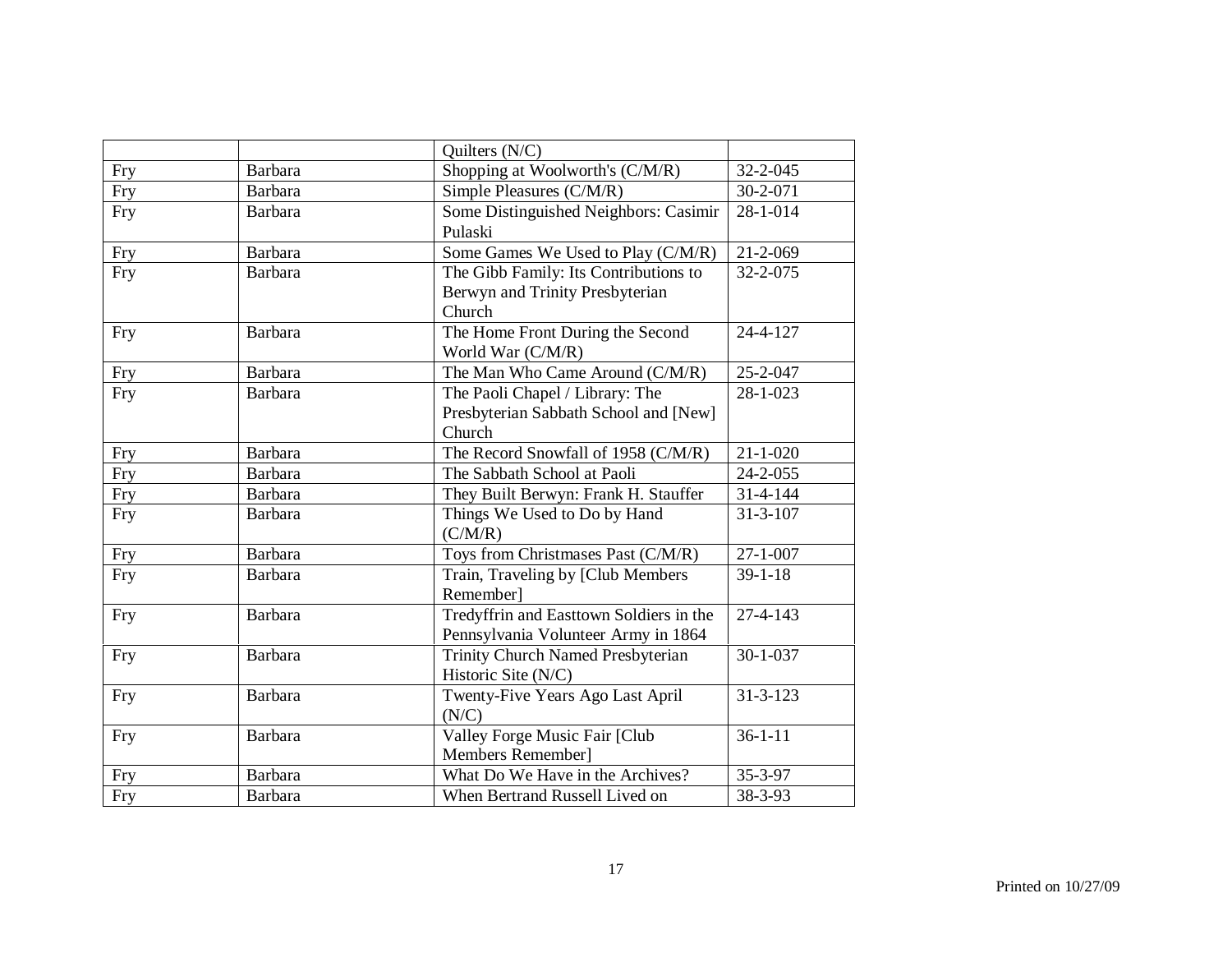| | | | |
|---|---|---|---|
| | | Quilters (N/C) | |
| Fry | Barbara | Shopping at Woolworth's (C/M/R) | 32-2-045 |
| Fry | Barbara | Simple Pleasures (C/M/R) | 30-2-071 |
| Fry | Barbara | Some Distinguished Neighbors: Casimir Pulaski | 28-1-014 |
| Fry | Barbara | Some Games We Used to Play (C/M/R) | 21-2-069 |
| Fry | Barbara | The Gibb Family: Its Contributions to Berwyn and Trinity Presbyterian Church | 32-2-075 |
| Fry | Barbara | The Home Front During the Second World War (C/M/R) | 24-4-127 |
| Fry | Barbara | The Man Who Came Around (C/M/R) | 25-2-047 |
| Fry | Barbara | The Paoli Chapel / Library: The Presbyterian Sabbath School and [New] Church | 28-1-023 |
| Fry | Barbara | The Record Snowfall of 1958 (C/M/R) | 21-1-020 |
| Fry | Barbara | The Sabbath School at Paoli | 24-2-055 |
| Fry | Barbara | They Built Berwyn: Frank H. Stauffer | 31-4-144 |
| Fry | Barbara | Things We Used to Do by Hand (C/M/R) | 31-3-107 |
| Fry | Barbara | Toys from Christmases Past (C/M/R) | 27-1-007 |
| Fry | Barbara | Train, Traveling by [Club Members Remember] | 39-1-18 |
| Fry | Barbara | Tredyffrin and Easttown Soldiers in the Pennsylvania Volunteer Army in 1864 | 27-4-143 |
| Fry | Barbara | Trinity Church Named Presbyterian Historic Site (N/C) | 30-1-037 |
| Fry | Barbara | Twenty-Five Years Ago Last April (N/C) | 31-3-123 |
| Fry | Barbara | Valley Forge Music Fair [Club Members Remember] | 36-1-11 |
| Fry | Barbara | What Do We Have in the Archives? | 35-3-97 |
| Fry | Barbara | When Bertrand Russell Lived on | 38-3-93 |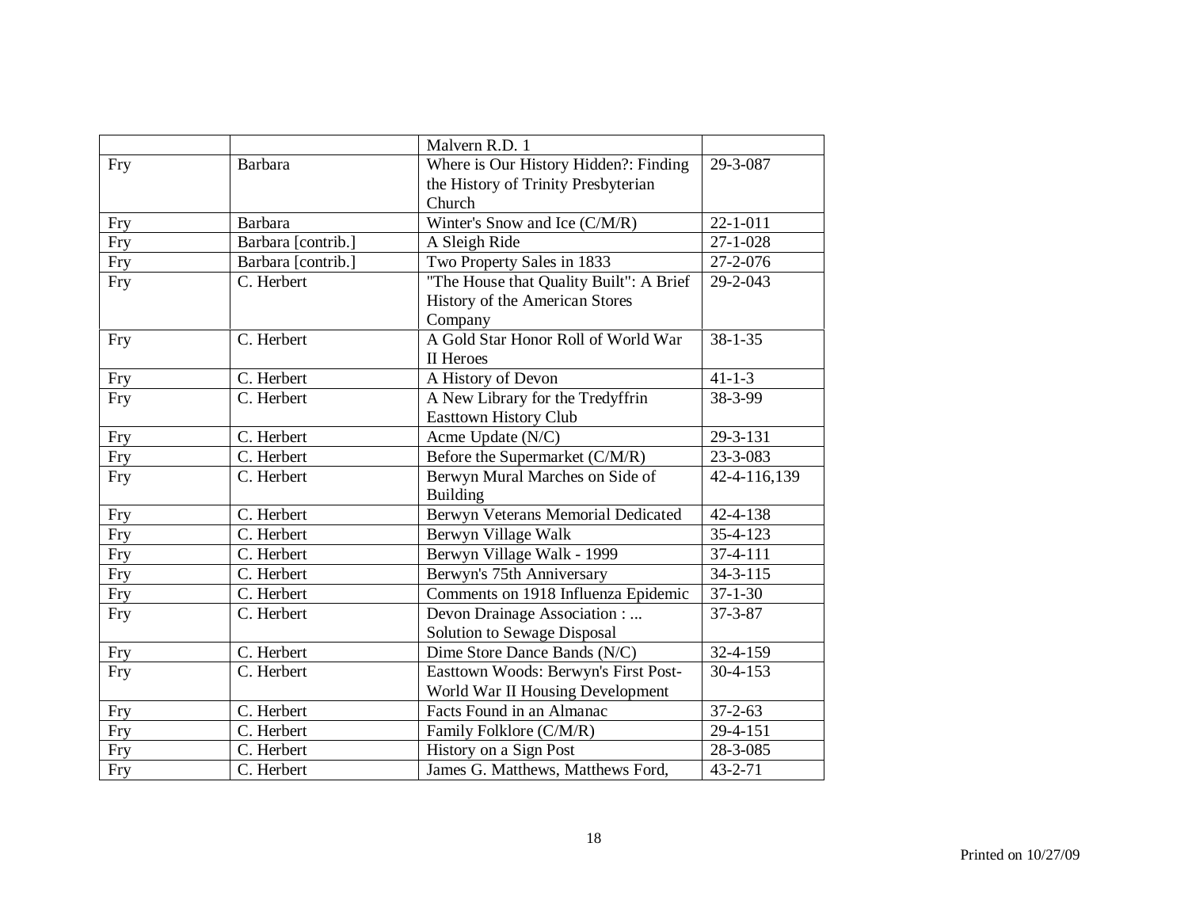| | | | |
|---|---|---|---|
| | | Malvern R.D. 1 | |
| Fry | Barbara | Where is Our History Hidden?: Finding the History of Trinity Presbyterian Church | 29-3-087 |
| Fry | Barbara | Winter's Snow and Ice (C/M/R) | 22-1-011 |
| Fry | Barbara [contrib.] | A Sleigh Ride | 27-1-028 |
| Fry | Barbara [contrib.] | Two Property Sales in 1833 | 27-2-076 |
| Fry | C. Herbert | "The House that Quality Built": A Brief History of the American Stores Company | 29-2-043 |
| Fry | C. Herbert | A Gold Star Honor Roll of World War II Heroes | 38-1-35 |
| Fry | C. Herbert | A History of Devon | 41-1-3 |
| Fry | C. Herbert | A New Library for the Tredyffrin Easttown History Club | 38-3-99 |
| Fry | C. Herbert | Acme Update (N/C) | 29-3-131 |
| Fry | C. Herbert | Before the Supermarket (C/M/R) | 23-3-083 |
| Fry | C. Herbert | Berwyn Mural Marches on Side of Building | 42-4-116,139 |
| Fry | C. Herbert | Berwyn Veterans Memorial Dedicated | 42-4-138 |
| Fry | C. Herbert | Berwyn Village Walk | 35-4-123 |
| Fry | C. Herbert | Berwyn Village Walk - 1999 | 37-4-111 |
| Fry | C. Herbert | Berwyn's 75th Anniversary | 34-3-115 |
| Fry | C. Herbert | Comments on 1918 Influenza Epidemic | 37-1-30 |
| Fry | C. Herbert | Devon Drainage Association : ... Solution to Sewage Disposal | 37-3-87 |
| Fry | C. Herbert | Dime Store Dance Bands (N/C) | 32-4-159 |
| Fry | C. Herbert | Easttown Woods: Berwyn's First Post-World War II Housing Development | 30-4-153 |
| Fry | C. Herbert | Facts Found in an Almanac | 37-2-63 |
| Fry | C. Herbert | Family Folklore (C/M/R) | 29-4-151 |
| Fry | C. Herbert | History on a Sign Post | 28-3-085 |
| Fry | C. Herbert | James G. Matthews, Matthews Ford, | 43-2-71 |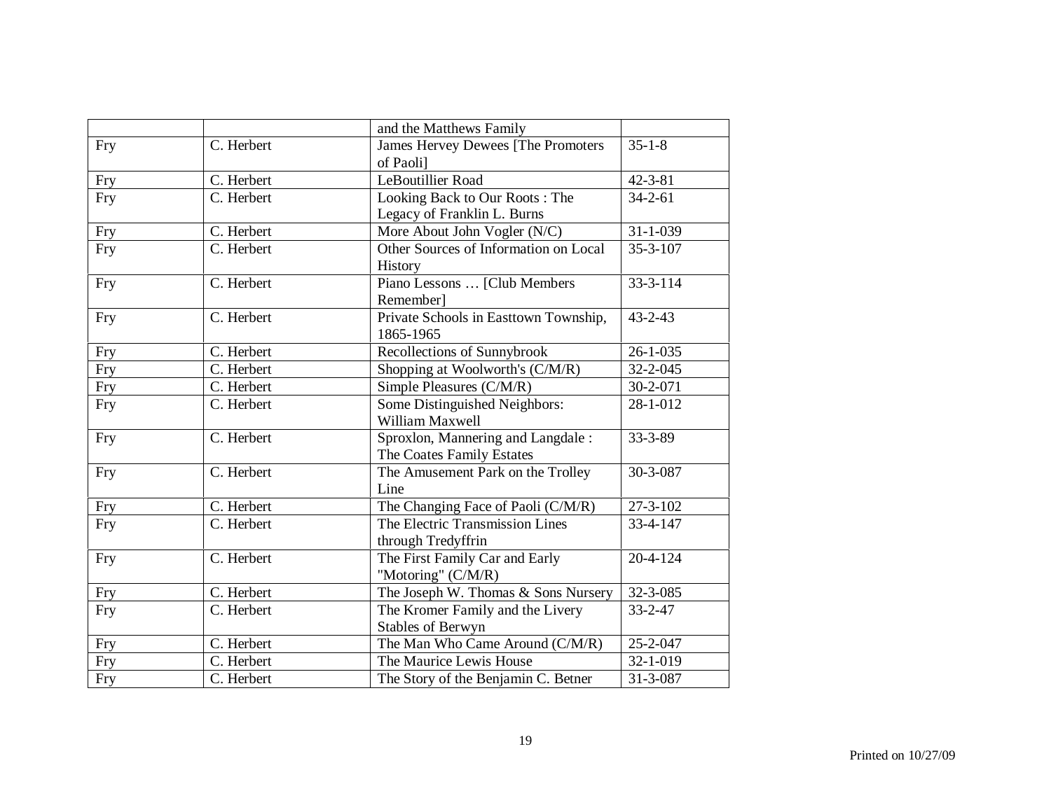|  |  |  |  |
|---|---|---|---|
|  |  | and the Matthews Family |  |
| Fry | C. Herbert | James Hervey Dewees [The Promoters of Paoli] | 35-1-8 |
| Fry | C. Herbert | LeBoutillier Road | 42-3-81 |
| Fry | C. Herbert | Looking Back to Our Roots : The Legacy of Franklin L. Burns | 34-2-61 |
| Fry | C. Herbert | More About John Vogler (N/C) | 31-1-039 |
| Fry | C. Herbert | Other Sources of Information on Local History | 35-3-107 |
| Fry | C. Herbert | Piano Lessons … [Club Members Remember] | 33-3-114 |
| Fry | C. Herbert | Private Schools in Easttown Township, 1865-1965 | 43-2-43 |
| Fry | C. Herbert | Recollections of Sunnybrook | 26-1-035 |
| Fry | C. Herbert | Shopping at Woolworth's (C/M/R) | 32-2-045 |
| Fry | C. Herbert | Simple Pleasures (C/M/R) | 30-2-071 |
| Fry | C. Herbert | Some Distinguished Neighbors: William Maxwell | 28-1-012 |
| Fry | C. Herbert | Sproxlon, Mannering and Langdale : The Coates Family Estates | 33-3-89 |
| Fry | C. Herbert | The Amusement Park on the Trolley Line | 30-3-087 |
| Fry | C. Herbert | The Changing Face of Paoli (C/M/R) | 27-3-102 |
| Fry | C. Herbert | The Electric Transmission Lines through Tredyffrin | 33-4-147 |
| Fry | C. Herbert | The First Family Car and Early "Motoring" (C/M/R) | 20-4-124 |
| Fry | C. Herbert | The Joseph W. Thomas & Sons Nursery | 32-3-085 |
| Fry | C. Herbert | The Kromer Family and the Livery Stables of Berwyn | 33-2-47 |
| Fry | C. Herbert | The Man Who Came Around (C/M/R) | 25-2-047 |
| Fry | C. Herbert | The Maurice Lewis House | 32-1-019 |
| Fry | C. Herbert | The Story of the Benjamin C. Betner | 31-3-087 |

Printed on 10/27/09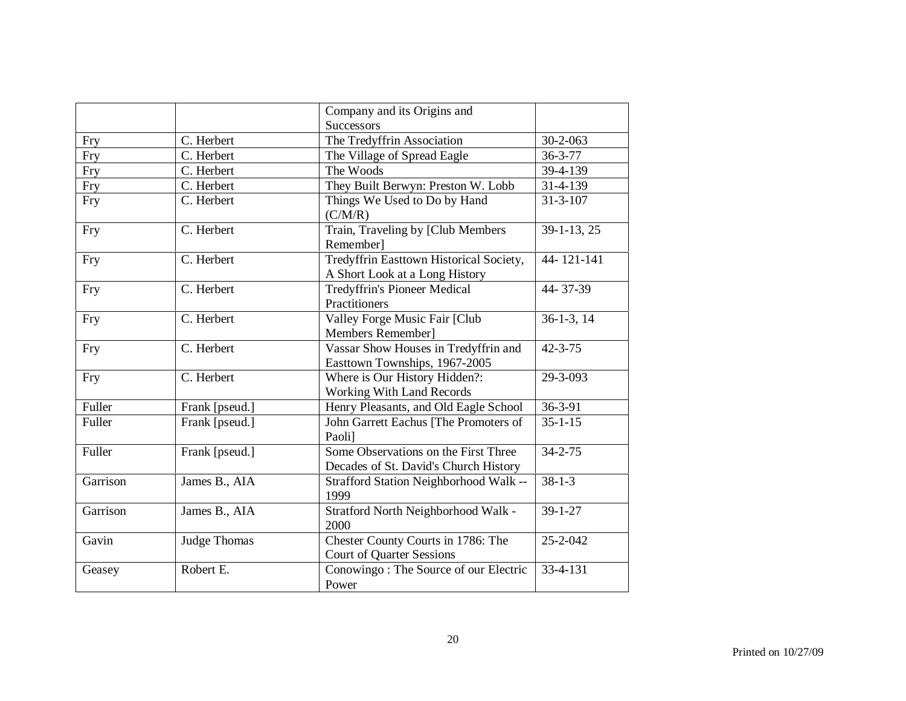| | | | |
|---|---|---|---|
| | | Company and its Origins and Successors | |
| Fry | C. Herbert | The Tredyffrin Association | 30-2-063 |
| Fry | C. Herbert | The Village of Spread Eagle | 36-3-77 |
| Fry | C. Herbert | The Woods | 39-4-139 |
| Fry | C. Herbert | They Built Berwyn: Preston W. Lobb | 31-4-139 |
| Fry | C. Herbert | Things We Used to Do by Hand (C/M/R) | 31-3-107 |
| Fry | C. Herbert | Train, Traveling by [Club Members Remember] | 39-1-13, 25 |
| Fry | C. Herbert | Tredyffrin Easttown Historical Society, A Short Look at a Long History | 44- 121-141 |
| Fry | C. Herbert | Tredyffrin's Pioneer Medical Practitioners | 44- 37-39 |
| Fry | C. Herbert | Valley Forge Music Fair [Club Members Remember] | 36-1-3, 14 |
| Fry | C. Herbert | Vassar Show Houses in Tredyffrin and Easttown Townships, 1967-2005 | 42-3-75 |
| Fry | C. Herbert | Where is Our History Hidden?: Working With Land Records | 29-3-093 |
| Fuller | Frank [pseud.] | Henry Pleasants, and Old Eagle School | 36-3-91 |
| Fuller | Frank [pseud.] | John Garrett Eachus [The Promoters of Paoli] | 35-1-15 |
| Fuller | Frank [pseud.] | Some Observations on the First Three Decades of St. David's Church History | 34-2-75 |
| Garrison | James B., AIA | Strafford Station Neighborhood Walk -- 1999 | 38-1-3 |
| Garrison | James B., AIA | Stratford North Neighborhood Walk - 2000 | 39-1-27 |
| Gavin | Judge Thomas | Chester County Courts in 1786: The Court of Quarter Sessions | 25-2-042 |
| Geasey | Robert E. | Conowingo : The Source of our Electric Power | 33-4-131 |

Printed on 10/27/09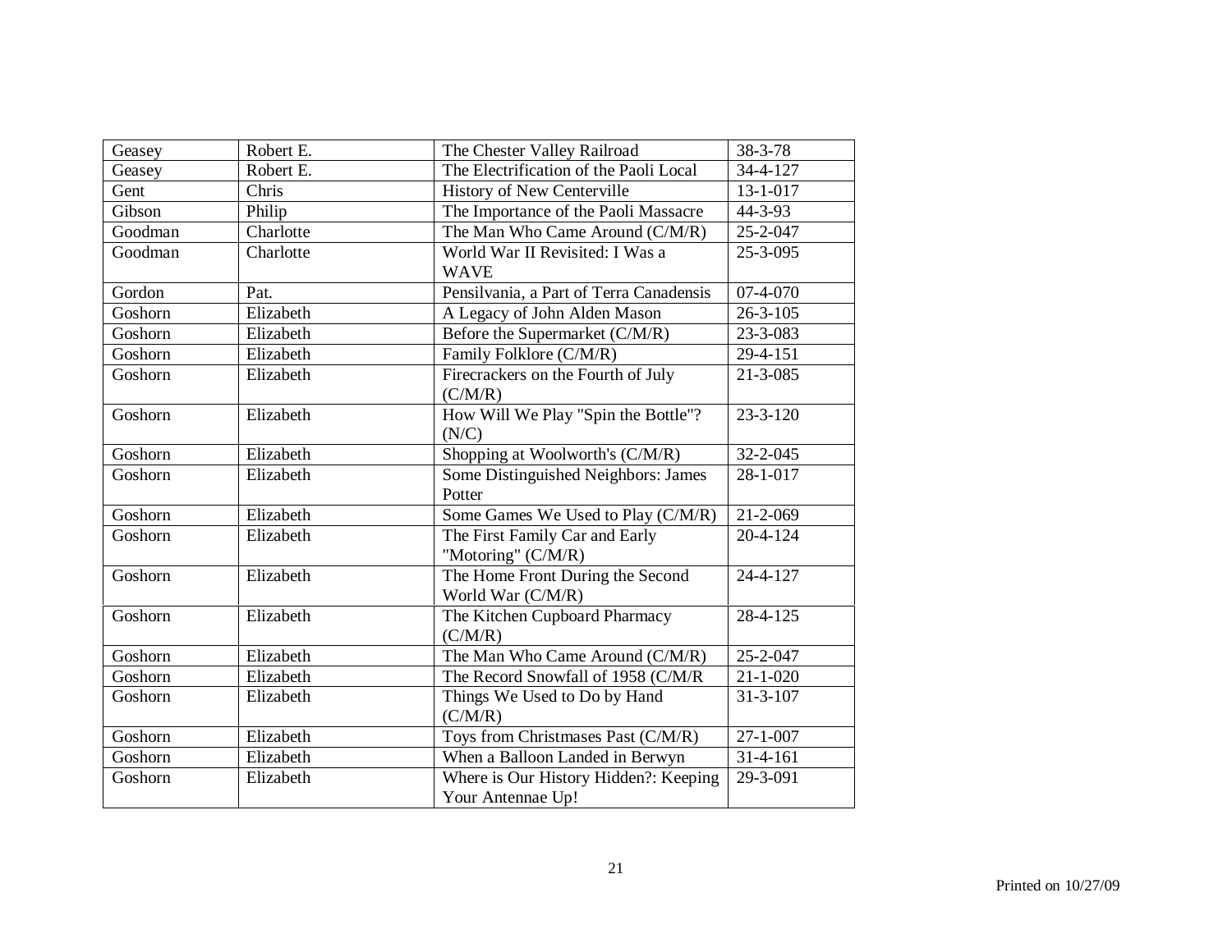| Geasey | Robert E. | The Chester Valley Railroad | 38-3-78 |
|---|---|---|---|
| Geasey | Robert E. | The Electrification of the Paoli Local | 34-4-127 |
| Gent | Chris | History of New Centerville | 13-1-017 |
| Gibson | Philip | The Importance of the Paoli Massacre | 44-3-93 |
| Goodman | Charlotte | The Man Who Came Around (C/M/R) | 25-2-047 |
| Goodman | Charlotte | World War II Revisited: I Was a WAVE | 25-3-095 |
| Gordon | Pat. | Pensilvania, a Part of Terra Canadensis | 07-4-070 |
| Goshorn | Elizabeth | A Legacy of John Alden Mason | 26-3-105 |
| Goshorn | Elizabeth | Before the Supermarket (C/M/R) | 23-3-083 |
| Goshorn | Elizabeth | Family Folklore (C/M/R) | 29-4-151 |
| Goshorn | Elizabeth | Firecrackers on the Fourth of July (C/M/R) | 21-3-085 |
| Goshorn | Elizabeth | How Will We Play "Spin the Bottle"? (N/C) | 23-3-120 |
| Goshorn | Elizabeth | Shopping at Woolworth's (C/M/R) | 32-2-045 |
| Goshorn | Elizabeth | Some Distinguished Neighbors: James Potter | 28-1-017 |
| Goshorn | Elizabeth | Some Games We Used to Play (C/M/R) | 21-2-069 |
| Goshorn | Elizabeth | The First Family Car and Early "Motoring" (C/M/R) | 20-4-124 |
| Goshorn | Elizabeth | The Home Front During the Second World War (C/M/R) | 24-4-127 |
| Goshorn | Elizabeth | The Kitchen Cupboard Pharmacy (C/M/R) | 28-4-125 |
| Goshorn | Elizabeth | The Man Who Came Around (C/M/R) | 25-2-047 |
| Goshorn | Elizabeth | The Record Snowfall of 1958 (C/M/R | 21-1-020 |
| Goshorn | Elizabeth | Things We Used to Do by Hand (C/M/R) | 31-3-107 |
| Goshorn | Elizabeth | Toys from Christmases Past (C/M/R) | 27-1-007 |
| Goshorn | Elizabeth | When a Balloon Landed in Berwyn | 31-4-161 |
| Goshorn | Elizabeth | Where is Our History Hidden?: Keeping Your Antennae Up! | 29-3-091 |

Printed on 10/27/09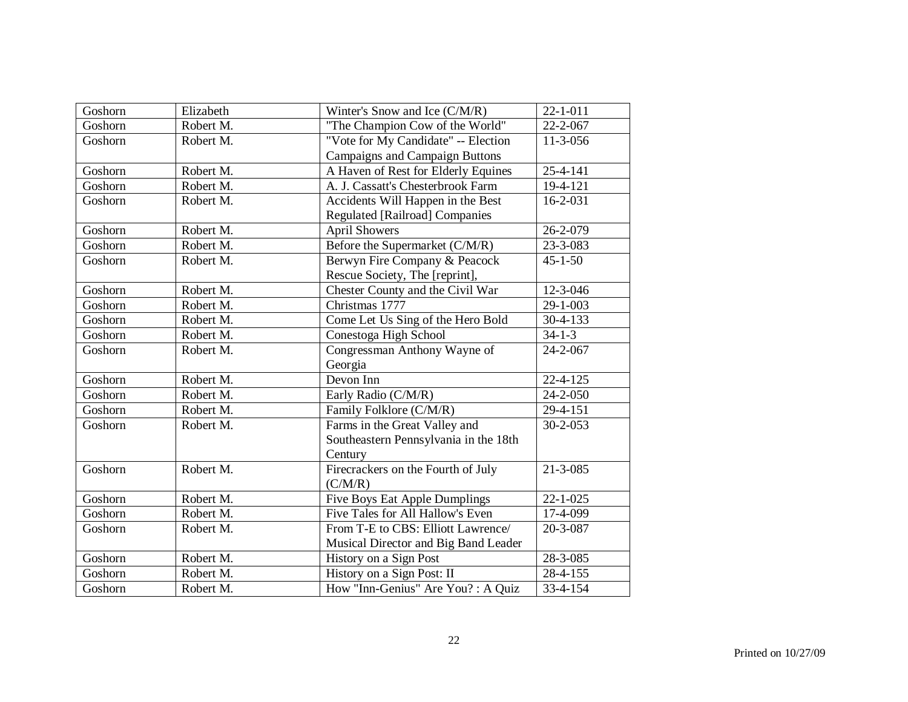| Goshorn | Elizabeth | Winter's Snow and Ice (C/M/R) | 22-1-011 |
|---|---|---|---|
| Goshorn | Robert M. | "The Champion Cow of the World" | 22-2-067 |
| Goshorn | Robert M. | "Vote for My Candidate" -- Election Campaigns and Campaign Buttons | 11-3-056 |
| Goshorn | Robert M. | A Haven of Rest for Elderly Equines | 25-4-141 |
| Goshorn | Robert M. | A. J. Cassatt's Chesterbrook Farm | 19-4-121 |
| Goshorn | Robert M. | Accidents Will Happen in the Best Regulated [Railroad] Companies | 16-2-031 |
| Goshorn | Robert M. | April Showers | 26-2-079 |
| Goshorn | Robert M. | Before the Supermarket (C/M/R) | 23-3-083 |
| Goshorn | Robert M. | Berwyn Fire Company & Peacock Rescue Society, The [reprint], | 45-1-50 |
| Goshorn | Robert M. | Chester County and the Civil War | 12-3-046 |
| Goshorn | Robert M. | Christmas 1777 | 29-1-003 |
| Goshorn | Robert M. | Come Let Us Sing of the Hero Bold | 30-4-133 |
| Goshorn | Robert M. | Conestoga High School | 34-1-3 |
| Goshorn | Robert M. | Congressman Anthony Wayne of Georgia | 24-2-067 |
| Goshorn | Robert M. | Devon Inn | 22-4-125 |
| Goshorn | Robert M. | Early Radio (C/M/R) | 24-2-050 |
| Goshorn | Robert M. | Family Folklore (C/M/R) | 29-4-151 |
| Goshorn | Robert M. | Farms in the Great Valley and Southeastern Pennsylvania in the 18th Century | 30-2-053 |
| Goshorn | Robert M. | Firecrackers on the Fourth of July (C/M/R) | 21-3-085 |
| Goshorn | Robert M. | Five Boys Eat Apple Dumplings | 22-1-025 |
| Goshorn | Robert M. | Five Tales for All Hallow's Even | 17-4-099 |
| Goshorn | Robert M. | From T-E to CBS: Elliott Lawrence/ Musical Director and Big Band Leader | 20-3-087 |
| Goshorn | Robert M. | History on a Sign Post | 28-3-085 |
| Goshorn | Robert M. | History on a Sign Post: II | 28-4-155 |
| Goshorn | Robert M. | How "Inn-Genius" Are You? : A Quiz | 33-4-154 |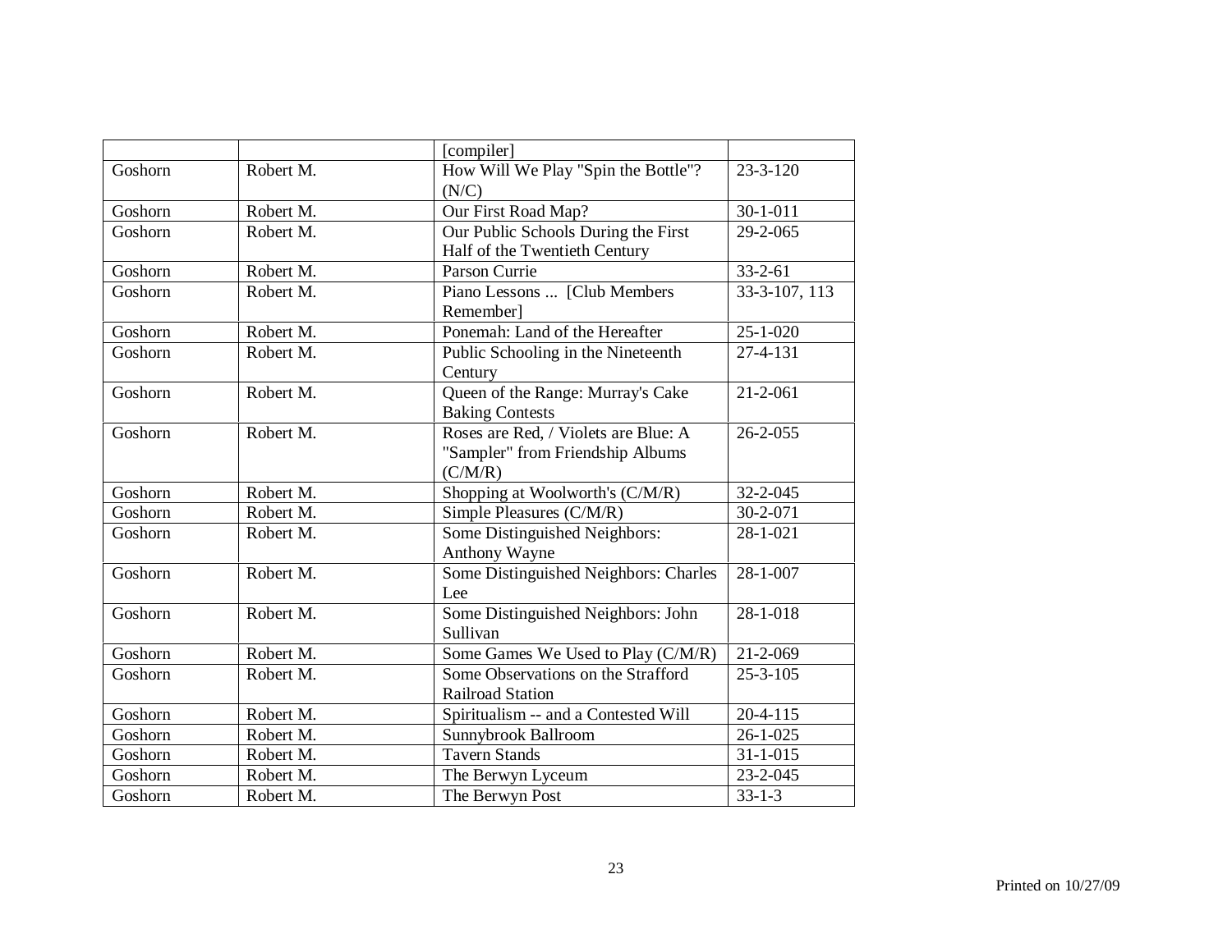|  |  | [compiler] |  |
|---|---|---|---|
| Goshorn | Robert M. | How Will We Play "Spin the Bottle"? (N/C) | 23-3-120 |
| Goshorn | Robert M. | Our First Road Map? | 30-1-011 |
| Goshorn | Robert M. | Our Public Schools During the First Half of the Twentieth Century | 29-2-065 |
| Goshorn | Robert M. | Parson Currie | 33-2-61 |
| Goshorn | Robert M. | Piano Lessons ... [Club Members Remember] | 33-3-107, 113 |
| Goshorn | Robert M. | Ponemah: Land of the Hereafter | 25-1-020 |
| Goshorn | Robert M. | Public Schooling in the Nineteenth Century | 27-4-131 |
| Goshorn | Robert M. | Queen of the Range: Murray's Cake Baking Contests | 21-2-061 |
| Goshorn | Robert M. | Roses are Red, / Violets are Blue: A "Sampler" from Friendship Albums (C/M/R) | 26-2-055 |
| Goshorn | Robert M. | Shopping at Woolworth's (C/M/R) | 32-2-045 |
| Goshorn | Robert M. | Simple Pleasures (C/M/R) | 30-2-071 |
| Goshorn | Robert M. | Some Distinguished Neighbors: Anthony Wayne | 28-1-021 |
| Goshorn | Robert M. | Some Distinguished Neighbors: Charles Lee | 28-1-007 |
| Goshorn | Robert M. | Some Distinguished Neighbors: John Sullivan | 28-1-018 |
| Goshorn | Robert M. | Some Games We Used to Play (C/M/R) | 21-2-069 |
| Goshorn | Robert M. | Some Observations on the Strafford Railroad Station | 25-3-105 |
| Goshorn | Robert M. | Spiritualism -- and a Contested Will | 20-4-115 |
| Goshorn | Robert M. | Sunnybrook Ballroom | 26-1-025 |
| Goshorn | Robert M. | Tavern Stands | 31-1-015 |
| Goshorn | Robert M. | The Berwyn Lyceum | 23-2-045 |
| Goshorn | Robert M. | The Berwyn Post | 33-1-3 |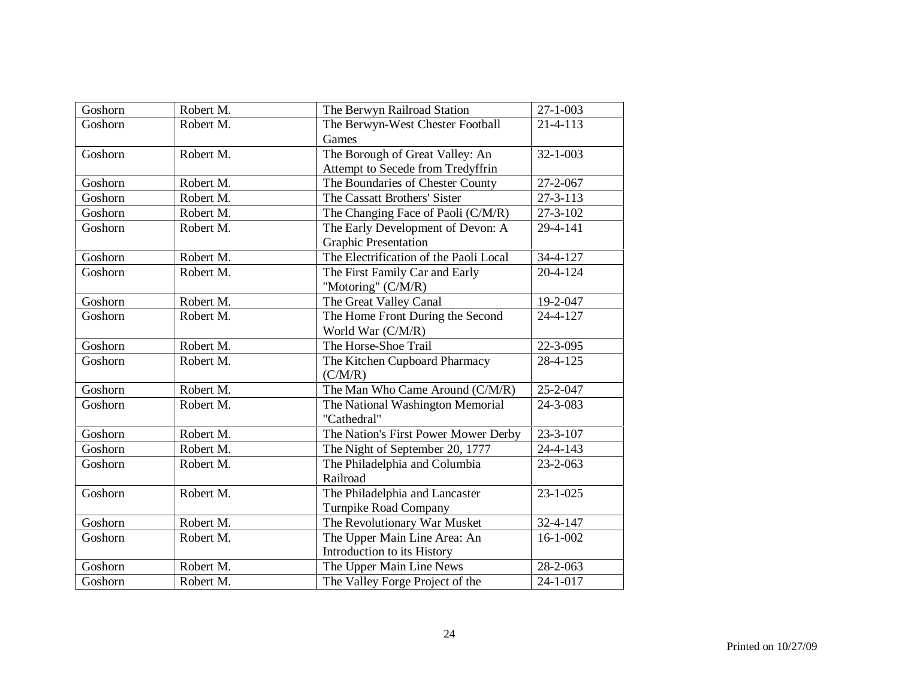| Goshorn | Robert M. | The Berwyn Railroad Station | 27-1-003 |
|---|---|---|---|
| Goshorn | Robert M. | The Berwyn-West Chester Football Games | 21-4-113 |
| Goshorn | Robert M. | The Borough of Great Valley: An Attempt to Secede from Tredyffrin | 32-1-003 |
| Goshorn | Robert M. | The Boundaries of Chester County | 27-2-067 |
| Goshorn | Robert M. | The Cassatt Brothers' Sister | 27-3-113 |
| Goshorn | Robert M. | The Changing Face of Paoli (C/M/R) | 27-3-102 |
| Goshorn | Robert M. | The Early Development of Devon: A Graphic Presentation | 29-4-141 |
| Goshorn | Robert M. | The Electrification of the Paoli Local | 34-4-127 |
| Goshorn | Robert M. | The First Family Car and Early "Motoring" (C/M/R) | 20-4-124 |
| Goshorn | Robert M. | The Great Valley Canal | 19-2-047 |
| Goshorn | Robert M. | The Home Front During the Second World War (C/M/R) | 24-4-127 |
| Goshorn | Robert M. | The Horse-Shoe Trail | 22-3-095 |
| Goshorn | Robert M. | The Kitchen Cupboard Pharmacy (C/M/R) | 28-4-125 |
| Goshorn | Robert M. | The Man Who Came Around (C/M/R) | 25-2-047 |
| Goshorn | Robert M. | The National Washington Memorial "Cathedral" | 24-3-083 |
| Goshorn | Robert M. | The Nation's First Power Mower Derby | 23-3-107 |
| Goshorn | Robert M. | The Night of September 20, 1777 | 24-4-143 |
| Goshorn | Robert M. | The Philadelphia and Columbia Railroad | 23-2-063 |
| Goshorn | Robert M. | The Philadelphia and Lancaster Turnpike Road Company | 23-1-025 |
| Goshorn | Robert M. | The Revolutionary War Musket | 32-4-147 |
| Goshorn | Robert M. | The Upper Main Line Area: An Introduction to its History | 16-1-002 |
| Goshorn | Robert M. | The Upper Main Line News | 28-2-063 |
| Goshorn | Robert M. | The Valley Forge Project of the | 24-1-017 |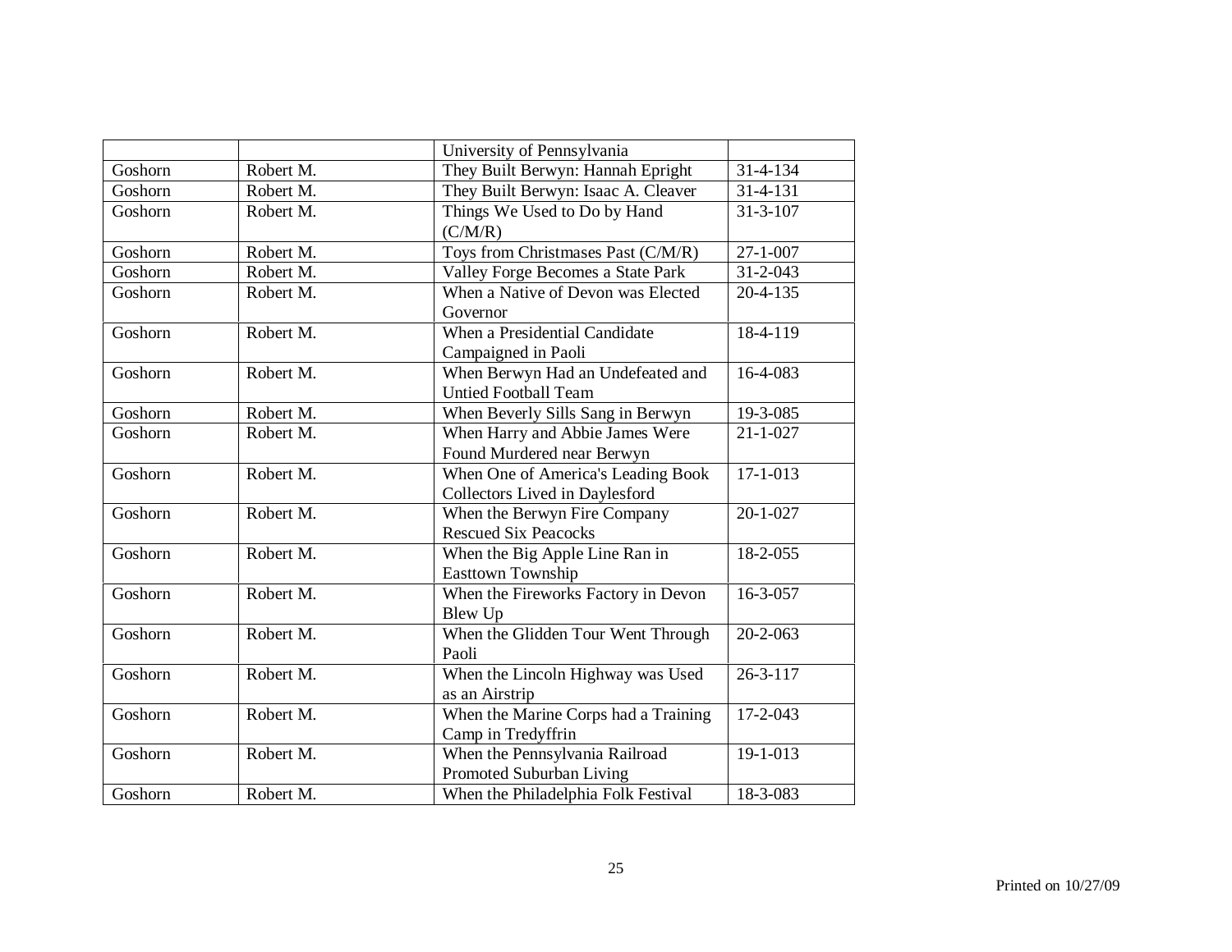| | | | |
|---|---|---|---|
| | | University of Pennsylvania | |
| Goshorn | Robert M. | They Built Berwyn: Hannah Epright | 31-4-134 |
| Goshorn | Robert M. | They Built Berwyn: Isaac A. Cleaver | 31-4-131 |
| Goshorn | Robert M. | Things We Used to Do by Hand (C/M/R) | 31-3-107 |
| Goshorn | Robert M. | Toys from Christmases Past (C/M/R) | 27-1-007 |
| Goshorn | Robert M. | Valley Forge Becomes a State Park | 31-2-043 |
| Goshorn | Robert M. | When a Native of Devon was Elected Governor | 20-4-135 |
| Goshorn | Robert M. | When a Presidential Candidate Campaigned in Paoli | 18-4-119 |
| Goshorn | Robert M. | When Berwyn Had an Undefeated and Untied Football Team | 16-4-083 |
| Goshorn | Robert M. | When Beverly Sills Sang in Berwyn | 19-3-085 |
| Goshorn | Robert M. | When Harry and Abbie James Were Found Murdered near Berwyn | 21-1-027 |
| Goshorn | Robert M. | When One of America's Leading Book Collectors Lived in Daylesford | 17-1-013 |
| Goshorn | Robert M. | When the Berwyn Fire Company Rescued Six Peacocks | 20-1-027 |
| Goshorn | Robert M. | When the Big Apple Line Ran in Easttown Township | 18-2-055 |
| Goshorn | Robert M. | When the Fireworks Factory in Devon Blew Up | 16-3-057 |
| Goshorn | Robert M. | When the Glidden Tour Went Through Paoli | 20-2-063 |
| Goshorn | Robert M. | When the Lincoln Highway was Used as an Airstrip | 26-3-117 |
| Goshorn | Robert M. | When the Marine Corps had a Training Camp in Tredyffrin | 17-2-043 |
| Goshorn | Robert M. | When the Pennsylvania Railroad Promoted Suburban Living | 19-1-013 |
| Goshorn | Robert M. | When the Philadelphia Folk Festival | 18-3-083 |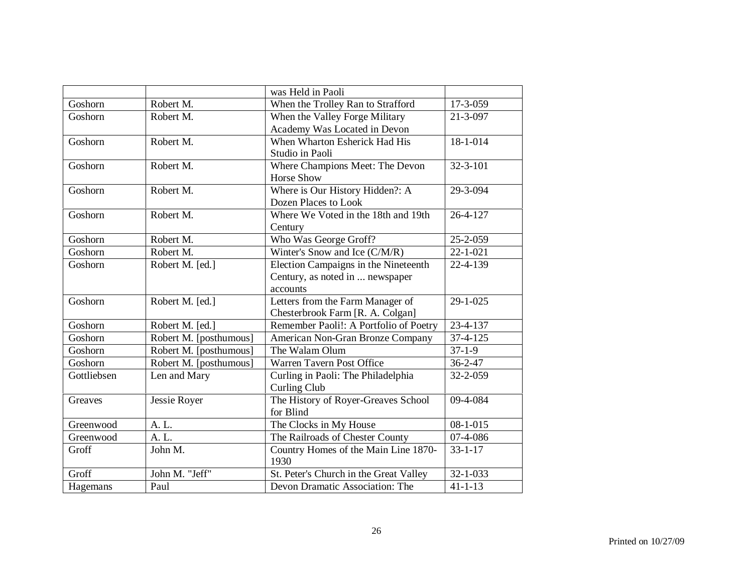| | | | |
|---|---|---|---|
| | | was Held in Paoli | |
| Goshorn | Robert M. | When the Trolley Ran to Strafford | 17-3-059 |
| Goshorn | Robert M. | When the Valley Forge Military Academy Was Located in Devon | 21-3-097 |
| Goshorn | Robert M. | When Wharton Esherick Had His Studio in Paoli | 18-1-014 |
| Goshorn | Robert M. | Where Champions Meet: The Devon Horse Show | 32-3-101 |
| Goshorn | Robert M. | Where is Our History Hidden?: A Dozen Places to Look | 29-3-094 |
| Goshorn | Robert M. | Where We Voted in the 18th and 19th Century | 26-4-127 |
| Goshorn | Robert M. | Who Was George Groff? | 25-2-059 |
| Goshorn | Robert M. | Winter's Snow and Ice (C/M/R) | 22-1-021 |
| Goshorn | Robert M. [ed.] | Election Campaigns in the Nineteenth Century, as noted in ... newspaper accounts | 22-4-139 |
| Goshorn | Robert M. [ed.] | Letters from the Farm Manager of Chesterbrook Farm [R. A. Colgan] | 29-1-025 |
| Goshorn | Robert M. [ed.] | Remember Paoli!: A Portfolio of Poetry | 23-4-137 |
| Goshorn | Robert M. [posthumous] | American Non-Gran Bronze Company | 37-4-125 |
| Goshorn | Robert M. [posthumous] | The Walam Olum | 37-1-9 |
| Goshorn | Robert M. [posthumous] | Warren Tavern Post Office | 36-2-47 |
| Gottliebsen | Len and Mary | Curling in Paoli: The Philadelphia Curling Club | 32-2-059 |
| Greaves | Jessie Royer | The History of Royer-Greaves School for Blind | 09-4-084 |
| Greenwood | A. L. | The Clocks in My House | 08-1-015 |
| Greenwood | A. L. | The Railroads of Chester County | 07-4-086 |
| Groff | John M. | Country Homes of the Main Line 1870-1930 | 33-1-17 |
| Groff | John M. "Jeff" | St. Peter's Church in the Great Valley | 32-1-033 |
| Hagemans | Paul | Devon Dramatic Association: The | 41-1-13 |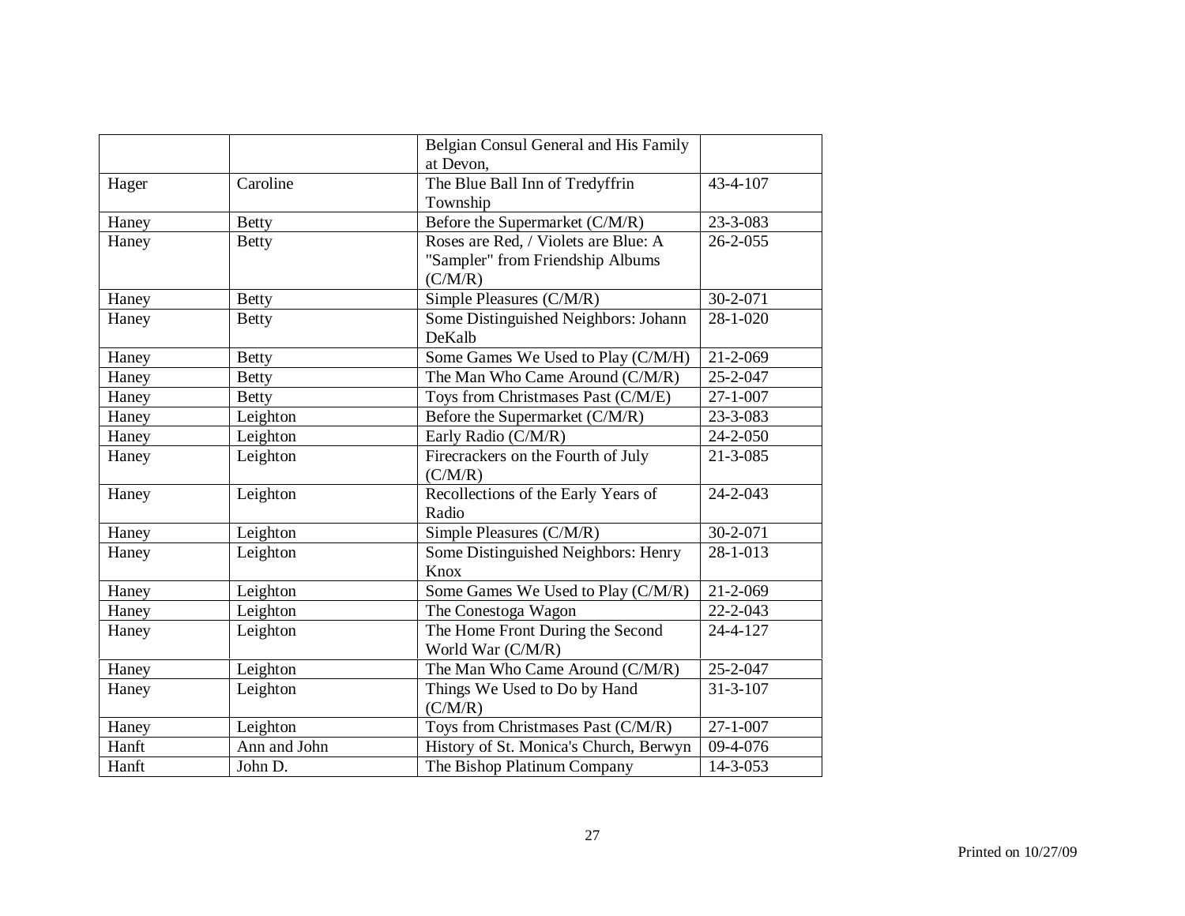| | | | |
|---|---|---|---|
| | | Belgian Consul General and His Family at Devon, | |
| Hager | Caroline | The Blue Ball Inn of Tredyffrin Township | 43-4-107 |
| Haney | Betty | Before the Supermarket (C/M/R) | 23-3-083 |
| Haney | Betty | Roses are Red, / Violets are Blue: A "Sampler" from Friendship Albums (C/M/R) | 26-2-055 |
| Haney | Betty | Simple Pleasures (C/M/R) | 30-2-071 |
| Haney | Betty | Some Distinguished Neighbors: Johann DeKalb | 28-1-020 |
| Haney | Betty | Some Games We Used to Play (C/M/H) | 21-2-069 |
| Haney | Betty | The Man Who Came Around (C/M/R) | 25-2-047 |
| Haney | Betty | Toys from Christmases Past (C/M/E) | 27-1-007 |
| Haney | Leighton | Before the Supermarket (C/M/R) | 23-3-083 |
| Haney | Leighton | Early Radio (C/M/R) | 24-2-050 |
| Haney | Leighton | Firecrackers on the Fourth of July (C/M/R) | 21-3-085 |
| Haney | Leighton | Recollections of the Early Years of Radio | 24-2-043 |
| Haney | Leighton | Simple Pleasures (C/M/R) | 30-2-071 |
| Haney | Leighton | Some Distinguished Neighbors: Henry Knox | 28-1-013 |
| Haney | Leighton | Some Games We Used to Play (C/M/R) | 21-2-069 |
| Haney | Leighton | The Conestoga Wagon | 22-2-043 |
| Haney | Leighton | The Home Front During the Second World War (C/M/R) | 24-4-127 |
| Haney | Leighton | The Man Who Came Around (C/M/R) | 25-2-047 |
| Haney | Leighton | Things We Used to Do by Hand (C/M/R) | 31-3-107 |
| Haney | Leighton | Toys from Christmases Past (C/M/R) | 27-1-007 |
| Hanft | Ann and John | History of St. Monica's Church, Berwyn | 09-4-076 |
| Hanft | John D. | The Bishop Platinum Company | 14-3-053 |

Printed on 10/27/09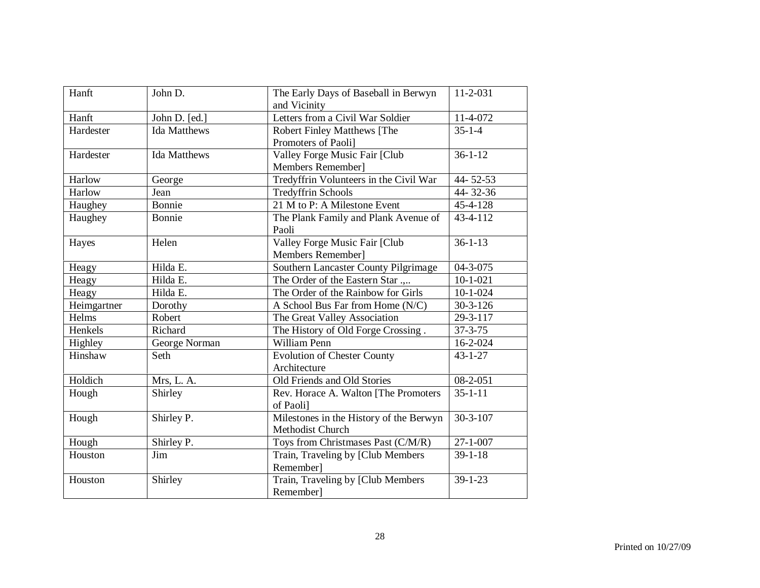| Hanft | John D. | The Early Days of Baseball in Berwyn and Vicinity | 11-2-031 |
|---|---|---|---|
| Hanft | John D. [ed.] | Letters from a Civil War Soldier | 11-4-072 |
| Hardester | Ida Matthews | Robert Finley Matthews [The Promoters of Paoli] | 35-1-4 |
| Hardester | Ida Matthews | Valley Forge Music Fair [Club Members Remember] | 36-1-12 |
| Harlow | George | Tredyffrin Volunteers in the Civil War | 44- 52-53 |
| Harlow | Jean | Tredyffrin Schools | 44- 32-36 |
| Haughey | Bonnie | 21 M to P: A Milestone Event | 45-4-128 |
| Haughey | Bonnie | The Plank Family and Plank Avenue of Paoli | 43-4-112 |
| Hayes | Helen | Valley Forge Music Fair [Club Members Remember] | 36-1-13 |
| Heagy | Hilda E. | Southern Lancaster County Pilgrimage | 04-3-075 |
| Heagy | Hilda E. | The Order of the Eastern Star .,.. | 10-1-021 |
| Heagy | Hilda E. | The Order of the Rainbow for Girls | 10-1-024 |
| Heimgartner | Dorothy | A School Bus Far from Home (N/C) | 30-3-126 |
| Helms | Robert | The Great Valley Association | 29-3-117 |
| Henkels | Richard | The History of Old Forge Crossing . | 37-3-75 |
| Highley | George Norman | William Penn | 16-2-024 |
| Hinshaw | Seth | Evolution of Chester County Architecture | 43-1-27 |
| Holdich | Mrs, L. A. | Old Friends and Old Stories | 08-2-051 |
| Hough | Shirley | Rev. Horace A. Walton [The Promoters of Paoli] | 35-1-11 |
| Hough | Shirley P. | Milestones in the History of the Berwyn Methodist Church | 30-3-107 |
| Hough | Shirley P. | Toys from Christmases Past (C/M/R) | 27-1-007 |
| Houston | Jim | Train, Traveling by [Club Members Remember] | 39-1-18 |
| Houston | Shirley | Train, Traveling by [Club Members Remember] | 39-1-23 |

Printed on 10/27/09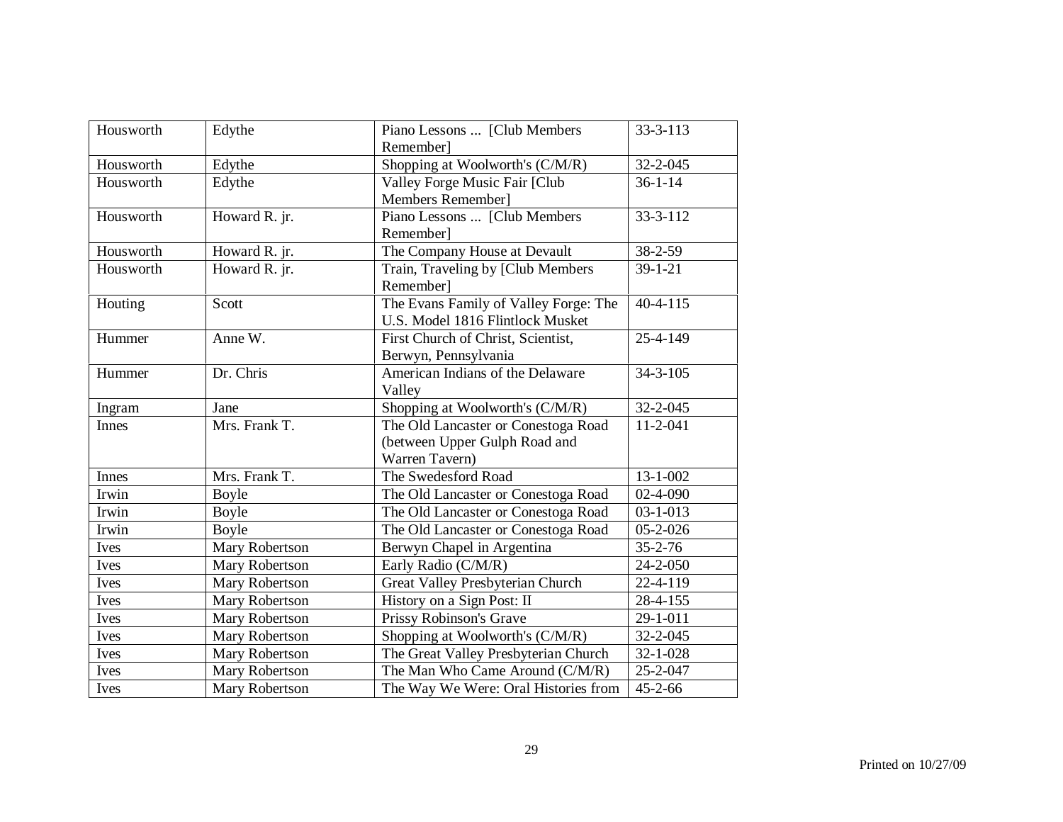| Housworth | Edythe | Piano Lessons ... [Club Members Remember] | 33-3-113 |
|---|---|---|---|
| Housworth | Edythe | Shopping at Woolworth's (C/M/R) | 32-2-045 |
| Housworth | Edythe | Valley Forge Music Fair [Club Members Remember] | 36-1-14 |
| Housworth | Howard R. jr. | Piano Lessons ... [Club Members Remember] | 33-3-112 |
| Housworth | Howard R. jr. | The Company House at Devault | 38-2-59 |
| Housworth | Howard R. jr. | Train, Traveling by [Club Members Remember] | 39-1-21 |
| Houting | Scott | The Evans Family of Valley Forge: The U.S. Model 1816 Flintlock Musket | 40-4-115 |
| Hummer | Anne W. | First Church of Christ, Scientist, Berwyn, Pennsylvania | 25-4-149 |
| Hummer | Dr. Chris | American Indians of the Delaware Valley | 34-3-105 |
| Ingram | Jane | Shopping at Woolworth's (C/M/R) | 32-2-045 |
| Innes | Mrs. Frank T. | The Old Lancaster or Conestoga Road (between Upper Gulph Road and Warren Tavern) | 11-2-041 |
| Innes | Mrs. Frank T. | The Swedesford Road | 13-1-002 |
| Irwin | Boyle | The Old Lancaster or Conestoga Road | 02-4-090 |
| Irwin | Boyle | The Old Lancaster or Conestoga Road | 03-1-013 |
| Irwin | Boyle | The Old Lancaster or Conestoga Road | 05-2-026 |
| Ives | Mary Robertson | Berwyn Chapel in Argentina | 35-2-76 |
| Ives | Mary Robertson | Early Radio (C/M/R) | 24-2-050 |
| Ives | Mary Robertson | Great Valley Presbyterian Church | 22-4-119 |
| Ives | Mary Robertson | History on a Sign Post: II | 28-4-155 |
| Ives | Mary Robertson | Prissy Robinson's Grave | 29-1-011 |
| Ives | Mary Robertson | Shopping at Woolworth's (C/M/R) | 32-2-045 |
| Ives | Mary Robertson | The Great Valley Presbyterian Church | 32-1-028 |
| Ives | Mary Robertson | The Man Who Came Around (C/M/R) | 25-2-047 |
| Ives | Mary Robertson | The Way We Were: Oral Histories from | 45-2-66 |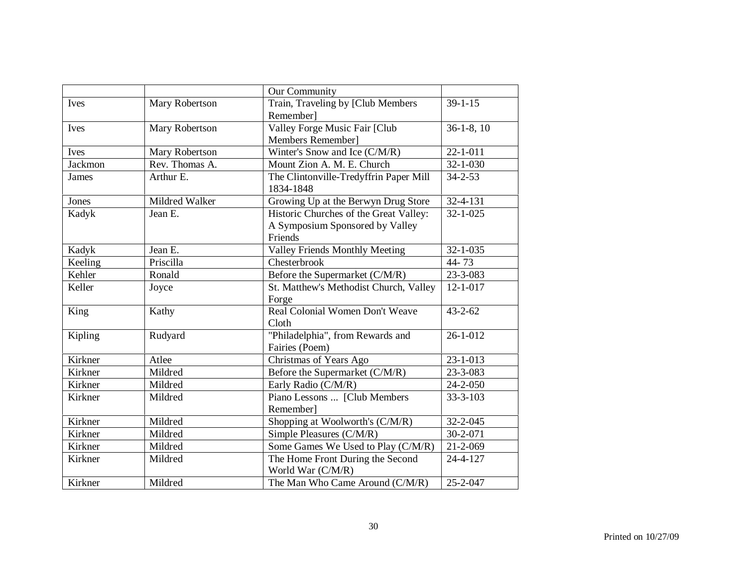|  |  | Our Community |  |
|---|---|---|---|
| Ives | Mary Robertson | Train, Traveling by [Club Members Remember] | 39-1-15 |
| Ives | Mary Robertson | Valley Forge Music Fair [Club Members Remember] | 36-1-8, 10 |
| Ives | Mary Robertson | Winter's Snow and Ice (C/M/R) | 22-1-011 |
| Jackmon | Rev. Thomas A. | Mount Zion A. M. E. Church | 32-1-030 |
| James | Arthur E. | The Clintonville-Tredyffrin Paper Mill 1834-1848 | 34-2-53 |
| Jones | Mildred Walker | Growing Up at the Berwyn Drug Store | 32-4-131 |
| Kadyk | Jean E. | Historic Churches of the Great Valley: A Symposium Sponsored by Valley Friends | 32-1-025 |
| Kadyk | Jean E. | Valley Friends Monthly Meeting | 32-1-035 |
| Keeling | Priscilla | Chesterbrook | 44- 73 |
| Kehler | Ronald | Before the Supermarket (C/M/R) | 23-3-083 |
| Keller | Joyce | St. Matthew's Methodist Church, Valley Forge | 12-1-017 |
| King | Kathy | Real Colonial Women Don't Weave Cloth | 43-2-62 |
| Kipling | Rudyard | "Philadelphia", from Rewards and Fairies (Poem) | 26-1-012 |
| Kirkner | Atlee | Christmas of Years Ago | 23-1-013 |
| Kirkner | Mildred | Before the Supermarket (C/M/R) | 23-3-083 |
| Kirkner | Mildred | Early Radio (C/M/R) | 24-2-050 |
| Kirkner | Mildred | Piano Lessons ... [Club Members Remember] | 33-3-103 |
| Kirkner | Mildred | Shopping at Woolworth's (C/M/R) | 32-2-045 |
| Kirkner | Mildred | Simple Pleasures (C/M/R) | 30-2-071 |
| Kirkner | Mildred | Some Games We Used to Play (C/M/R) | 21-2-069 |
| Kirkner | Mildred | The Home Front During the Second World War (C/M/R) | 24-4-127 |
| Kirkner | Mildred | The Man Who Came Around (C/M/R) | 25-2-047 |

Printed on 10/27/09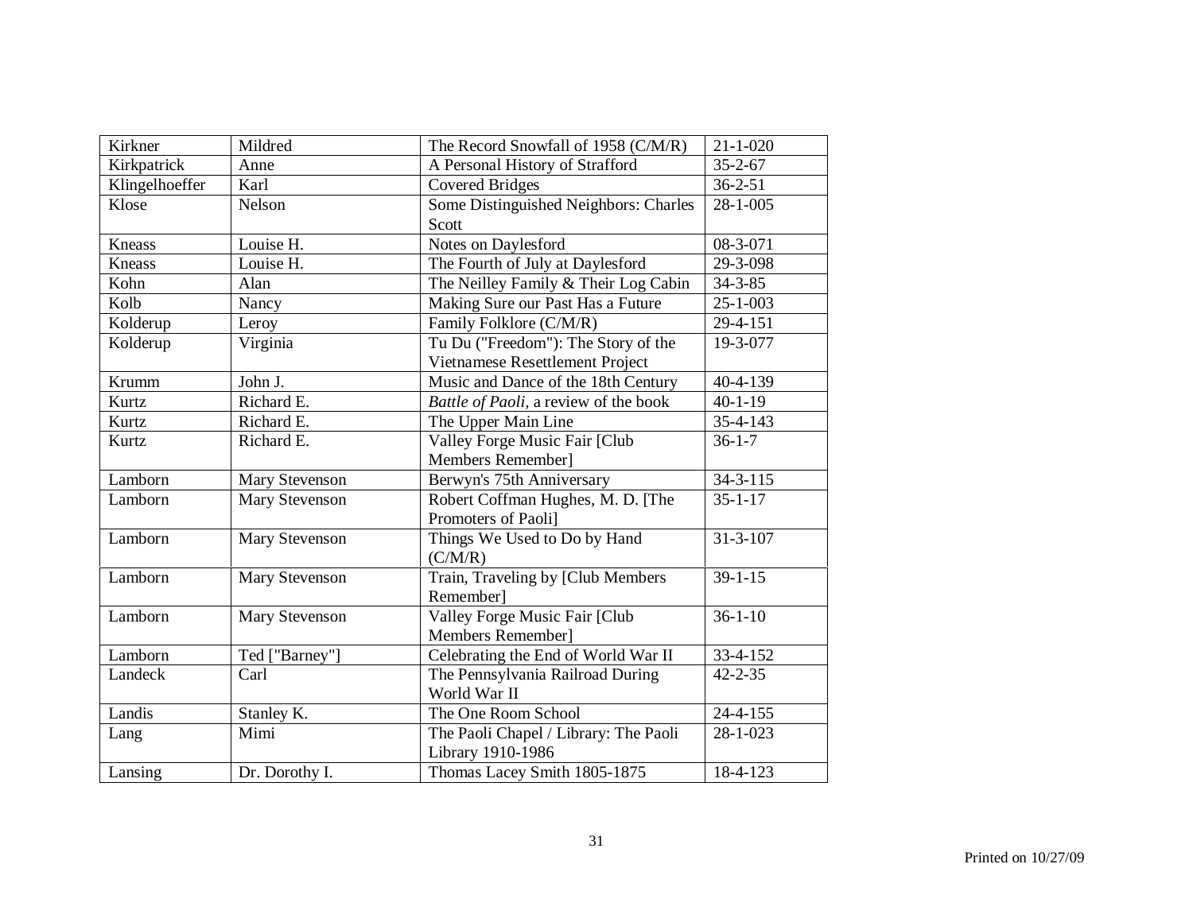| | | | |
|---|---|---|---|
| Kirkner | Mildred | The Record Snowfall of 1958 (C/M/R) | 21-1-020 |
| Kirkpatrick | Anne | A Personal History of Strafford | 35-2-67 |
| Klingelhoeffer | Karl | Covered Bridges | 36-2-51 |
| Klose | Nelson | Some Distinguished Neighbors: Charles Scott | 28-1-005 |
| Kneass | Louise H. | Notes on Daylesford | 08-3-071 |
| Kneass | Louise H. | The Fourth of July at Daylesford | 29-3-098 |
| Kohn | Alan | The Neilley Family & Their Log Cabin | 34-3-85 |
| Kolb | Nancy | Making Sure our Past Has a Future | 25-1-003 |
| Kolderup | Leroy | Family Folklore (C/M/R) | 29-4-151 |
| Kolderup | Virginia | Tu Du ("Freedom"): The Story of the Vietnamese Resettlement Project | 19-3-077 |
| Krumm | John J. | Music and Dance of the 18th Century | 40-4-139 |
| Kurtz | Richard E. | *Battle of Paoli*, a review of the book | 40-1-19 |
| Kurtz | Richard E. | The Upper Main Line | 35-4-143 |
| Kurtz | Richard E. | Valley Forge Music Fair [Club Members Remember] | 36-1-7 |
| Lamborn | Mary Stevenson | Berwyn's 75th Anniversary | 34-3-115 |
| Lamborn | Mary Stevenson | Robert Coffman Hughes, M. D. [The Promoters of Paoli] | 35-1-17 |
| Lamborn | Mary Stevenson | Things We Used to Do by Hand (C/M/R) | 31-3-107 |
| Lamborn | Mary Stevenson | Train, Traveling by [Club Members Remember] | 39-1-15 |
| Lamborn | Mary Stevenson | Valley Forge Music Fair [Club Members Remember] | 36-1-10 |
| Lamborn | Ted ["Barney"] | Celebrating the End of World War II | 33-4-152 |
| Landeck | Carl | The Pennsylvania Railroad During World War II | 42-2-35 |
| Landis | Stanley K. | The One Room School | 24-4-155 |
| Lang | Mimi | The Paoli Chapel / Library: The Paoli Library 1910-1986 | 28-1-023 |
| Lansing | Dr. Dorothy I. | Thomas Lacey Smith 1805-1875 | 18-4-123 |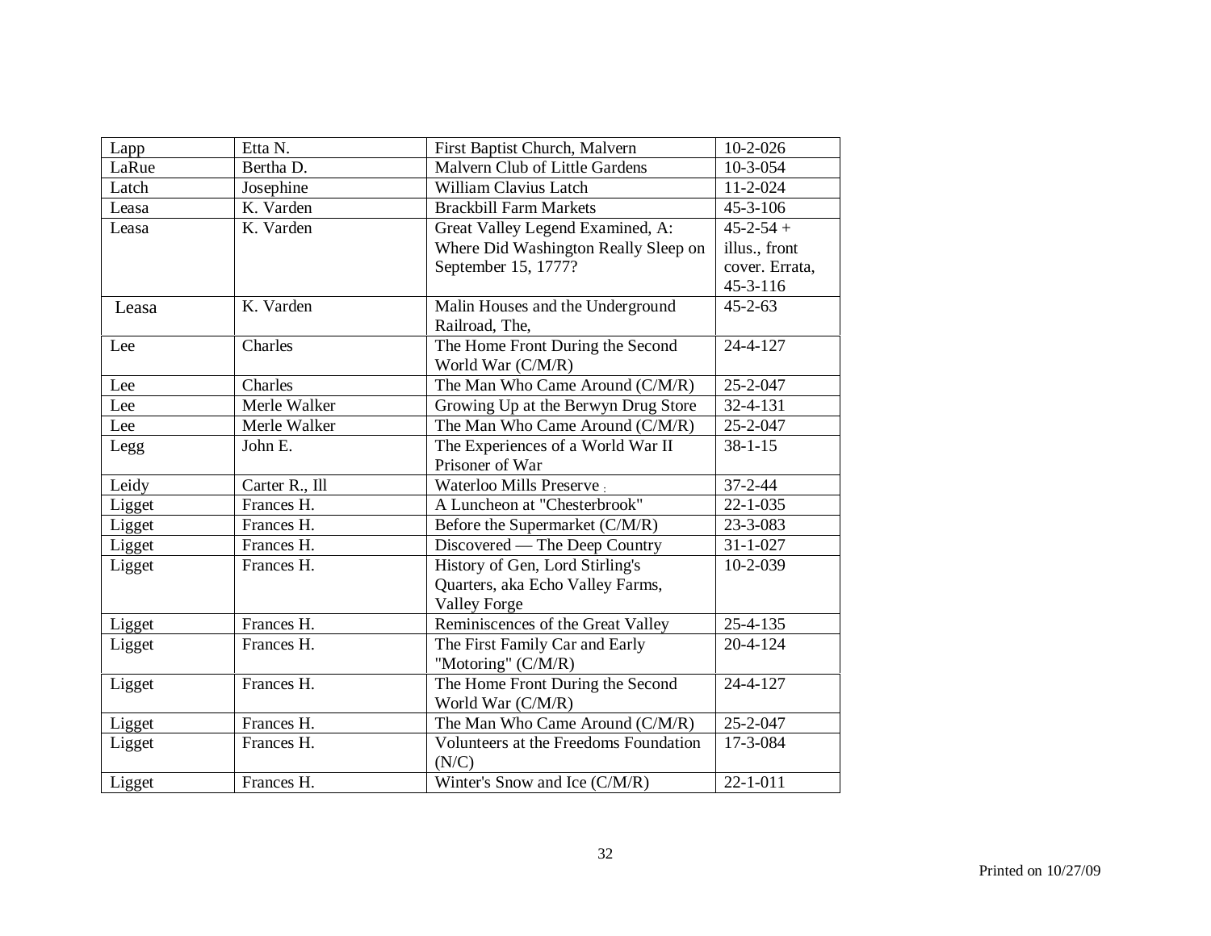| Lapp | Etta N. | First Baptist Church, Malvern | 10-2-026 |
|---|---|---|---|
| LaRue | Bertha D. | Malvern Club of Little Gardens | 10-3-054 |
| Latch | Josephine | William Clavius Latch | 11-2-024 |
| Leasa | K. Varden | Brackbill Farm Markets | 45-3-106 |
| Leasa | K. Varden | Great Valley Legend Examined, A: Where Did Washington Really Sleep on September 15, 1777? | 45-2-54 + illus., front cover. Errata, 45-3-116 |
| Leasa | K. Varden | Malin Houses and the Underground Railroad, The, | 45-2-63 |
| Lee | Charles | The Home Front During the Second World War (C/M/R) | 24-4-127 |
| Lee | Charles | The Man Who Came Around (C/M/R) | 25-2-047 |
| Lee | Merle Walker | Growing Up at the Berwyn Drug Store | 32-4-131 |
| Lee | Merle Walker | The Man Who Came Around (C/M/R) | 25-2-047 |
| Legg | John E. | The Experiences of a World War II Prisoner of War | 38-1-15 |
| Leidy | Carter R., Ill | Waterloo Mills Preserve | 37-2-44 |
| Ligget | Frances H. | A Luncheon at "Chesterbrook" | 22-1-035 |
| Ligget | Frances H. | Before the Supermarket (C/M/R) | 23-3-083 |
| Ligget | Frances H. | Discovered — The Deep Country | 31-1-027 |
| Ligget | Frances H. | History of Gen, Lord Stirling's Quarters, aka Echo Valley Farms, Valley Forge | 10-2-039 |
| Ligget | Frances H. | Reminiscences of the Great Valley | 25-4-135 |
| Ligget | Frances H. | The First Family Car and Early "Motoring" (C/M/R) | 20-4-124 |
| Ligget | Frances H. | The Home Front During the Second World War (C/M/R) | 24-4-127 |
| Ligget | Frances H. | The Man Who Came Around (C/M/R) | 25-2-047 |
| Ligget | Frances H. | Volunteers at the Freedoms Foundation (N/C) | 17-3-084 |
| Ligget | Frances H. | Winter's Snow and Ice (C/M/R) | 22-1-011 |

Printed on 10/27/09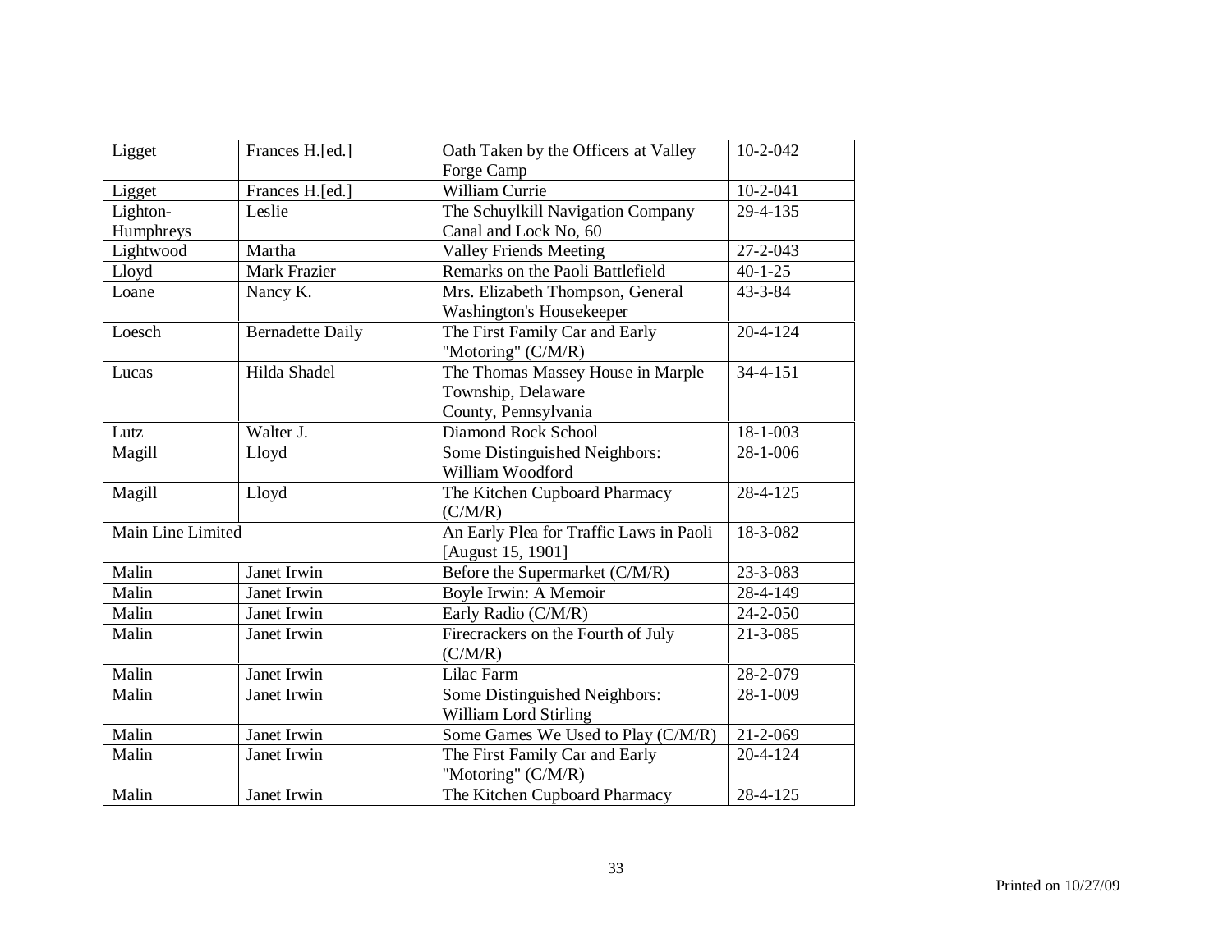| Ligget | Frances H.[ed.] | Oath Taken by the Officers at Valley Forge Camp | 10-2-042 |
|---|---|---|---|
| Ligget | Frances H.[ed.] | William Currie | 10-2-041 |
| Lighton-Humphreys | Leslie | The Schuylkill Navigation Company Canal and Lock No, 60 | 29-4-135 |
| Lightwood | Martha | Valley Friends Meeting | 27-2-043 |
| Lloyd | Mark Frazier | Remarks on the Paoli Battlefield | 40-1-25 |
| Loane | Nancy K. | Mrs. Elizabeth Thompson, General Washington's Housekeeper | 43-3-84 |
| Loesch | Bernadette Daily | The First Family Car and Early "Motoring" (C/M/R) | 20-4-124 |
| Lucas | Hilda Shadel | The Thomas Massey House in Marple Township, Delaware County, Pennsylvania | 34-4-151 |
| Lutz | Walter J. | Diamond Rock School | 18-1-003 |
| Magill | Lloyd | Some Distinguished Neighbors: William Woodford | 28-1-006 |
| Magill | Lloyd | The Kitchen Cupboard Pharmacy (C/M/R) | 28-4-125 |
| Main Line Limited | | An Early Plea for Traffic Laws in Paoli [August 15, 1901] | 18-3-082 |
| Malin | Janet Irwin | Before the Supermarket (C/M/R) | 23-3-083 |
| Malin | Janet Irwin | Boyle Irwin: A Memoir | 28-4-149 |
| Malin | Janet Irwin | Early Radio (C/M/R) | 24-2-050 |
| Malin | Janet Irwin | Firecrackers on the Fourth of July (C/M/R) | 21-3-085 |
| Malin | Janet Irwin | Lilac Farm | 28-2-079 |
| Malin | Janet Irwin | Some Distinguished Neighbors: William Lord Stirling | 28-1-009 |
| Malin | Janet Irwin | Some Games We Used to Play (C/M/R) | 21-2-069 |
| Malin | Janet Irwin | The First Family Car and Early "Motoring" (C/M/R) | 20-4-124 |
| Malin | Janet Irwin | The Kitchen Cupboard Pharmacy | 28-4-125 |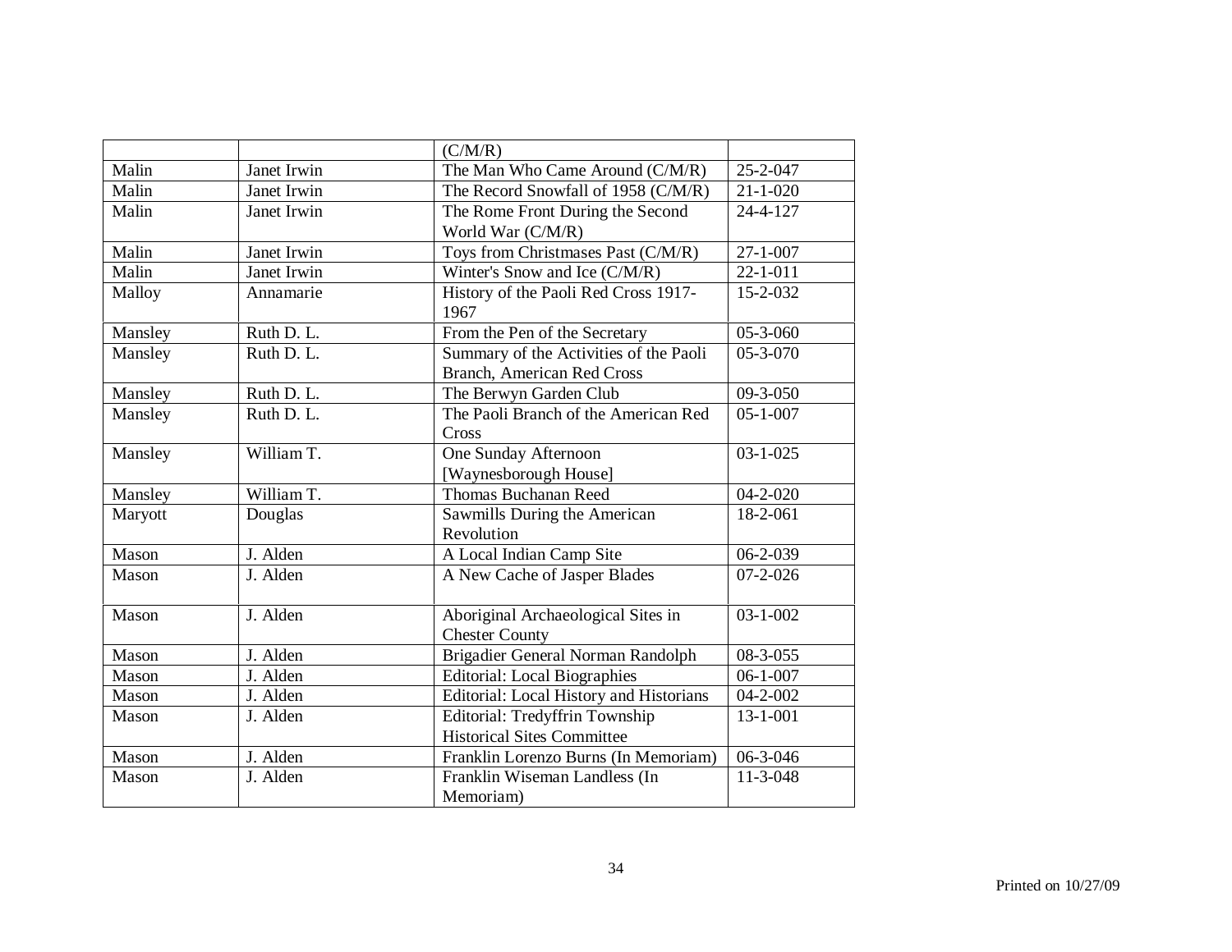| | | | |
|---|---|---|---|
| | | (C/M/R) | |
| Malin | Janet Irwin | The Man Who Came Around (C/M/R) | 25-2-047 |
| Malin | Janet Irwin | The Record Snowfall of 1958 (C/M/R) | 21-1-020 |
| Malin | Janet Irwin | The Rome Front During the Second World War (C/M/R) | 24-4-127 |
| Malin | Janet Irwin | Toys from Christmases Past (C/M/R) | 27-1-007 |
| Malin | Janet Irwin | Winter's Snow and Ice (C/M/R) | 22-1-011 |
| Malloy | Annamarie | History of the Paoli Red Cross 1917-1967 | 15-2-032 |
| Mansley | Ruth D. L. | From the Pen of the Secretary | 05-3-060 |
| Mansley | Ruth D. L. | Summary of the Activities of the Paoli Branch, American Red Cross | 05-3-070 |
| Mansley | Ruth D. L. | The Berwyn Garden Club | 09-3-050 |
| Mansley | Ruth D. L. | The Paoli Branch of the American Red Cross | 05-1-007 |
| Mansley | William T. | One Sunday Afternoon [Waynesborough House] | 03-1-025 |
| Mansley | William T. | Thomas Buchanan Reed | 04-2-020 |
| Maryott | Douglas | Sawmills During the American Revolution | 18-2-061 |
| Mason | J. Alden | A Local Indian Camp Site | 06-2-039 |
| Mason | J. Alden | A New Cache of Jasper Blades | 07-2-026 |
| Mason | J. Alden | Aboriginal Archaeological Sites in Chester County | 03-1-002 |
| Mason | J. Alden | Brigadier General Norman Randolph | 08-3-055 |
| Mason | J. Alden | Editorial: Local Biographies | 06-1-007 |
| Mason | J. Alden | Editorial: Local History and Historians | 04-2-002 |
| Mason | J. Alden | Editorial: Tredyffrin Township Historical Sites Committee | 13-1-001 |
| Mason | J. Alden | Franklin Lorenzo Burns (In Memoriam) | 06-3-046 |
| Mason | J. Alden | Franklin Wiseman Landless (In Memoriam) | 11-3-048 |

Printed on 10/27/09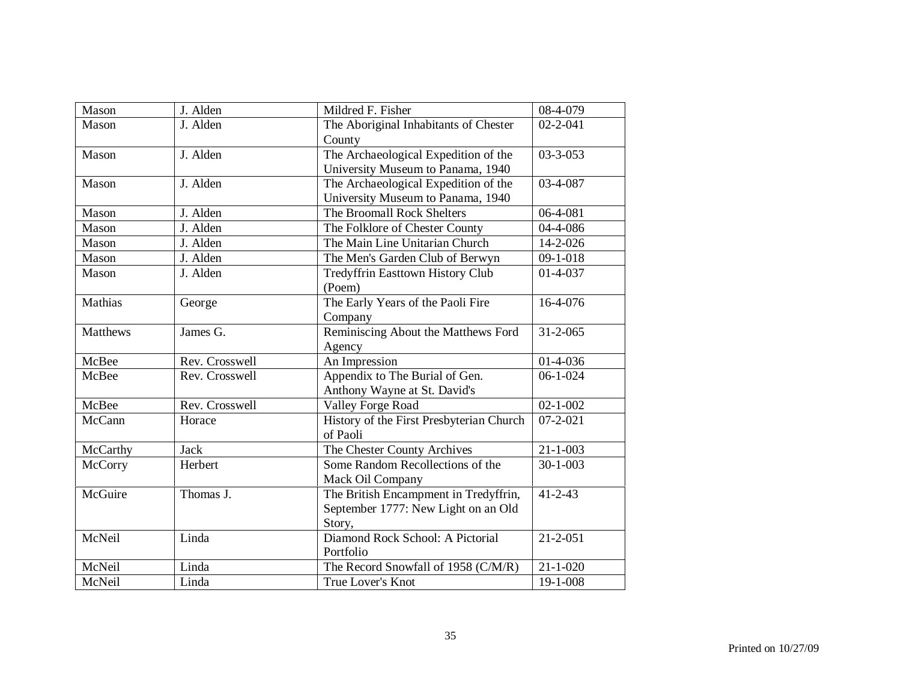| Mason | J. Alden | Mildred F. Fisher | 08-4-079 |
|---|---|---|---|
| Mason | J. Alden | The Aboriginal Inhabitants of Chester County | 02-2-041 |
| Mason | J. Alden | The Archaeological Expedition of the University Museum to Panama, 1940 | 03-3-053 |
| Mason | J. Alden | The Archaeological Expedition of the University Museum to Panama, 1940 | 03-4-087 |
| Mason | J. Alden | The Broomall Rock Shelters | 06-4-081 |
| Mason | J. Alden | The Folklore of Chester County | 04-4-086 |
| Mason | J. Alden | The Main Line Unitarian Church | 14-2-026 |
| Mason | J. Alden | The Men's Garden Club of Berwyn | 09-1-018 |
| Mason | J. Alden | Tredyffrin Easttown History Club (Poem) | 01-4-037 |
| Mathias | George | The Early Years of the Paoli Fire Company | 16-4-076 |
| Matthews | James G. | Reminiscing About the Matthews Ford Agency | 31-2-065 |
| McBee | Rev. Crosswell | An Impression | 01-4-036 |
| McBee | Rev. Crosswell | Appendix to The Burial of Gen. Anthony Wayne at St. David's | 06-1-024 |
| McBee | Rev. Crosswell | Valley Forge Road | 02-1-002 |
| McCann | Horace | History of the First Presbyterian Church of Paoli | 07-2-021 |
| McCarthy | Jack | The Chester County Archives | 21-1-003 |
| McCorry | Herbert | Some Random Recollections of the Mack Oil Company | 30-1-003 |
| McGuire | Thomas J. | The British Encampment in Tredyffrin, September 1777: New Light on an Old Story, | 41-2-43 |
| McNeil | Linda | Diamond Rock School: A Pictorial Portfolio | 21-2-051 |
| McNeil | Linda | The Record Snowfall of 1958 (C/M/R) | 21-1-020 |
| McNeil | Linda | True Lover's Knot | 19-1-008 |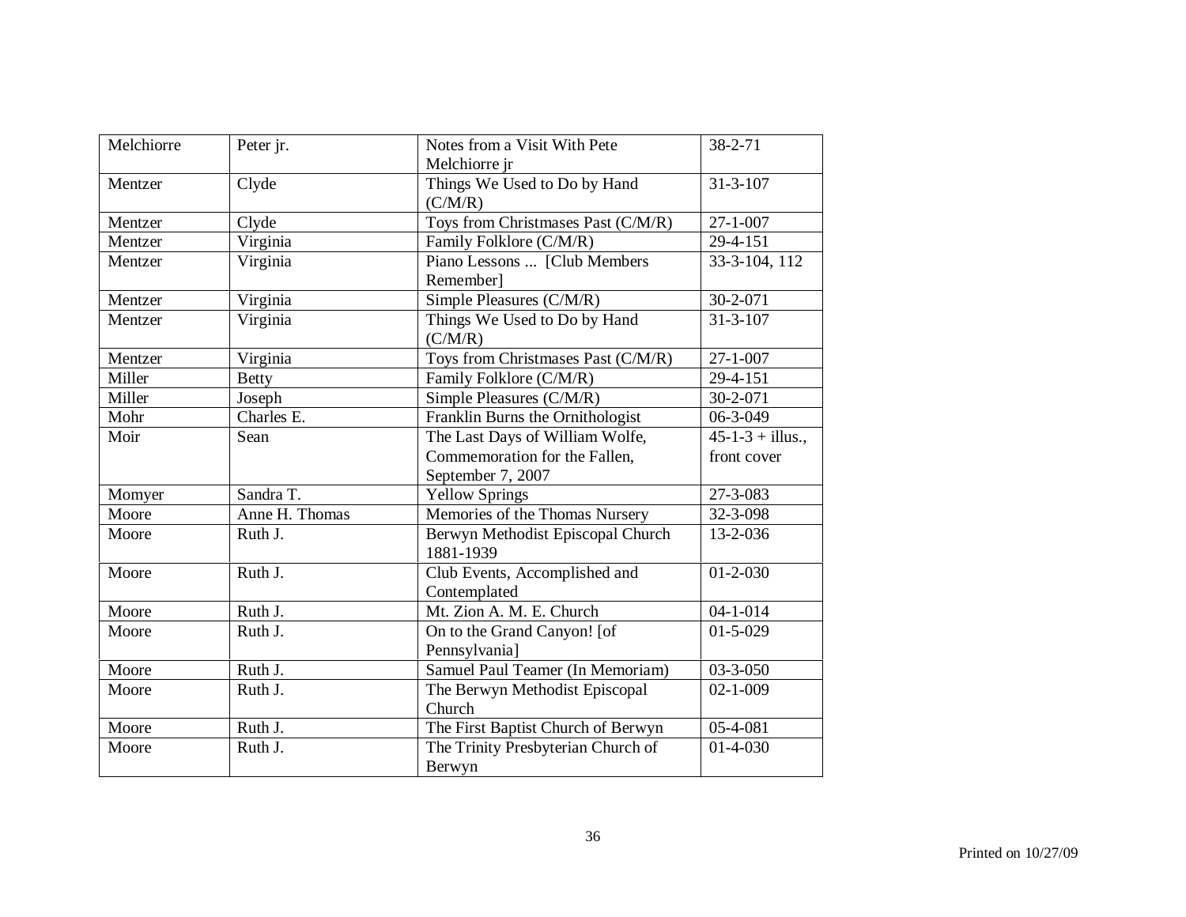| Melchiorre | Peter jr. | Notes from a Visit With Pete Melchiorre jr | 38-2-71 |
|---|---|---|---|
| Mentzer | Clyde | Things We Used to Do by Hand (C/M/R) | 31-3-107 |
| Mentzer | Clyde | Toys from Christmases Past (C/M/R) | 27-1-007 |
| Mentzer | Virginia | Family Folklore (C/M/R) | 29-4-151 |
| Mentzer | Virginia | Piano Lessons ... [Club Members Remember] | 33-3-104, 112 |
| Mentzer | Virginia | Simple Pleasures (C/M/R) | 30-2-071 |
| Mentzer | Virginia | Things We Used to Do by Hand (C/M/R) | 31-3-107 |
| Mentzer | Virginia | Toys from Christmases Past (C/M/R) | 27-1-007 |
| Miller | Betty | Family Folklore (C/M/R) | 29-4-151 |
| Miller | Joseph | Simple Pleasures (C/M/R) | 30-2-071 |
| Mohr | Charles E. | Franklin Burns the Ornithologist | 06-3-049 |
| Moir | Sean | The Last Days of William Wolfe, Commemoration for the Fallen, September 7, 2007 | 45-1-3 + illus., front cover |
| Momyer | Sandra T. | Yellow Springs | 27-3-083 |
| Moore | Anne H. Thomas | Memories of the Thomas Nursery | 32-3-098 |
| Moore | Ruth J. | Berwyn Methodist Episcopal Church 1881-1939 | 13-2-036 |
| Moore | Ruth J. | Club Events, Accomplished and Contemplated | 01-2-030 |
| Moore | Ruth J. | Mt. Zion A. M. E. Church | 04-1-014 |
| Moore | Ruth J. | On to the Grand Canyon! [of Pennsylvania] | 01-5-029 |
| Moore | Ruth J. | Samuel Paul Teamer (In Memoriam) | 03-3-050 |
| Moore | Ruth J. | The Berwyn Methodist Episcopal Church | 02-1-009 |
| Moore | Ruth J. | The First Baptist Church of Berwyn | 05-4-081 |
| Moore | Ruth J. | The Trinity Presbyterian Church of Berwyn | 01-4-030 |

Printed on 10/27/09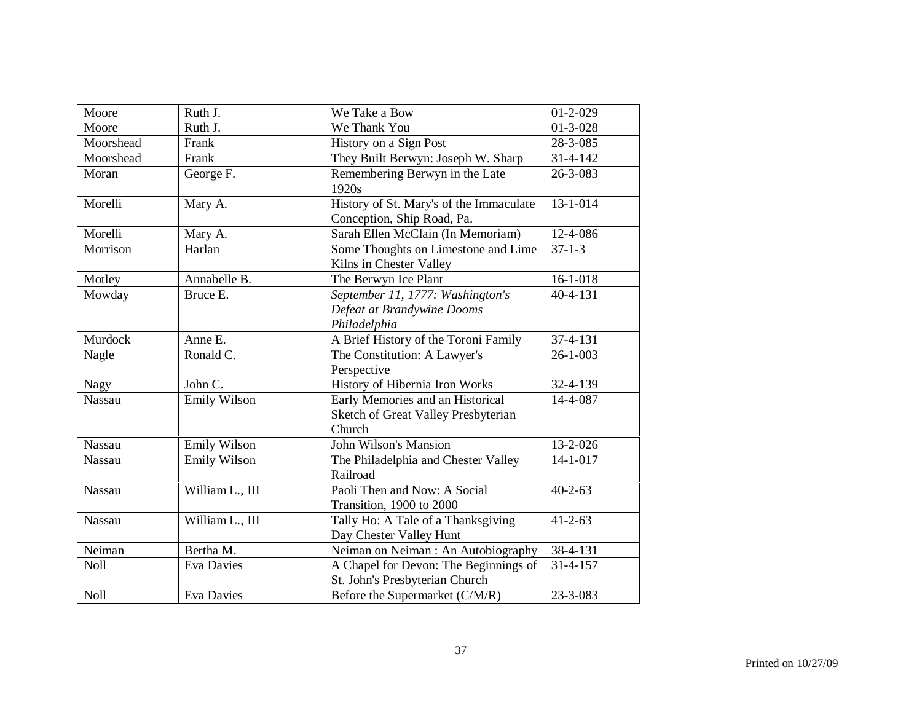| Moore | Ruth J. | We Take a Bow | 01-2-029 |
|---|---|---|---|
| Moore | Ruth J. | We Thank You | 01-3-028 |
| Moorshead | Frank | History on a Sign Post | 28-3-085 |
| Moorshead | Frank | They Built Berwyn: Joseph W. Sharp | 31-4-142 |
| Moran | George F. | Remembering Berwyn in the Late 1920s | 26-3-083 |
| Morelli | Mary A. | History of St. Mary's of the Immaculate Conception, Ship Road, Pa. | 13-1-014 |
| Morelli | Mary A. | Sarah Ellen McClain (In Memoriam) | 12-4-086 |
| Morrison | Harlan | Some Thoughts on Limestone and Lime Kilns in Chester Valley | 37-1-3 |
| Motley | Annabelle B. | The Berwyn Ice Plant | 16-1-018 |
| Mowday | Bruce E. | *September 11, 1777: Washington's Defeat at Brandywine Dooms Philadelphia* | 40-4-131 |
| Murdock | Anne E. | A Brief History of the Toroni Family | 37-4-131 |
| Nagle | Ronald C. | The Constitution: A Lawyer's Perspective | 26-1-003 |
| Nagy | John C. | History of Hibernia Iron Works | 32-4-139 |
| Nassau | Emily Wilson | Early Memories and an Historical Sketch of Great Valley Presbyterian Church | 14-4-087 |
| Nassau | Emily Wilson | John Wilson's Mansion | 13-2-026 |
| Nassau | Emily Wilson | The Philadelphia and Chester Valley Railroad | 14-1-017 |
| Nassau | William L., III | Paoli Then and Now: A Social Transition, 1900 to 2000 | 40-2-63 |
| Nassau | William L., III | Tally Ho: A Tale of a Thanksgiving Day Chester Valley Hunt | 41-2-63 |
| Neiman | Bertha M. | Neiman on Neiman : An Autobiography | 38-4-131 |
| Noll | Eva Davies | A Chapel for Devon: The Beginnings of St. John's Presbyterian Church | 31-4-157 |
| Noll | Eva Davies | Before the Supermarket (C/M/R) | 23-3-083 |

Printed on 10/27/09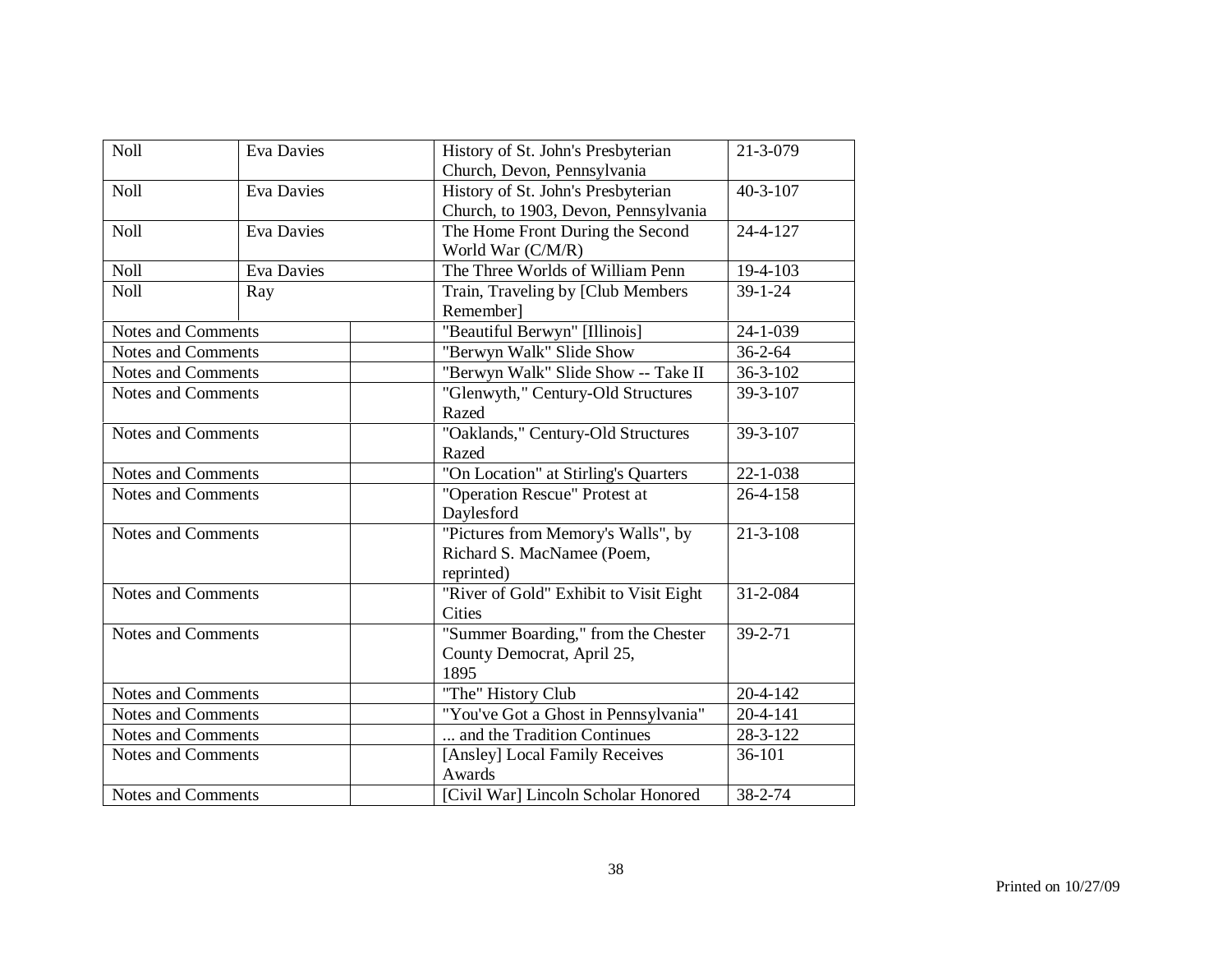| | | | | |
|---|---|---|---|---|
| Noll | Eva Davies | | History of St. John's Presbyterian Church, Devon, Pennsylvania | 21-3-079 |
| Noll | Eva Davies | | History of St. John's Presbyterian Church, to 1903, Devon, Pennsylvania | 40-3-107 |
| Noll | Eva Davies | | The Home Front During the Second World War (C/M/R) | 24-4-127 |
| Noll | Eva Davies | | The Three Worlds of William Penn | 19-4-103 |
| Noll | Ray | | Train, Traveling by [Club Members Remember] | 39-1-24 |
| Notes and Comments | | | "Beautiful Berwyn" [Illinois] | 24-1-039 |
| Notes and Comments | | | "Berwyn Walk" Slide Show | 36-2-64 |
| Notes and Comments | | | "Berwyn Walk" Slide Show -- Take II | 36-3-102 |
| Notes and Comments | | | "Glenwyth," Century-Old Structures Razed | 39-3-107 |
| Notes and Comments | | | "Oaklands," Century-Old Structures Razed | 39-3-107 |
| Notes and Comments | | | "On Location" at Stirling's Quarters | 22-1-038 |
| Notes and Comments | | | "Operation Rescue" Protest at Daylesford | 26-4-158 |
| Notes and Comments | | | "Pictures from Memory's Walls", by Richard S. MacNamee (Poem, reprinted) | 21-3-108 |
| Notes and Comments | | | "River of Gold" Exhibit to Visit Eight Cities | 31-2-084 |
| Notes and Comments | | | "Summer Boarding," from the Chester County Democrat, April 25, 1895 | 39-2-71 |
| Notes and Comments | | | "The" History Club | 20-4-142 |
| Notes and Comments | | | "You've Got a Ghost in Pennsylvania" | 20-4-141 |
| Notes and Comments | | | ... and the Tradition Continues | 28-3-122 |
| Notes and Comments | | | [Ansley] Local Family Receives Awards | 36-101 |
| Notes and Comments | | | [Civil War] Lincoln Scholar Honored | 38-2-74 |

Printed on 10/27/09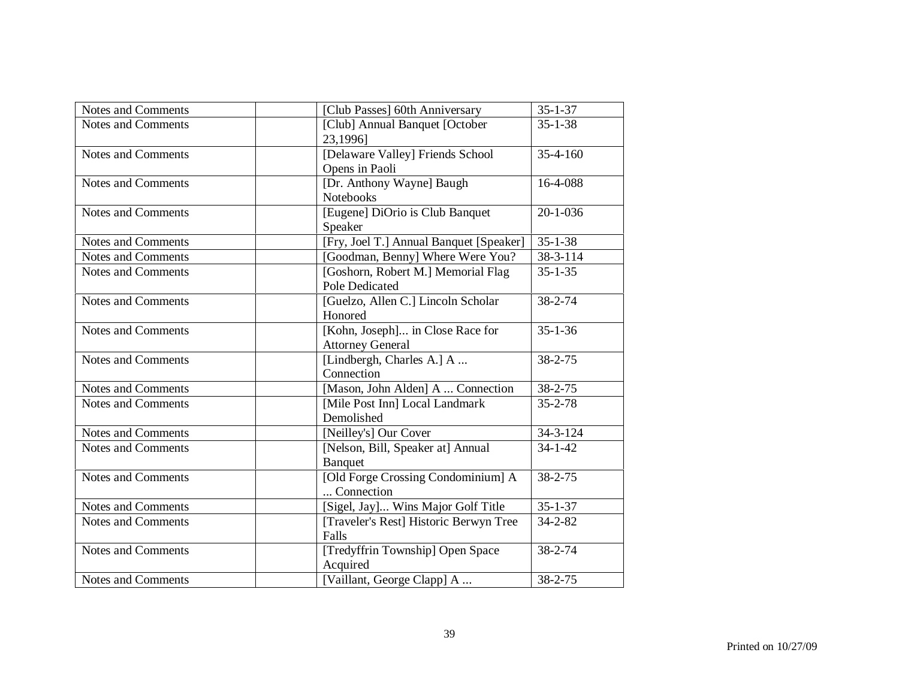| | | | |
|---|---|---|---|
| Notes and Comments | | [Club Passes] 60th Anniversary | 35-1-37 |
| Notes and Comments | | [Club] Annual Banquet [October 23,1996] | 35-1-38 |
| Notes and Comments | | [Delaware Valley] Friends School Opens in Paoli | 35-4-160 |
| Notes and Comments | | [Dr. Anthony Wayne] Baugh Notebooks | 16-4-088 |
| Notes and Comments | | [Eugene] DiOrio is Club Banquet Speaker | 20-1-036 |
| Notes and Comments | | [Fry, Joel T.] Annual Banquet [Speaker] | 35-1-38 |
| Notes and Comments | | [Goodman, Benny] Where Were You? | 38-3-114 |
| Notes and Comments | | [Goshorn, Robert M.] Memorial Flag Pole Dedicated | 35-1-35 |
| Notes and Comments | | [Guelzo, Allen C.] Lincoln Scholar Honored | 38-2-74 |
| Notes and Comments | | [Kohn, Joseph]... in Close Race for Attorney General | 35-1-36 |
| Notes and Comments | | [Lindbergh, Charles A.] A ... Connection | 38-2-75 |
| Notes and Comments | | [Mason, John Alden] A ... Connection | 38-2-75 |
| Notes and Comments | | [Mile Post Inn] Local Landmark Demolished | 35-2-78 |
| Notes and Comments | | [Neilley's] Our Cover | 34-3-124 |
| Notes and Comments | | [Nelson, Bill, Speaker at] Annual Banquet | 34-1-42 |
| Notes and Comments | | [Old Forge Crossing Condominium] A ... Connection | 38-2-75 |
| Notes and Comments | | [Sigel, Jay]... Wins Major Golf Title | 35-1-37 |
| Notes and Comments | | [Traveler's Rest] Historic Berwyn Tree Falls | 34-2-82 |
| Notes and Comments | | [Tredyffrin Township] Open Space Acquired | 38-2-74 |
| Notes and Comments | | [Vaillant, George Clapp] A ... | 38-2-75 |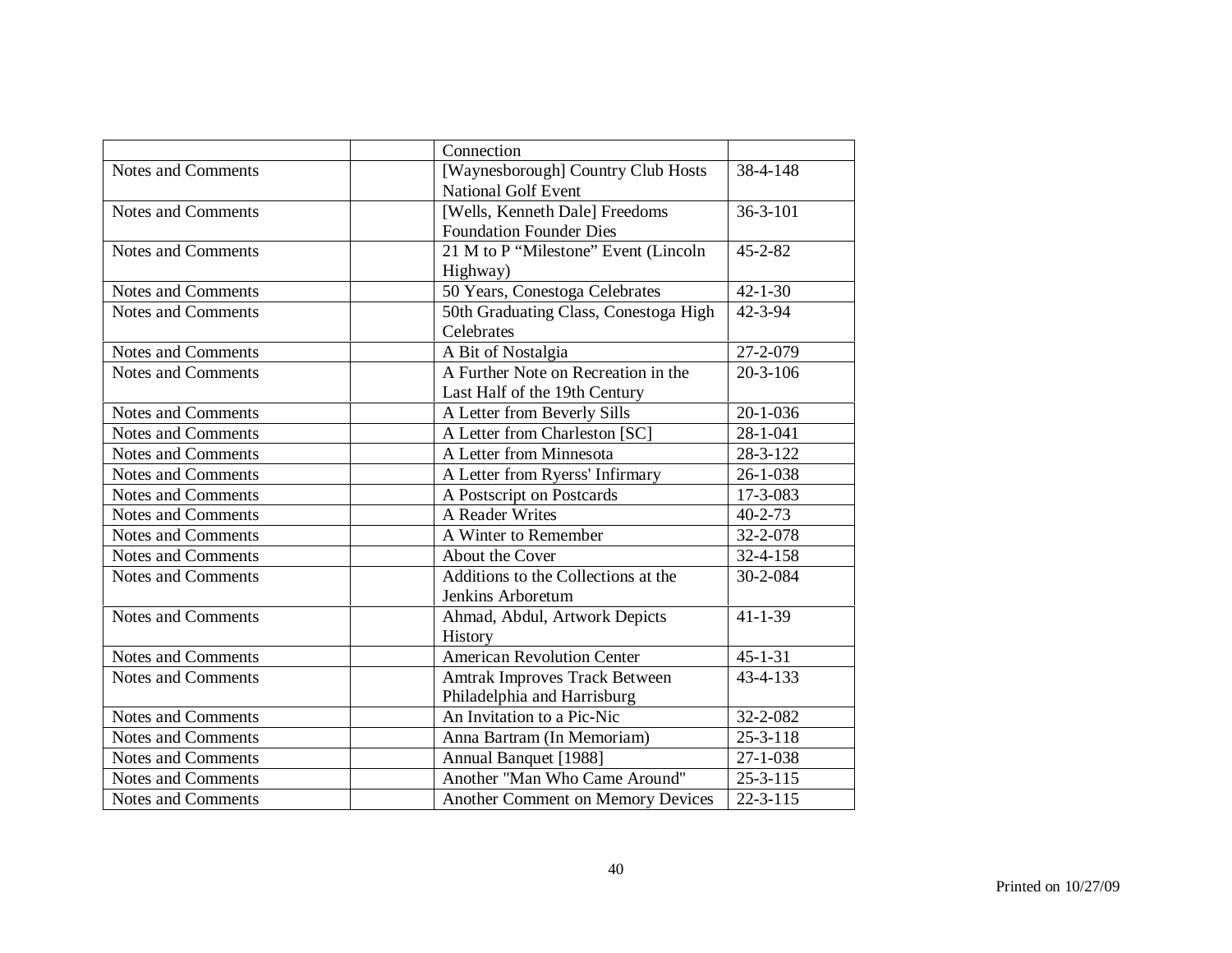| | | | |
|---|---|---|---|
| | | Connection | |
| Notes and Comments | | [Waynesborough] Country Club Hosts National Golf Event | 38-4-148 |
| Notes and Comments | | [Wells, Kenneth Dale] Freedoms Foundation Founder Dies | 36-3-101 |
| Notes and Comments | | 21 M to P "Milestone" Event (Lincoln Highway) | 45-2-82 |
| Notes and Comments | | 50 Years, Conestoga Celebrates | 42-1-30 |
| Notes and Comments | | 50th Graduating Class, Conestoga High Celebrates | 42-3-94 |
| Notes and Comments | | A Bit of Nostalgia | 27-2-079 |
| Notes and Comments | | A Further Note on Recreation in the Last Half of the 19th Century | 20-3-106 |
| Notes and Comments | | A Letter from Beverly Sills | 20-1-036 |
| Notes and Comments | | A Letter from Charleston [SC] | 28-1-041 |
| Notes and Comments | | A Letter from Minnesota | 28-3-122 |
| Notes and Comments | | A Letter from Ryerss' Infirmary | 26-1-038 |
| Notes and Comments | | A Postscript on Postcards | 17-3-083 |
| Notes and Comments | | A Reader Writes | 40-2-73 |
| Notes and Comments | | A Winter to Remember | 32-2-078 |
| Notes and Comments | | About the Cover | 32-4-158 |
| Notes and Comments | | Additions to the Collections at the Jenkins Arboretum | 30-2-084 |
| Notes and Comments | | Ahmad, Abdul, Artwork Depicts History | 41-1-39 |
| Notes and Comments | | American Revolution Center | 45-1-31 |
| Notes and Comments | | Amtrak Improves Track Between Philadelphia and Harrisburg | 43-4-133 |
| Notes and Comments | | An Invitation to a Pic-Nic | 32-2-082 |
| Notes and Comments | | Anna Bartram (In Memoriam) | 25-3-118 |
| Notes and Comments | | Annual Banquet [1988] | 27-1-038 |
| Notes and Comments | | Another "Man Who Came Around" | 25-3-115 |
| Notes and Comments | | Another Comment on Memory Devices | 22-3-115 |

Printed on 10/27/09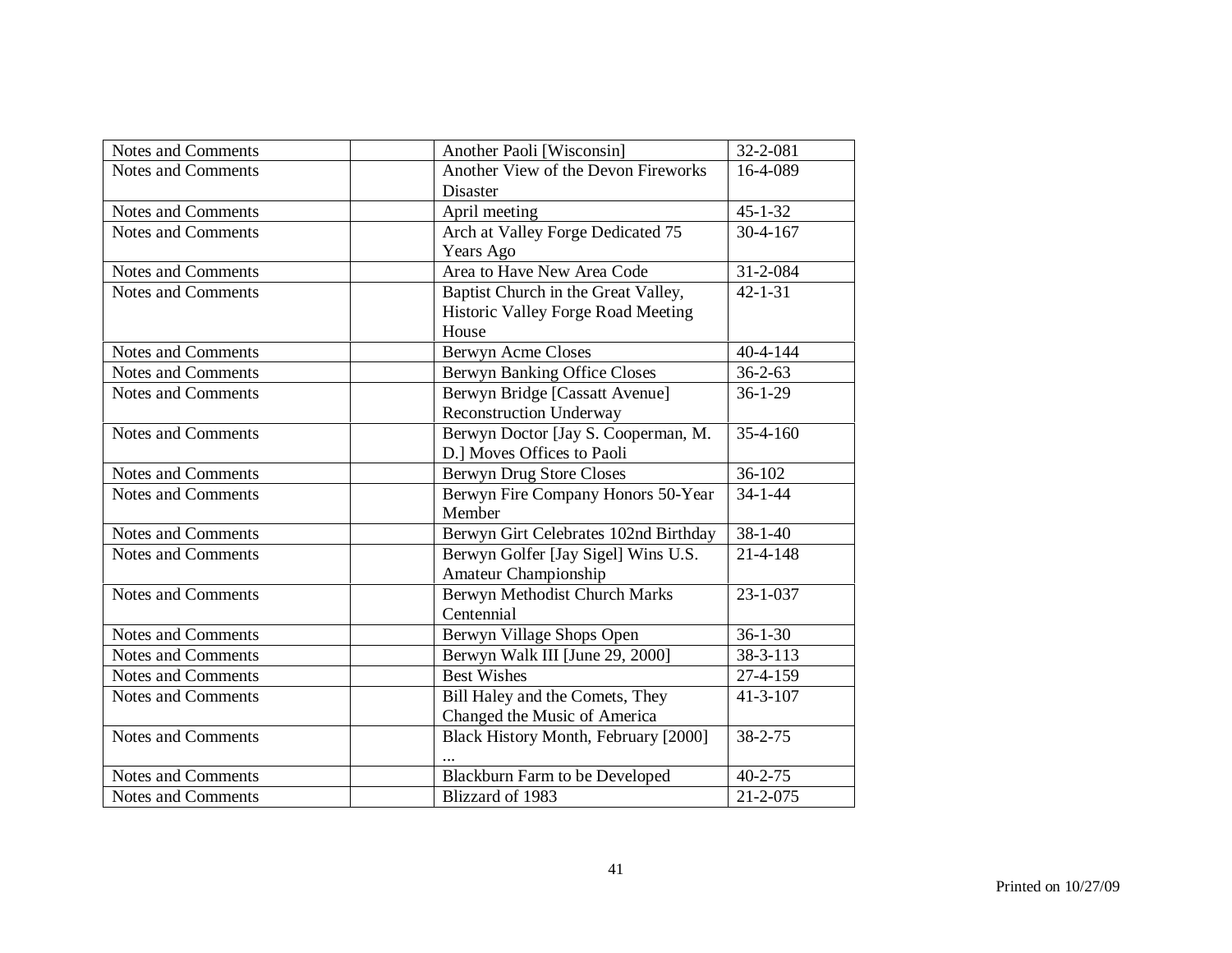| | | | |
|---|---|---|---|
| Notes and Comments | | Another Paoli [Wisconsin] | 32-2-081 |
| Notes and Comments | | Another View of the Devon Fireworks Disaster | 16-4-089 |
| Notes and Comments | | April meeting | 45-1-32 |
| Notes and Comments | | Arch at Valley Forge Dedicated 75 Years Ago | 30-4-167 |
| Notes and Comments | | Area to Have New Area Code | 31-2-084 |
| Notes and Comments | | Baptist Church in the Great Valley, Historic Valley Forge Road Meeting House | 42-1-31 |
| Notes and Comments | | Berwyn Acme Closes | 40-4-144 |
| Notes and Comments | | Berwyn Banking Office Closes | 36-2-63 |
| Notes and Comments | | Berwyn Bridge [Cassatt Avenue] Reconstruction Underway | 36-1-29 |
| Notes and Comments | | Berwyn Doctor [Jay S. Cooperman, M. D.] Moves Offices to Paoli | 35-4-160 |
| Notes and Comments | | Berwyn Drug Store Closes | 36-102 |
| Notes and Comments | | Berwyn Fire Company Honors 50-Year Member | 34-1-44 |
| Notes and Comments | | Berwyn Girt Celebrates 102nd Birthday | 38-1-40 |
| Notes and Comments | | Berwyn Golfer [Jay Sigel] Wins U.S. Amateur Championship | 21-4-148 |
| Notes and Comments | | Berwyn Methodist Church Marks Centennial | 23-1-037 |
| Notes and Comments | | Berwyn Village Shops Open | 36-1-30 |
| Notes and Comments | | Berwyn Walk III [June 29, 2000] | 38-3-113 |
| Notes and Comments | | Best Wishes | 27-4-159 |
| Notes and Comments | | Bill Haley and the Comets, They Changed the Music of America | 41-3-107 |
| Notes and Comments | | Black History Month, February [2000] ... | 38-2-75 |
| Notes and Comments | | Blackburn Farm to be Developed | 40-2-75 |
| Notes and Comments | | Blizzard of 1983 | 21-2-075 |

Printed on 10/27/09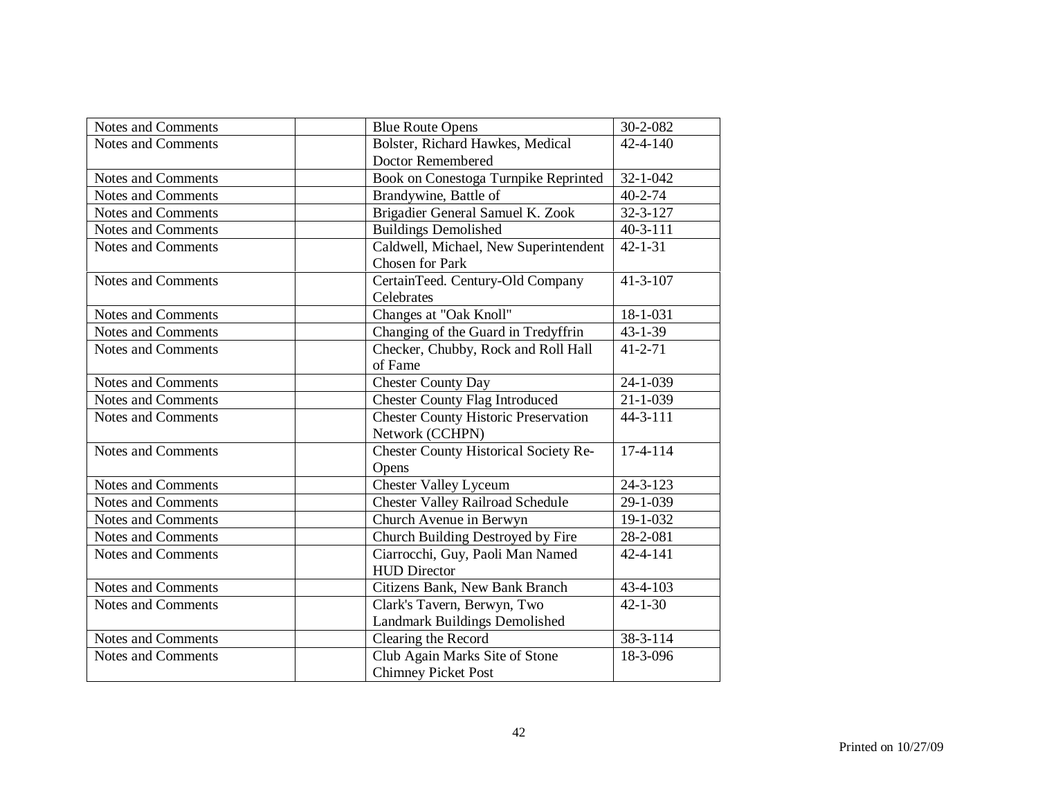| Notes and Comments | | Blue Route Opens | 30-2-082 |
|---|---|---|---|
| Notes and Comments | | Bolster, Richard Hawkes, Medical Doctor Remembered | 42-4-140 |
| Notes and Comments | | Book on Conestoga Turnpike Reprinted | 32-1-042 |
| Notes and Comments | | Brandywine, Battle of | 40-2-74 |
| Notes and Comments | | Brigadier General Samuel K. Zook | 32-3-127 |
| Notes and Comments | | Buildings Demolished | 40-3-111 |
| Notes and Comments | | Caldwell, Michael, New Superintendent Chosen for Park | 42-1-31 |
| Notes and Comments | | CertainTeed. Century-Old Company Celebrates | 41-3-107 |
| Notes and Comments | | Changes at "Oak Knoll" | 18-1-031 |
| Notes and Comments | | Changing of the Guard in Tredyffrin | 43-1-39 |
| Notes and Comments | | Checker, Chubby, Rock and Roll Hall of Fame | 41-2-71 |
| Notes and Comments | | Chester County Day | 24-1-039 |
| Notes and Comments | | Chester County Flag Introduced | 21-1-039 |
| Notes and Comments | | Chester County Historic Preservation Network (CCHPN) | 44-3-111 |
| Notes and Comments | | Chester County Historical Society Re-Opens | 17-4-114 |
| Notes and Comments | | Chester Valley Lyceum | 24-3-123 |
| Notes and Comments | | Chester Valley Railroad Schedule | 29-1-039 |
| Notes and Comments | | Church Avenue in Berwyn | 19-1-032 |
| Notes and Comments | | Church Building Destroyed by Fire | 28-2-081 |
| Notes and Comments | | Ciarrocchi, Guy, Paoli Man Named HUD Director | 42-4-141 |
| Notes and Comments | | Citizens Bank, New Bank Branch | 43-4-103 |
| Notes and Comments | | Clark's Tavern, Berwyn, Two Landmark Buildings Demolished | 42-1-30 |
| Notes and Comments | | Clearing the Record | 38-3-114 |
| Notes and Comments | | Club Again Marks Site of Stone Chimney Picket Post | 18-3-096 |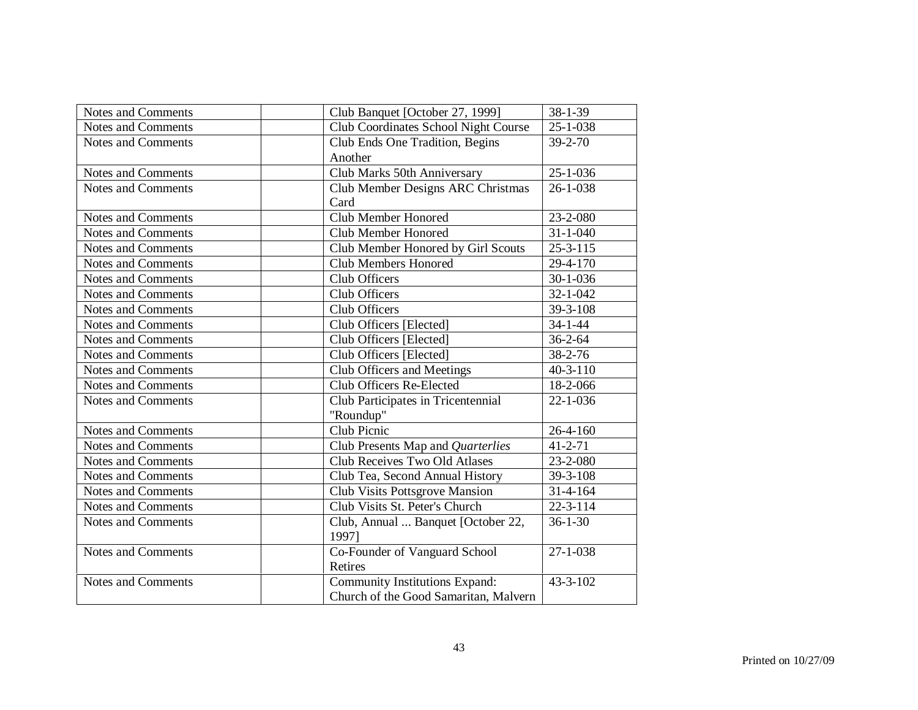| | | | |
|---|---|---|---|
| Notes and Comments | | Club Banquet [October 27, 1999] | 38-1-39 |
| Notes and Comments | | Club Coordinates School Night Course | 25-1-038 |
| Notes and Comments | | Club Ends One Tradition, Begins Another | 39-2-70 |
| Notes and Comments | | Club Marks 50th Anniversary | 25-1-036 |
| Notes and Comments | | Club Member Designs ARC Christmas Card | 26-1-038 |
| Notes and Comments | | Club Member Honored | 23-2-080 |
| Notes and Comments | | Club Member Honored | 31-1-040 |
| Notes and Comments | | Club Member Honored by Girl Scouts | 25-3-115 |
| Notes and Comments | | Club Members Honored | 29-4-170 |
| Notes and Comments | | Club Officers | 30-1-036 |
| Notes and Comments | | Club Officers | 32-1-042 |
| Notes and Comments | | Club Officers | 39-3-108 |
| Notes and Comments | | Club Officers [Elected] | 34-1-44 |
| Notes and Comments | | Club Officers [Elected] | 36-2-64 |
| Notes and Comments | | Club Officers [Elected] | 38-2-76 |
| Notes and Comments | | Club Officers and Meetings | 40-3-110 |
| Notes and Comments | | Club Officers Re-Elected | 18-2-066 |
| Notes and Comments | | Club Participates in Tricentennial "Roundup" | 22-1-036 |
| Notes and Comments | | Club Picnic | 26-4-160 |
| Notes and Comments | | Club Presents Map and *Quarterlies* | 41-2-71 |
| Notes and Comments | | Club Receives Two Old Atlases | 23-2-080 |
| Notes and Comments | | Club Tea, Second Annual History | 39-3-108 |
| Notes and Comments | | Club Visits Pottsgrove Mansion | 31-4-164 |
| Notes and Comments | | Club Visits St. Peter's Church | 22-3-114 |
| Notes and Comments | | Club, Annual ... Banquet [October 22, 1997] | 36-1-30 |
| Notes and Comments | | Co-Founder of Vanguard School Retires | 27-1-038 |
| Notes and Comments | | Community Institutions Expand: Church of the Good Samaritan, Malvern | 43-3-102 |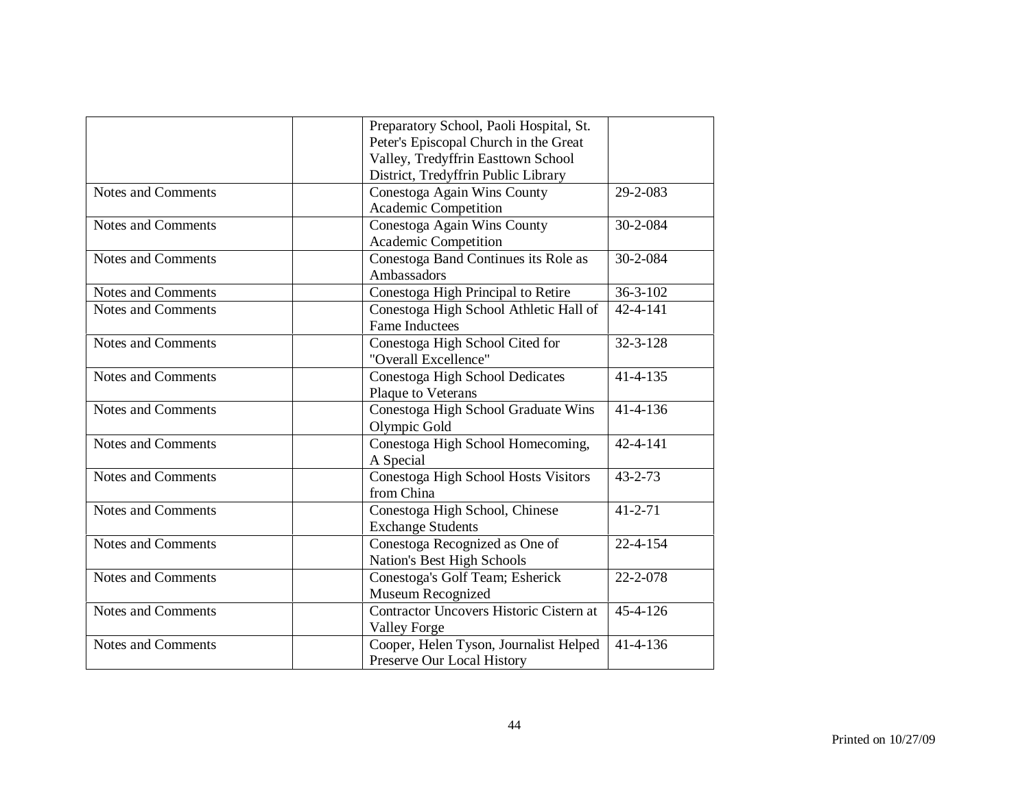| | | | |
|---|---|---|---|
| | | Preparatory School, Paoli Hospital, St. Peter's Episcopal Church in the Great Valley, Tredyffrin Easttown School District, Tredyffrin Public Library | |
| Notes and Comments | | Conestoga Again Wins County Academic Competition | 29-2-083 |
| Notes and Comments | | Conestoga Again Wins County Academic Competition | 30-2-084 |
| Notes and Comments | | Conestoga Band Continues its Role as Ambassadors | 30-2-084 |
| Notes and Comments | | Conestoga High Principal to Retire | 36-3-102 |
| Notes and Comments | | Conestoga High School Athletic Hall of Fame Inductees | 42-4-141 |
| Notes and Comments | | Conestoga High School Cited for "Overall Excellence" | 32-3-128 |
| Notes and Comments | | Conestoga High School Dedicates Plaque to Veterans | 41-4-135 |
| Notes and Comments | | Conestoga High School Graduate Wins Olympic Gold | 41-4-136 |
| Notes and Comments | | Conestoga High School Homecoming, A Special | 42-4-141 |
| Notes and Comments | | Conestoga High School Hosts Visitors from China | 43-2-73 |
| Notes and Comments | | Conestoga High School, Chinese Exchange Students | 41-2-71 |
| Notes and Comments | | Conestoga Recognized as One of Nation's Best High Schools | 22-4-154 |
| Notes and Comments | | Conestoga's Golf Team; Esherick Museum Recognized | 22-2-078 |
| Notes and Comments | | Contractor Uncovers Historic Cistern at Valley Forge | 45-4-126 |
| Notes and Comments | | Cooper, Helen Tyson, Journalist Helped Preserve Our Local History | 41-4-136 |

Printed on 10/27/09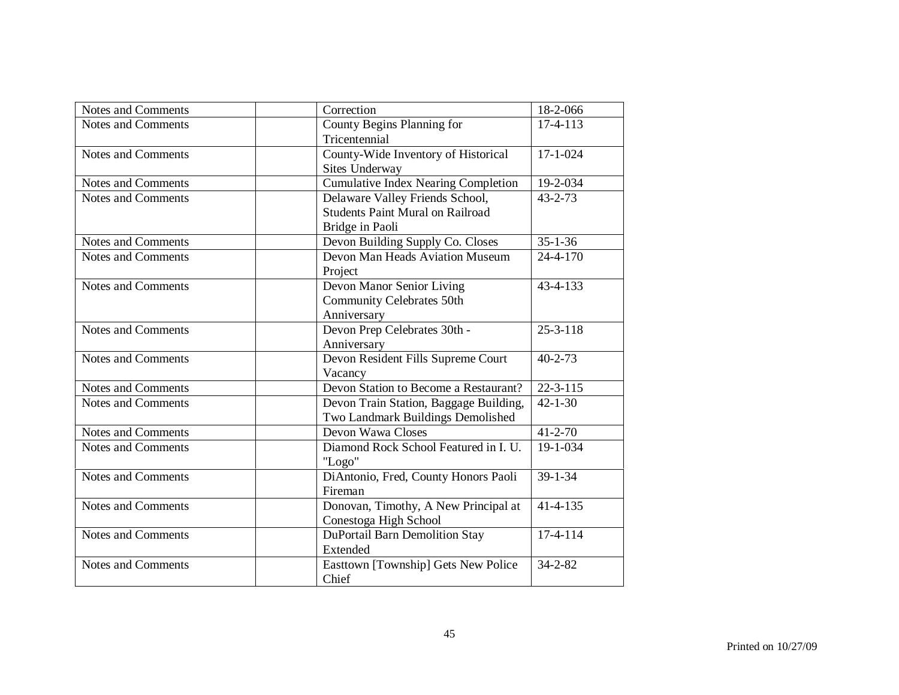| | | | |
|---|---|---|---|
| Notes and Comments | | Correction | 18-2-066 |
| Notes and Comments | | County Begins Planning for Tricentennial | 17-4-113 |
| Notes and Comments | | County-Wide Inventory of Historical Sites Underway | 17-1-024 |
| Notes and Comments | | Cumulative Index Nearing Completion | 19-2-034 |
| Notes and Comments | | Delaware Valley Friends School, Students Paint Mural on Railroad Bridge in Paoli | 43-2-73 |
| Notes and Comments | | Devon Building Supply Co. Closes | 35-1-36 |
| Notes and Comments | | Devon Man Heads Aviation Museum Project | 24-4-170 |
| Notes and Comments | | Devon Manor Senior Living Community Celebrates 50th Anniversary | 43-4-133 |
| Notes and Comments | | Devon Prep Celebrates 30th - Anniversary | 25-3-118 |
| Notes and Comments | | Devon Resident Fills Supreme Court Vacancy | 40-2-73 |
| Notes and Comments | | Devon Station to Become a Restaurant? | 22-3-115 |
| Notes and Comments | | Devon Train Station, Baggage Building, Two Landmark Buildings Demolished | 42-1-30 |
| Notes and Comments | | Devon Wawa Closes | 41-2-70 |
| Notes and Comments | | Diamond Rock School Featured in I. U. "Logo" | 19-1-034 |
| Notes and Comments | | DiAntonio, Fred, County Honors Paoli Fireman | 39-1-34 |
| Notes and Comments | | Donovan, Timothy, A New Principal at Conestoga High School | 41-4-135 |
| Notes and Comments | | DuPortail Barn Demolition Stay Extended | 17-4-114 |
| Notes and Comments | | Easttown [Township] Gets New Police Chief | 34-2-82 |

Printed on 10/27/09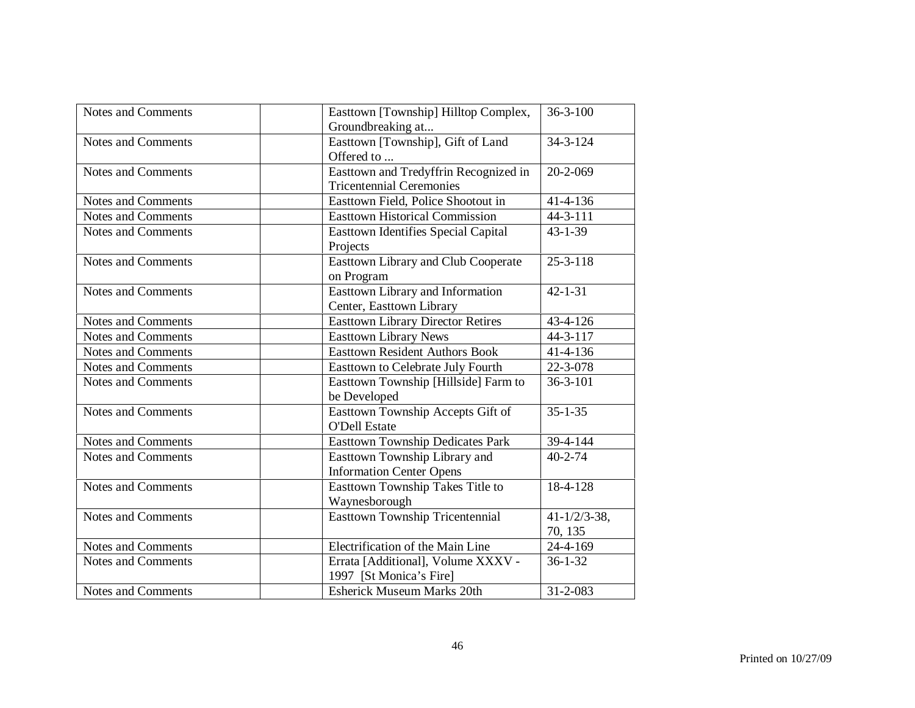| Notes and Comments | | Easttown [Township] Hilltop Complex, Groundbreaking at... | 36-3-100 |
|---|---|---|---|
| Notes and Comments | | Easttown [Township], Gift of Land Offered to ... | 34-3-124 |
| Notes and Comments | | Easttown and Tredyffrin Recognized in Tricentennial Ceremonies | 20-2-069 |
| Notes and Comments | | Easttown Field, Police Shootout in | 41-4-136 |
| Notes and Comments | | Easttown Historical Commission | 44-3-111 |
| Notes and Comments | | Easttown Identifies Special Capital Projects | 43-1-39 |
| Notes and Comments | | Easttown Library and Club Cooperate on Program | 25-3-118 |
| Notes and Comments | | Easttown Library and Information Center, Easttown Library | 42-1-31 |
| Notes and Comments | | Easttown Library Director Retires | 43-4-126 |
| Notes and Comments | | Easttown Library News | 44-3-117 |
| Notes and Comments | | Easttown Resident Authors Book | 41-4-136 |
| Notes and Comments | | Easttown to Celebrate July Fourth | 22-3-078 |
| Notes and Comments | | Easttown Township [Hillside] Farm to be Developed | 36-3-101 |
| Notes and Comments | | Easttown Township Accepts Gift of O'Dell Estate | 35-1-35 |
| Notes and Comments | | Easttown Township Dedicates Park | 39-4-144 |
| Notes and Comments | | Easttown Township Library and Information Center Opens | 40-2-74 |
| Notes and Comments | | Easttown Township Takes Title to Waynesborough | 18-4-128 |
| Notes and Comments | | Easttown Township Tricentennial | 41-1/2/3-38, 70, 135 |
| Notes and Comments | | Electrification of the Main Line | 24-4-169 |
| Notes and Comments | | Errata [Additional], Volume XXXV - 1997 [St Monica's Fire] | 36-1-32 |
| Notes and Comments | | Esherick Museum Marks 20th | 31-2-083 |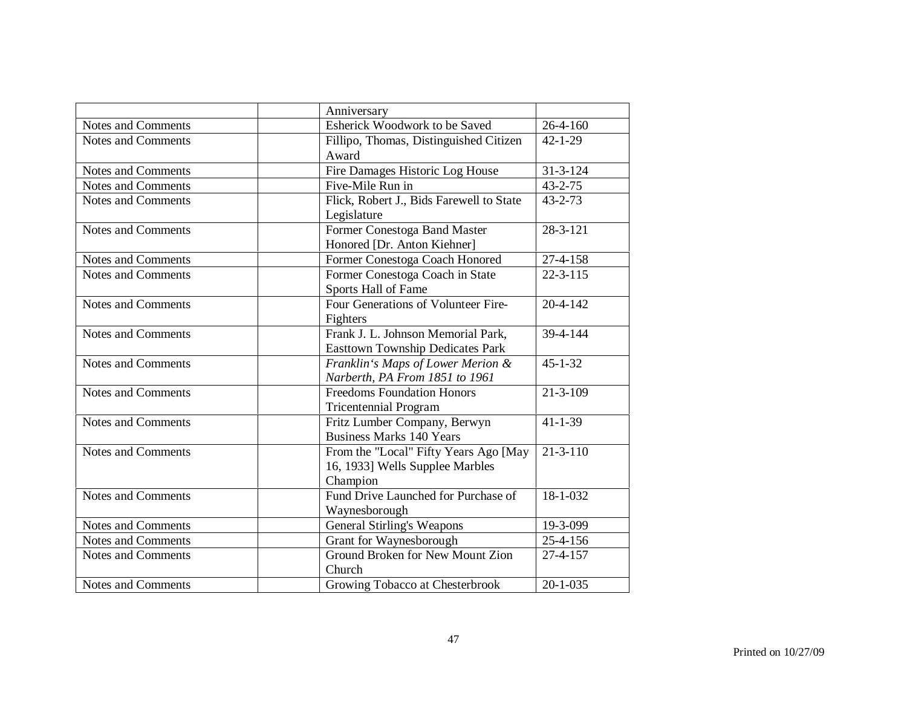| | | | |
|---|---|---|---|
| | | Anniversary | |
| Notes and Comments | | Esherick Woodwork to be Saved | 26-4-160 |
| Notes and Comments | | Fillipo, Thomas, Distinguished Citizen Award | 42-1-29 |
| Notes and Comments | | Fire Damages Historic Log House | 31-3-124 |
| Notes and Comments | | Five-Mile Run in | 43-2-75 |
| Notes and Comments | | Flick, Robert J., Bids Farewell to State Legislature | 43-2-73 |
| Notes and Comments | | Former Conestoga Band Master Honored [Dr. Anton Kiehner] | 28-3-121 |
| Notes and Comments | | Former Conestoga Coach Honored | 27-4-158 |
| Notes and Comments | | Former Conestoga Coach in State Sports Hall of Fame | 22-3-115 |
| Notes and Comments | | Four Generations of Volunteer Fire-Fighters | 20-4-142 |
| Notes and Comments | | Frank J. L. Johnson Memorial Park, Easttown Township Dedicates Park | 39-4-144 |
| Notes and Comments | | *Franklin's Maps of Lower Merion & Narberth, PA From 1851 to 1961* | 45-1-32 |
| Notes and Comments | | Freedoms Foundation Honors Tricentennial Program | 21-3-109 |
| Notes and Comments | | Fritz Lumber Company, Berwyn Business Marks 140 Years | 41-1-39 |
| Notes and Comments | | From the "Local" Fifty Years Ago [May 16, 1933] Wells Supplee Marbles Champion | 21-3-110 |
| Notes and Comments | | Fund Drive Launched for Purchase of Waynesborough | 18-1-032 |
| Notes and Comments | | General Stirling's Weapons | 19-3-099 |
| Notes and Comments | | Grant for Waynesborough | 25-4-156 |
| Notes and Comments | | Ground Broken for New Mount Zion Church | 27-4-157 |
| Notes and Comments | | Growing Tobacco at Chesterbrook | 20-1-035 |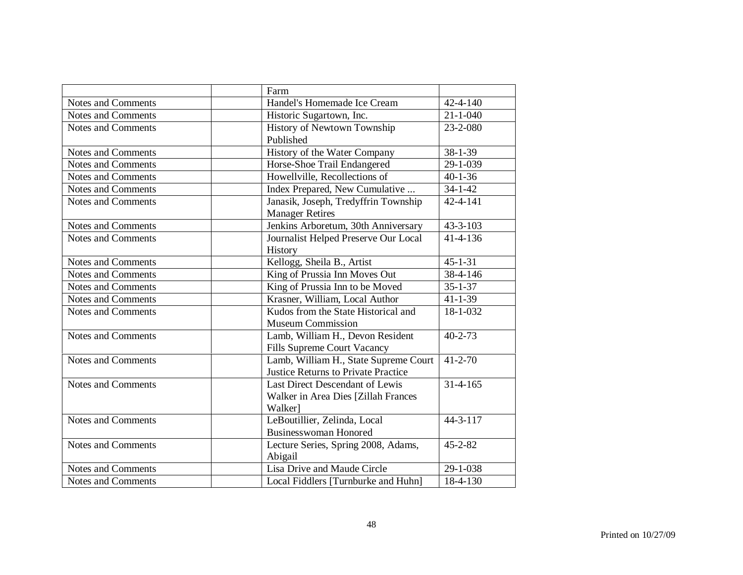| | | | |
|---|---|---|---|
| | | Farm | |
| Notes and Comments | | Handel's Homemade Ice Cream | 42-4-140 |
| Notes and Comments | | Historic Sugartown, Inc. | 21-1-040 |
| Notes and Comments | | History of Newtown Township Published | 23-2-080 |
| Notes and Comments | | History of the Water Company | 38-1-39 |
| Notes and Comments | | Horse-Shoe Trail Endangered | 29-1-039 |
| Notes and Comments | | Howellville, Recollections of | 40-1-36 |
| Notes and Comments | | Index Prepared, New Cumulative ... | 34-1-42 |
| Notes and Comments | | Janasik, Joseph, Tredyffrin Township Manager Retires | 42-4-141 |
| Notes and Comments | | Jenkins Arboretum, 30th Anniversary | 43-3-103 |
| Notes and Comments | | Journalist Helped Preserve Our Local History | 41-4-136 |
| Notes and Comments | | Kellogg, Sheila B., Artist | 45-1-31 |
| Notes and Comments | | King of Prussia Inn Moves Out | 38-4-146 |
| Notes and Comments | | King of Prussia Inn to be Moved | 35-1-37 |
| Notes and Comments | | Krasner, William, Local Author | 41-1-39 |
| Notes and Comments | | Kudos from the State Historical and Museum Commission | 18-1-032 |
| Notes and Comments | | Lamb, William H., Devon Resident Fills Supreme Court Vacancy | 40-2-73 |
| Notes and Comments | | Lamb, William H., State Supreme Court Justice Returns to Private Practice | 41-2-70 |
| Notes and Comments | | Last Direct Descendant of Lewis Walker in Area Dies [Zillah Frances Walker] | 31-4-165 |
| Notes and Comments | | LeBoutillier, Zelinda, Local Businesswoman Honored | 44-3-117 |
| Notes and Comments | | Lecture Series, Spring 2008, Adams, Abigail | 45-2-82 |
| Notes and Comments | | Lisa Drive and Maude Circle | 29-1-038 |
| Notes and Comments | | Local Fiddlers [Turnburke and Huhn] | 18-4-130 |

Printed on 10/27/09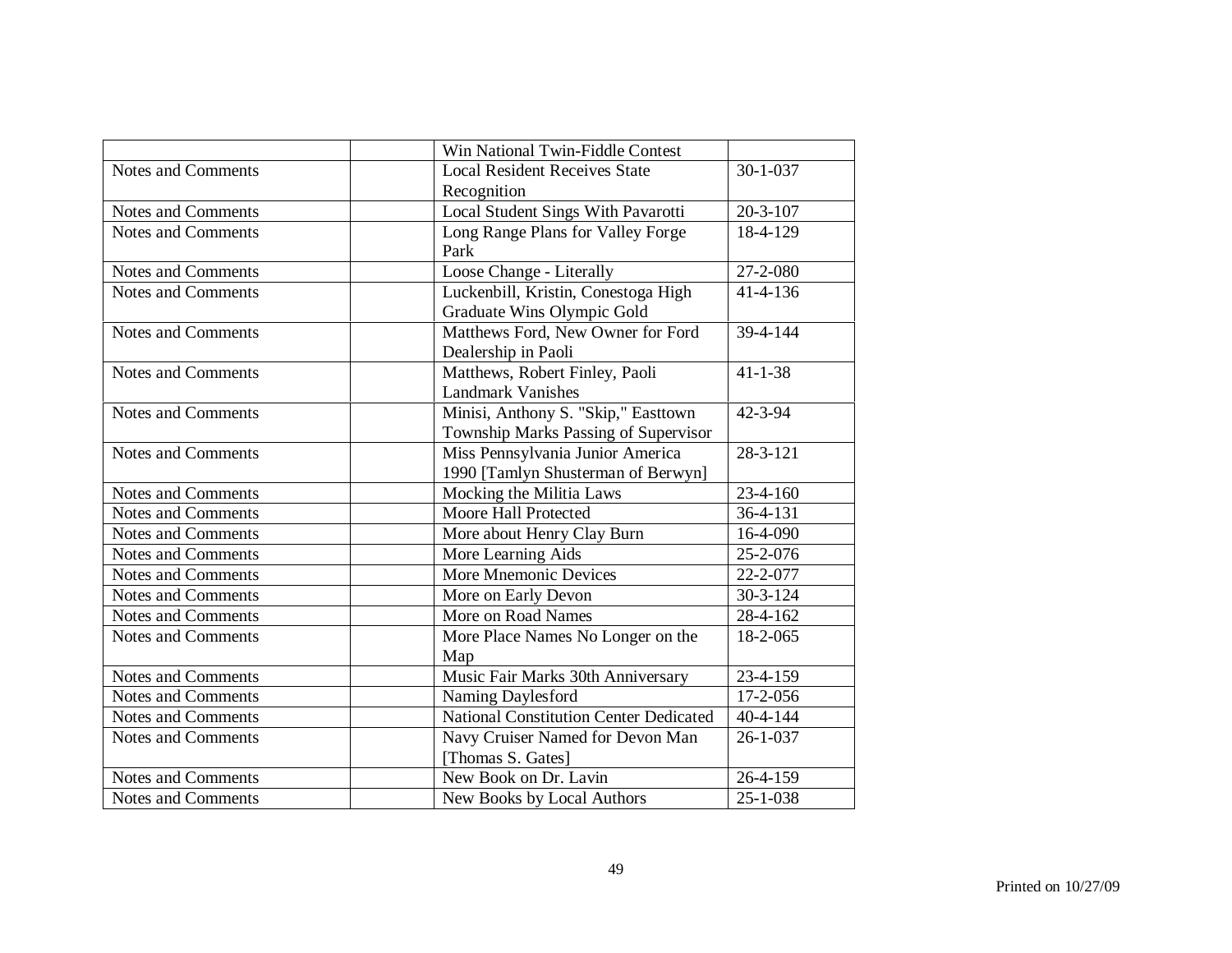| | | | |
|---|---|---|---|
| | | Win National Twin-Fiddle Contest | |
| Notes and Comments | | Local Resident Receives State Recognition | 30-1-037 |
| Notes and Comments | | Local Student Sings With Pavarotti | 20-3-107 |
| Notes and Comments | | Long Range Plans for Valley Forge Park | 18-4-129 |
| Notes and Comments | | Loose Change - Literally | 27-2-080 |
| Notes and Comments | | Luckenbill, Kristin, Conestoga High Graduate Wins Olympic Gold | 41-4-136 |
| Notes and Comments | | Matthews Ford, New Owner for Ford Dealership in Paoli | 39-4-144 |
| Notes and Comments | | Matthews, Robert Finley, Paoli Landmark Vanishes | 41-1-38 |
| Notes and Comments | | Minisi, Anthony S. "Skip," Easttown Township Marks Passing of Supervisor | 42-3-94 |
| Notes and Comments | | Miss Pennsylvania Junior America 1990 [Tamlyn Shusterman of Berwyn] | 28-3-121 |
| Notes and Comments | | Mocking the Militia Laws | 23-4-160 |
| Notes and Comments | | Moore Hall Protected | 36-4-131 |
| Notes and Comments | | More about Henry Clay Burn | 16-4-090 |
| Notes and Comments | | More Learning Aids | 25-2-076 |
| Notes and Comments | | More Mnemonic Devices | 22-2-077 |
| Notes and Comments | | More on Early Devon | 30-3-124 |
| Notes and Comments | | More on Road Names | 28-4-162 |
| Notes and Comments | | More Place Names No Longer on the Map | 18-2-065 |
| Notes and Comments | | Music Fair Marks 30th Anniversary | 23-4-159 |
| Notes and Comments | | Naming Daylesford | 17-2-056 |
| Notes and Comments | | National Constitution Center Dedicated | 40-4-144 |
| Notes and Comments | | Navy Cruiser Named for Devon Man [Thomas S. Gates] | 26-1-037 |
| Notes and Comments | | New Book on Dr. Lavin | 26-4-159 |
| Notes and Comments | | New Books by Local Authors | 25-1-038 |

Printed on 10/27/09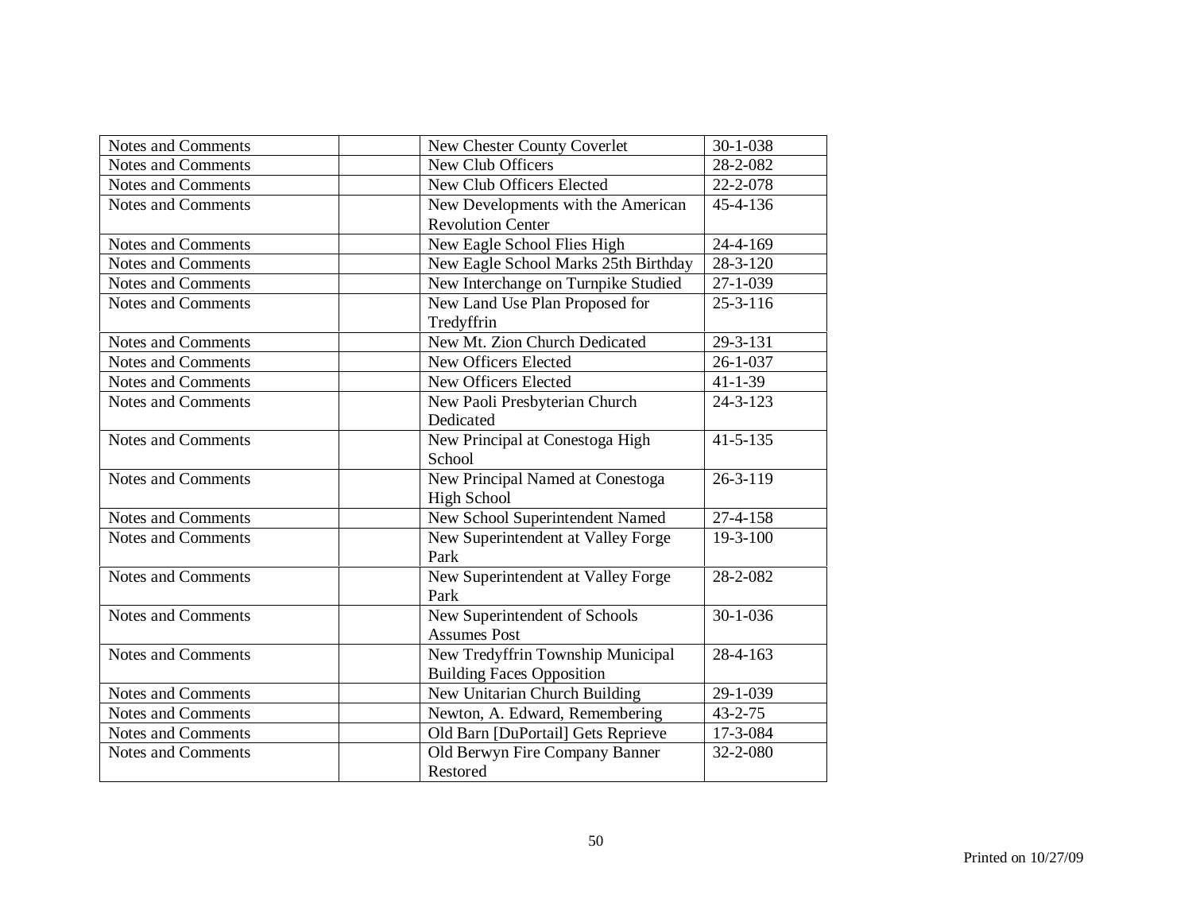| Notes and Comments | | New Chester County Coverlet | 30-1-038 |
|---|---|---|---|
| Notes and Comments | | New Club Officers | 28-2-082 |
| Notes and Comments | | New Club Officers Elected | 22-2-078 |
| Notes and Comments | | New Developments with the American Revolution Center | 45-4-136 |
| Notes and Comments | | New Eagle School Flies High | 24-4-169 |
| Notes and Comments | | New Eagle School Marks 25th Birthday | 28-3-120 |
| Notes and Comments | | New Interchange on Turnpike Studied | 27-1-039 |
| Notes and Comments | | New Land Use Plan Proposed for Tredyffrin | 25-3-116 |
| Notes and Comments | | New Mt. Zion Church Dedicated | 29-3-131 |
| Notes and Comments | | New Officers Elected | 26-1-037 |
| Notes and Comments | | New Officers Elected | 41-1-39 |
| Notes and Comments | | New Paoli Presbyterian Church Dedicated | 24-3-123 |
| Notes and Comments | | New Principal at Conestoga High School | 41-5-135 |
| Notes and Comments | | New Principal Named at Conestoga High School | 26-3-119 |
| Notes and Comments | | New School Superintendent Named | 27-4-158 |
| Notes and Comments | | New Superintendent at Valley Forge Park | 19-3-100 |
| Notes and Comments | | New Superintendent at Valley Forge Park | 28-2-082 |
| Notes and Comments | | New Superintendent of Schools Assumes Post | 30-1-036 |
| Notes and Comments | | New Tredyffrin Township Municipal Building Faces Opposition | 28-4-163 |
| Notes and Comments | | New Unitarian Church Building | 29-1-039 |
| Notes and Comments | | Newton, A. Edward, Remembering | 43-2-75 |
| Notes and Comments | | Old Barn [DuPortail] Gets Reprieve | 17-3-084 |
| Notes and Comments | | Old Berwyn Fire Company Banner Restored | 32-2-080 |

Printed on 10/27/09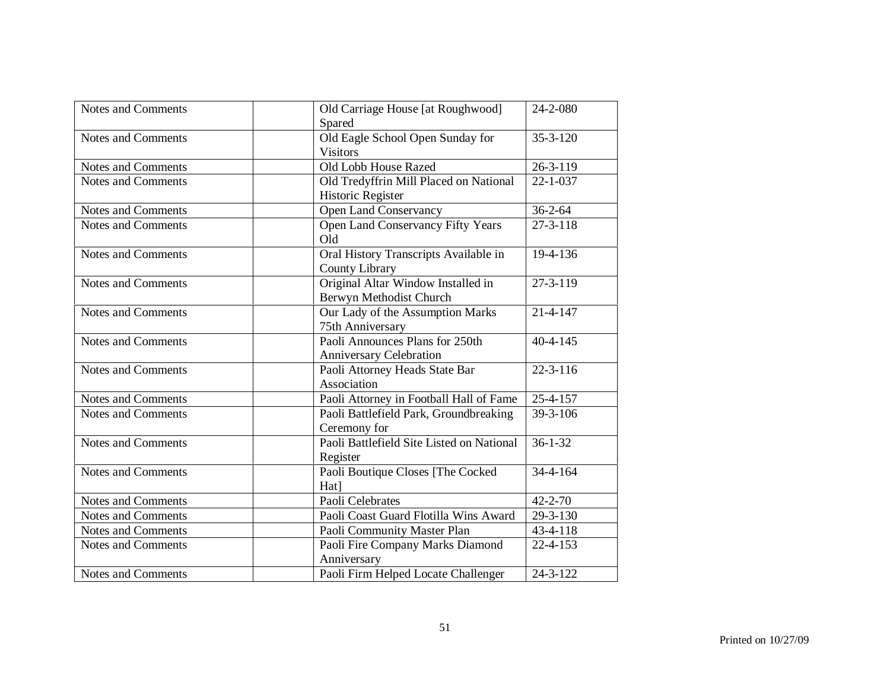| Notes and Comments | | Old Carriage House [at Roughwood] Spared | 24-2-080 |
|---|---|---|---|
| Notes and Comments | | Old Eagle School Open Sunday for Visitors | 35-3-120 |
| Notes and Comments | | Old Lobb House Razed | 26-3-119 |
| Notes and Comments | | Old Tredyffrin Mill Placed on National Historic Register | 22-1-037 |
| Notes and Comments | | Open Land Conservancy | 36-2-64 |
| Notes and Comments | | Open Land Conservancy Fifty Years Old | 27-3-118 |
| Notes and Comments | | Oral History Transcripts Available in County Library | 19-4-136 |
| Notes and Comments | | Original Altar Window Installed in Berwyn Methodist Church | 27-3-119 |
| Notes and Comments | | Our Lady of the Assumption Marks 75th Anniversary | 21-4-147 |
| Notes and Comments | | Paoli Announces Plans for 250th Anniversary Celebration | 40-4-145 |
| Notes and Comments | | Paoli Attorney Heads State Bar Association | 22-3-116 |
| Notes and Comments | | Paoli Attorney in Football Hall of Fame | 25-4-157 |
| Notes and Comments | | Paoli Battlefield Park, Groundbreaking Ceremony for | 39-3-106 |
| Notes and Comments | | Paoli Battlefield Site Listed on National Register | 36-1-32 |
| Notes and Comments | | Paoli Boutique Closes [The Cocked Hat] | 34-4-164 |
| Notes and Comments | | Paoli Celebrates | 42-2-70 |
| Notes and Comments | | Paoli Coast Guard Flotilla Wins Award | 29-3-130 |
| Notes and Comments | | Paoli Community Master Plan | 43-4-118 |
| Notes and Comments | | Paoli Fire Company Marks Diamond Anniversary | 22-4-153 |
| Notes and Comments | | Paoli Firm Helped Locate Challenger | 24-3-122 |

Printed on 10/27/09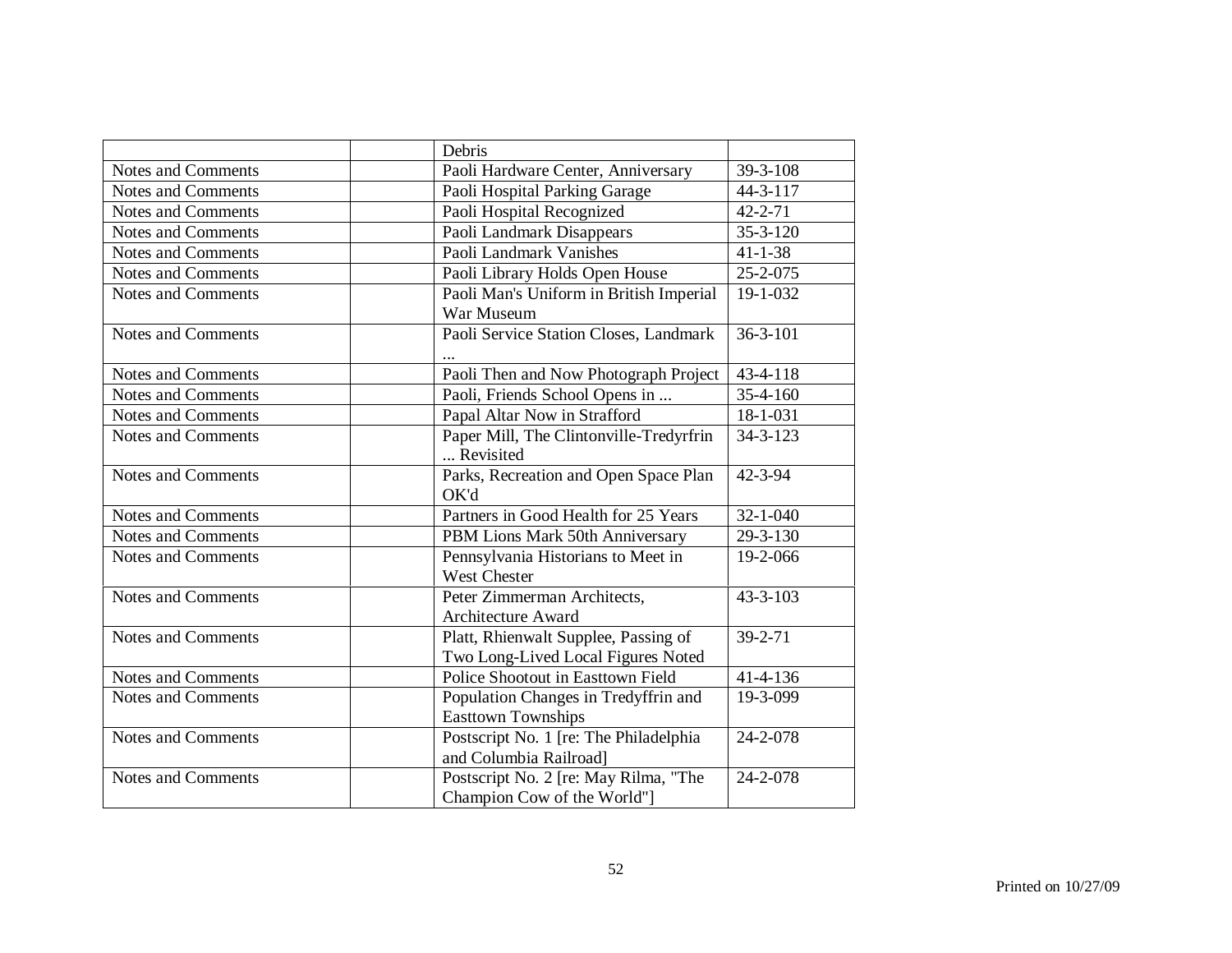| | | | |
|---|---|---|---|
| | | Debris | |
| Notes and Comments | | Paoli Hardware Center, Anniversary | 39-3-108 |
| Notes and Comments | | Paoli Hospital Parking Garage | 44-3-117 |
| Notes and Comments | | Paoli Hospital Recognized | 42-2-71 |
| Notes and Comments | | Paoli Landmark Disappears | 35-3-120 |
| Notes and Comments | | Paoli Landmark Vanishes | 41-1-38 |
| Notes and Comments | | Paoli Library Holds Open House | 25-2-075 |
| Notes and Comments | | Paoli Man's Uniform in British Imperial War Museum | 19-1-032 |
| Notes and Comments | | Paoli Service Station Closes, Landmark ... | 36-3-101 |
| Notes and Comments | | Paoli Then and Now Photograph Project | 43-4-118 |
| Notes and Comments | | Paoli, Friends School Opens in ... | 35-4-160 |
| Notes and Comments | | Papal Altar Now in Strafford | 18-1-031 |
| Notes and Comments | | Paper Mill, The Clintonville-Tredyrfrin ... Revisited | 34-3-123 |
| Notes and Comments | | Parks, Recreation and Open Space Plan OK'd | 42-3-94 |
| Notes and Comments | | Partners in Good Health for 25 Years | 32-1-040 |
| Notes and Comments | | PBM Lions Mark 50th Anniversary | 29-3-130 |
| Notes and Comments | | Pennsylvania Historians to Meet in West Chester | 19-2-066 |
| Notes and Comments | | Peter Zimmerman Architects, Architecture Award | 43-3-103 |
| Notes and Comments | | Platt, Rhienwalt Supplee, Passing of Two Long-Lived Local Figures Noted | 39-2-71 |
| Notes and Comments | | Police Shootout in Easttown Field | 41-4-136 |
| Notes and Comments | | Population Changes in Tredyffrin and Easttown Townships | 19-3-099 |
| Notes and Comments | | Postscript No. 1 [re: The Philadelphia and Columbia Railroad] | 24-2-078 |
| Notes and Comments | | Postscript No. 2 [re: May Rilma, "The Champion Cow of the World"] | 24-2-078 |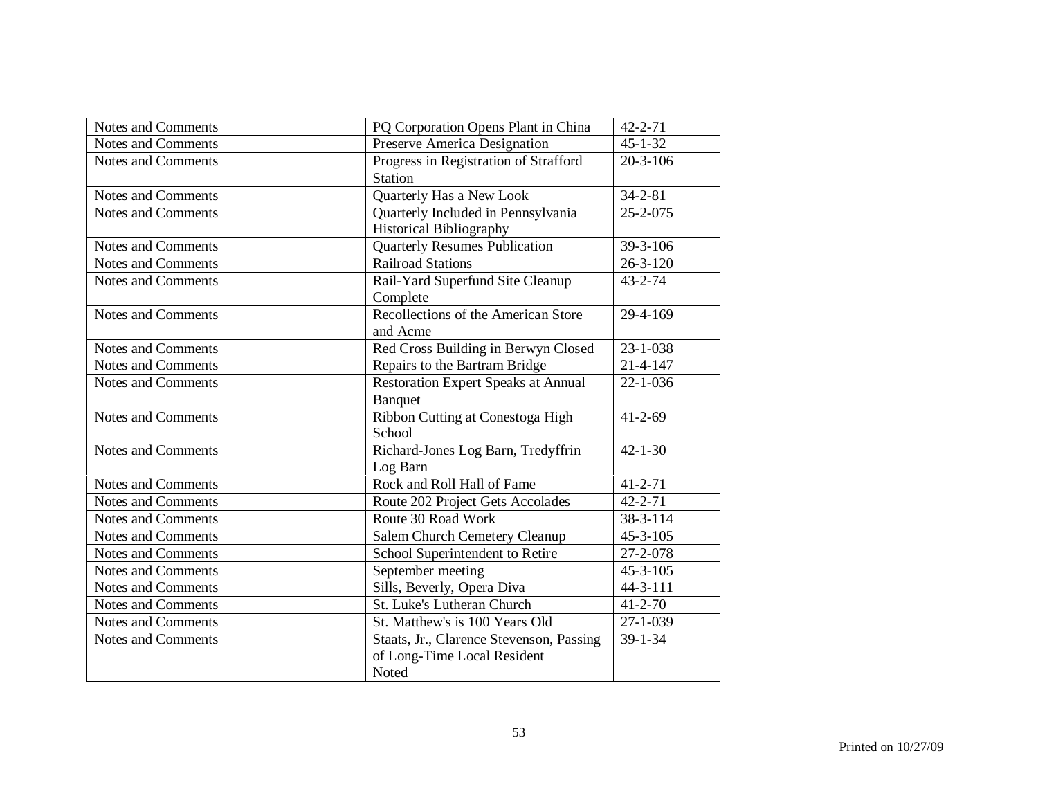| Notes and Comments | | PQ Corporation Opens Plant in China | 42-2-71 |
|---|---|---|---|
| Notes and Comments | | Preserve America Designation | 45-1-32 |
| Notes and Comments | | Progress in Registration of Strafford Station | 20-3-106 |
| Notes and Comments | | Quarterly Has a New Look | 34-2-81 |
| Notes and Comments | | Quarterly Included in Pennsylvania Historical Bibliography | 25-2-075 |
| Notes and Comments | | Quarterly Resumes Publication | 39-3-106 |
| Notes and Comments | | Railroad Stations | 26-3-120 |
| Notes and Comments | | Rail-Yard Superfund Site Cleanup Complete | 43-2-74 |
| Notes and Comments | | Recollections of the American Store and Acme | 29-4-169 |
| Notes and Comments | | Red Cross Building in Berwyn Closed | 23-1-038 |
| Notes and Comments | | Repairs to the Bartram Bridge | 21-4-147 |
| Notes and Comments | | Restoration Expert Speaks at Annual Banquet | 22-1-036 |
| Notes and Comments | | Ribbon Cutting at Conestoga High School | 41-2-69 |
| Notes and Comments | | Richard-Jones Log Barn, Tredyffrin Log Barn | 42-1-30 |
| Notes and Comments | | Rock and Roll Hall of Fame | 41-2-71 |
| Notes and Comments | | Route 202 Project Gets Accolades | 42-2-71 |
| Notes and Comments | | Route 30 Road Work | 38-3-114 |
| Notes and Comments | | Salem Church Cemetery Cleanup | 45-3-105 |
| Notes and Comments | | School Superintendent to Retire | 27-2-078 |
| Notes and Comments | | September meeting | 45-3-105 |
| Notes and Comments | | Sills, Beverly, Opera Diva | 44-3-111 |
| Notes and Comments | | St. Luke's Lutheran Church | 41-2-70 |
| Notes and Comments | | St. Matthew's is 100 Years Old | 27-1-039 |
| Notes and Comments | | Staats, Jr., Clarence Stevenson, Passing of Long-Time Local Resident Noted | 39-1-34 |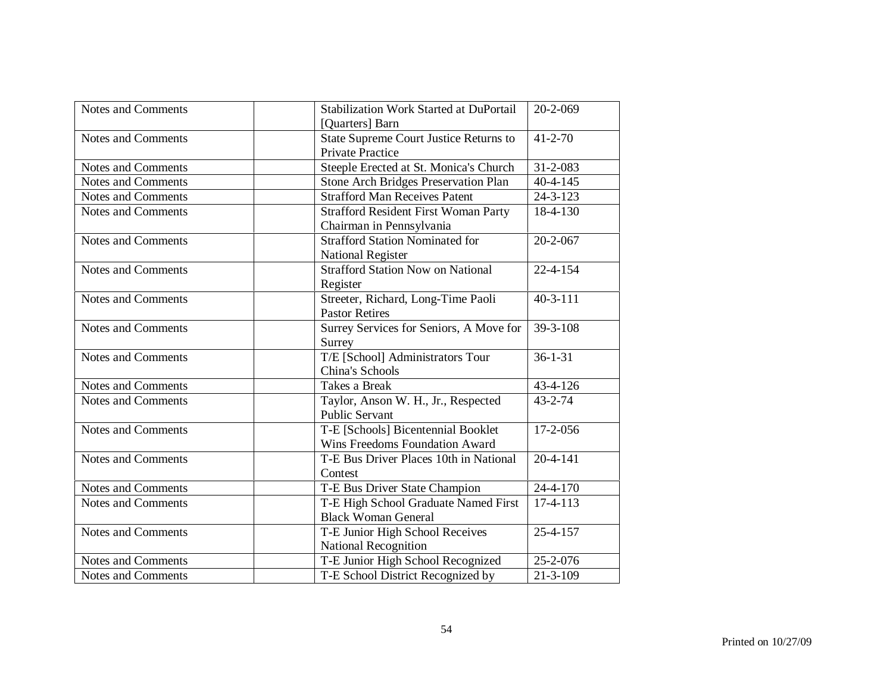| Notes and Comments | | Stabilization Work Started at DuPortail [Quarters] Barn | 20-2-069 |
|---|---|---|---|
| Notes and Comments | | State Supreme Court Justice Returns to Private Practice | 41-2-70 |
| Notes and Comments | | Steeple Erected at St. Monica's Church | 31-2-083 |
| Notes and Comments | | Stone Arch Bridges Preservation Plan | 40-4-145 |
| Notes and Comments | | Strafford Man Receives Patent | 24-3-123 |
| Notes and Comments | | Strafford Resident First Woman Party Chairman in Pennsylvania | 18-4-130 |
| Notes and Comments | | Strafford Station Nominated for National Register | 20-2-067 |
| Notes and Comments | | Strafford Station Now on National Register | 22-4-154 |
| Notes and Comments | | Streeter, Richard, Long-Time Paoli Pastor Retires | 40-3-111 |
| Notes and Comments | | Surrey Services for Seniors, A Move for Surrey | 39-3-108 |
| Notes and Comments | | T/E [School] Administrators Tour China's Schools | 36-1-31 |
| Notes and Comments | | Takes a Break | 43-4-126 |
| Notes and Comments | | Taylor, Anson W. H., Jr., Respected Public Servant | 43-2-74 |
| Notes and Comments | | T-E [Schools] Bicentennial Booklet Wins Freedoms Foundation Award | 17-2-056 |
| Notes and Comments | | T-E Bus Driver Places 10th in National Contest | 20-4-141 |
| Notes and Comments | | T-E Bus Driver State Champion | 24-4-170 |
| Notes and Comments | | T-E High School Graduate Named First Black Woman General | 17-4-113 |
| Notes and Comments | | T-E Junior High School Receives National Recognition | 25-4-157 |
| Notes and Comments | | T-E Junior High School Recognized | 25-2-076 |
| Notes and Comments | | T-E School District Recognized by | 21-3-109 |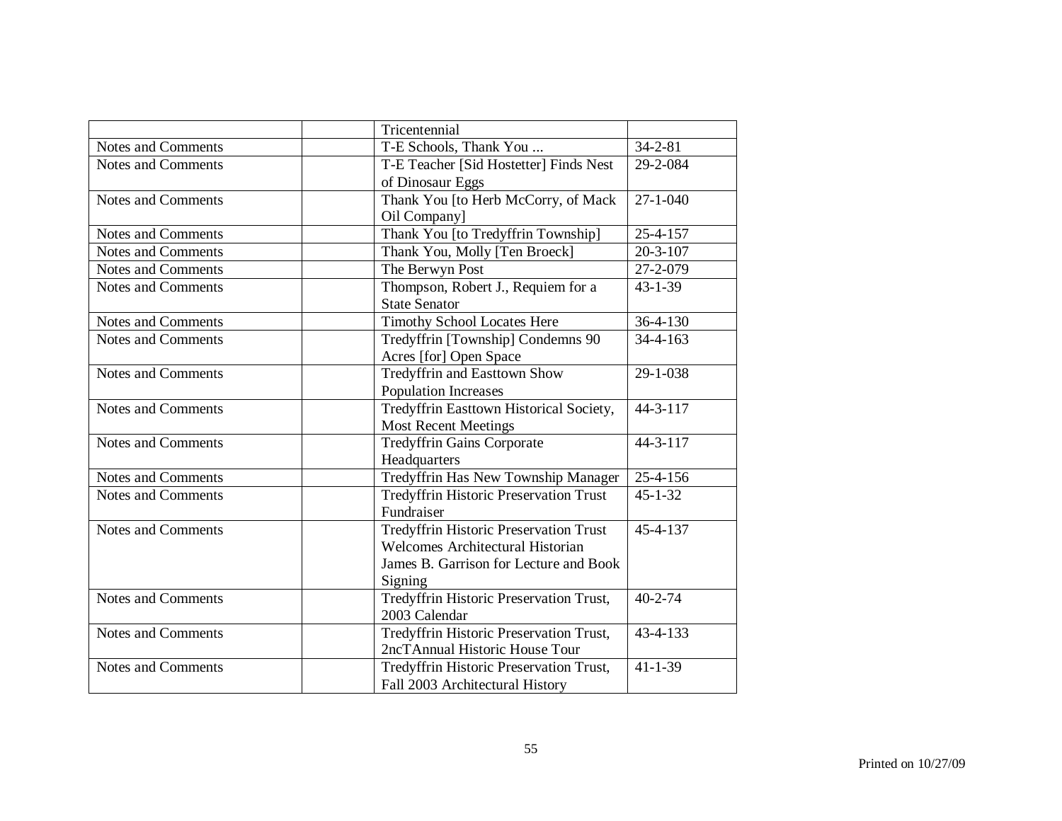| | | | |
|---|---|---|---|
| | | Tricentennial | |
| Notes and Comments | | T-E Schools, Thank You ... | 34-2-81 |
| Notes and Comments | | T-E Teacher [Sid Hostetter] Finds Nest of Dinosaur Eggs | 29-2-084 |
| Notes and Comments | | Thank You [to Herb McCorry, of Mack Oil Company] | 27-1-040 |
| Notes and Comments | | Thank You [to Tredyffrin Township] | 25-4-157 |
| Notes and Comments | | Thank You, Molly [Ten Broeck] | 20-3-107 |
| Notes and Comments | | The Berwyn Post | 27-2-079 |
| Notes and Comments | | Thompson, Robert J., Requiem for a State Senator | 43-1-39 |
| Notes and Comments | | Timothy School Locates Here | 36-4-130 |
| Notes and Comments | | Tredyffrin [Township] Condemns 90 Acres [for] Open Space | 34-4-163 |
| Notes and Comments | | Tredyffrin and Easttown Show Population Increases | 29-1-038 |
| Notes and Comments | | Tredyffrin Easttown Historical Society, Most Recent Meetings | 44-3-117 |
| Notes and Comments | | Tredyffrin Gains Corporate Headquarters | 44-3-117 |
| Notes and Comments | | Tredyffrin Has New Township Manager | 25-4-156 |
| Notes and Comments | | Tredyffrin Historic Preservation Trust Fundraiser | 45-1-32 |
| Notes and Comments | | Tredyffrin Historic Preservation Trust Welcomes Architectural Historian James B. Garrison for Lecture and Book Signing | 45-4-137 |
| Notes and Comments | | Tredyffrin Historic Preservation Trust, 2003 Calendar | 40-2-74 |
| Notes and Comments | | Tredyffrin Historic Preservation Trust, 2ncTAnnual Historic House Tour | 43-4-133 |
| Notes and Comments | | Tredyffrin Historic Preservation Trust, Fall 2003 Architectural History | 41-1-39 |

Printed on 10/27/09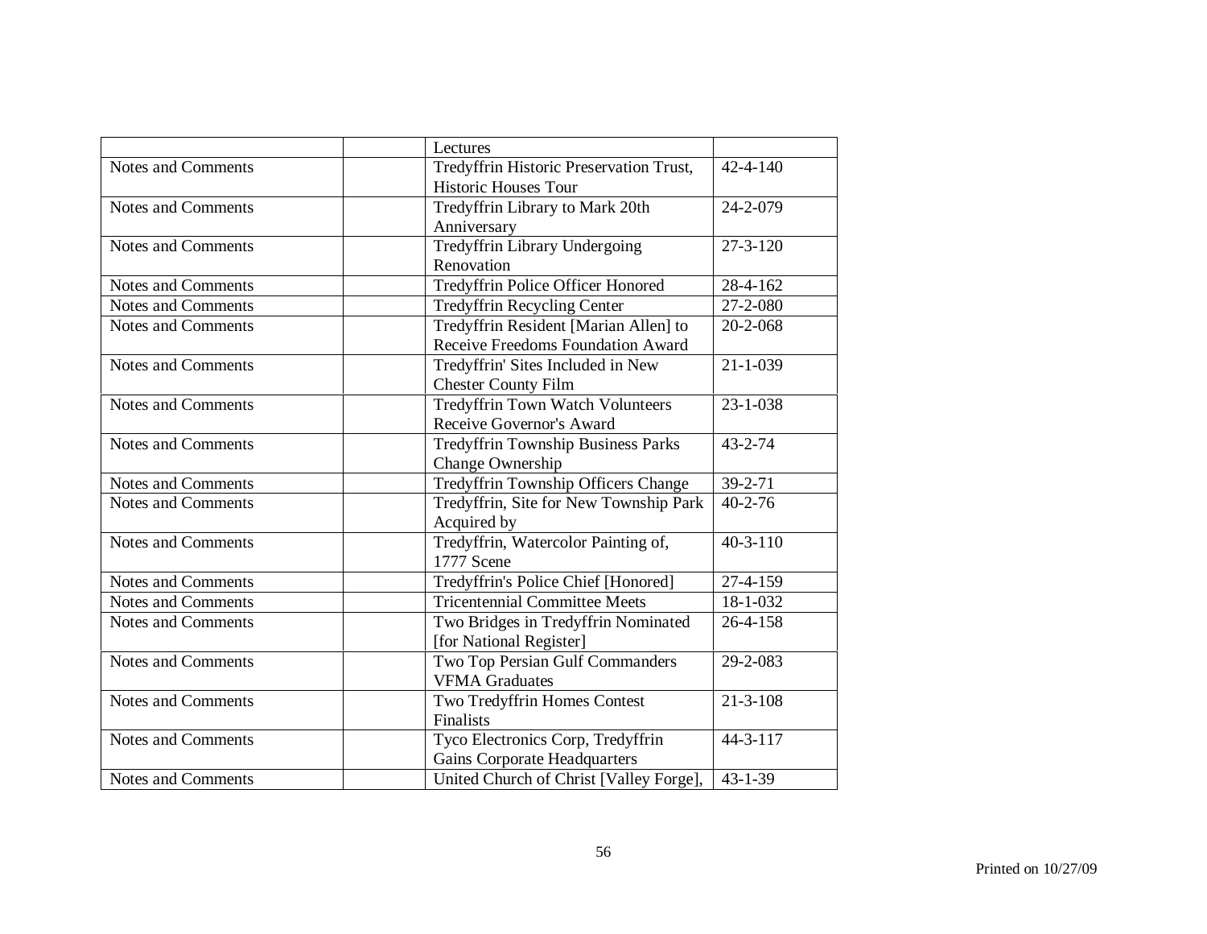| | | | |
|---|---|---|---|
| | | Lectures | |
| Notes and Comments | | Tredyffrin Historic Preservation Trust, Historic Houses Tour | 42-4-140 |
| Notes and Comments | | Tredyffrin Library to Mark 20th Anniversary | 24-2-079 |
| Notes and Comments | | Tredyffrin Library Undergoing Renovation | 27-3-120 |
| Notes and Comments | | Tredyffrin Police Officer Honored | 28-4-162 |
| Notes and Comments | | Tredyffrin Recycling Center | 27-2-080 |
| Notes and Comments | | Tredyffrin Resident [Marian Allen] to Receive Freedoms Foundation Award | 20-2-068 |
| Notes and Comments | | Tredyffrin' Sites Included in New Chester County Film | 21-1-039 |
| Notes and Comments | | Tredyffrin Town Watch Volunteers Receive Governor's Award | 23-1-038 |
| Notes and Comments | | Tredyffrin Township Business Parks Change Ownership | 43-2-74 |
| Notes and Comments | | Tredyffrin Township Officers Change | 39-2-71 |
| Notes and Comments | | Tredyffrin, Site for New Township Park Acquired by | 40-2-76 |
| Notes and Comments | | Tredyffrin, Watercolor Painting of, 1777 Scene | 40-3-110 |
| Notes and Comments | | Tredyffrin's Police Chief [Honored] | 27-4-159 |
| Notes and Comments | | Tricentennial Committee Meets | 18-1-032 |
| Notes and Comments | | Two Bridges in Tredyffrin Nominated [for National Register] | 26-4-158 |
| Notes and Comments | | Two Top Persian Gulf Commanders VFMA Graduates | 29-2-083 |
| Notes and Comments | | Two Tredyffrin Homes Contest Finalists | 21-3-108 |
| Notes and Comments | | Tyco Electronics Corp, Tredyffrin Gains Corporate Headquarters | 44-3-117 |
| Notes and Comments | | United Church of Christ [Valley Forge], | 43-1-39 |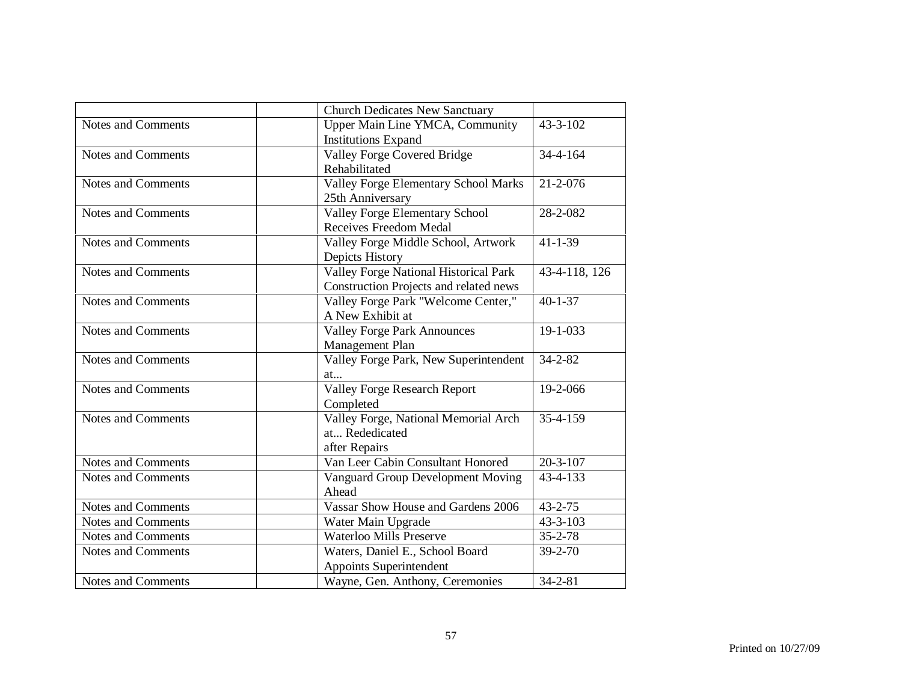| | | | |
|---|---|---|---|
| | | Church Dedicates New Sanctuary | |
| Notes and Comments | | Upper Main Line YMCA, Community Institutions Expand | 43-3-102 |
| Notes and Comments | | Valley Forge Covered Bridge Rehabilitated | 34-4-164 |
| Notes and Comments | | Valley Forge Elementary School Marks 25th Anniversary | 21-2-076 |
| Notes and Comments | | Valley Forge Elementary School Receives Freedom Medal | 28-2-082 |
| Notes and Comments | | Valley Forge Middle School, Artwork Depicts History | 41-1-39 |
| Notes and Comments | | Valley Forge National Historical Park Construction Projects and related news | 43-4-118, 126 |
| Notes and Comments | | Valley Forge Park "Welcome Center," A New Exhibit at | 40-1-37 |
| Notes and Comments | | Valley Forge Park Announces Management Plan | 19-1-033 |
| Notes and Comments | | Valley Forge Park, New Superintendent at... | 34-2-82 |
| Notes and Comments | | Valley Forge Research Report Completed | 19-2-066 |
| Notes and Comments | | Valley Forge, National Memorial Arch at... Rededicated after Repairs | 35-4-159 |
| Notes and Comments | | Van Leer Cabin Consultant Honored | 20-3-107 |
| Notes and Comments | | Vanguard Group Development Moving Ahead | 43-4-133 |
| Notes and Comments | | Vassar Show House and Gardens 2006 | 43-2-75 |
| Notes and Comments | | Water Main Upgrade | 43-3-103 |
| Notes and Comments | | Waterloo Mills Preserve | 35-2-78 |
| Notes and Comments | | Waters, Daniel E., School Board Appoints Superintendent | 39-2-70 |
| Notes and Comments | | Wayne, Gen. Anthony, Ceremonies | 34-2-81 |

Printed on 10/27/09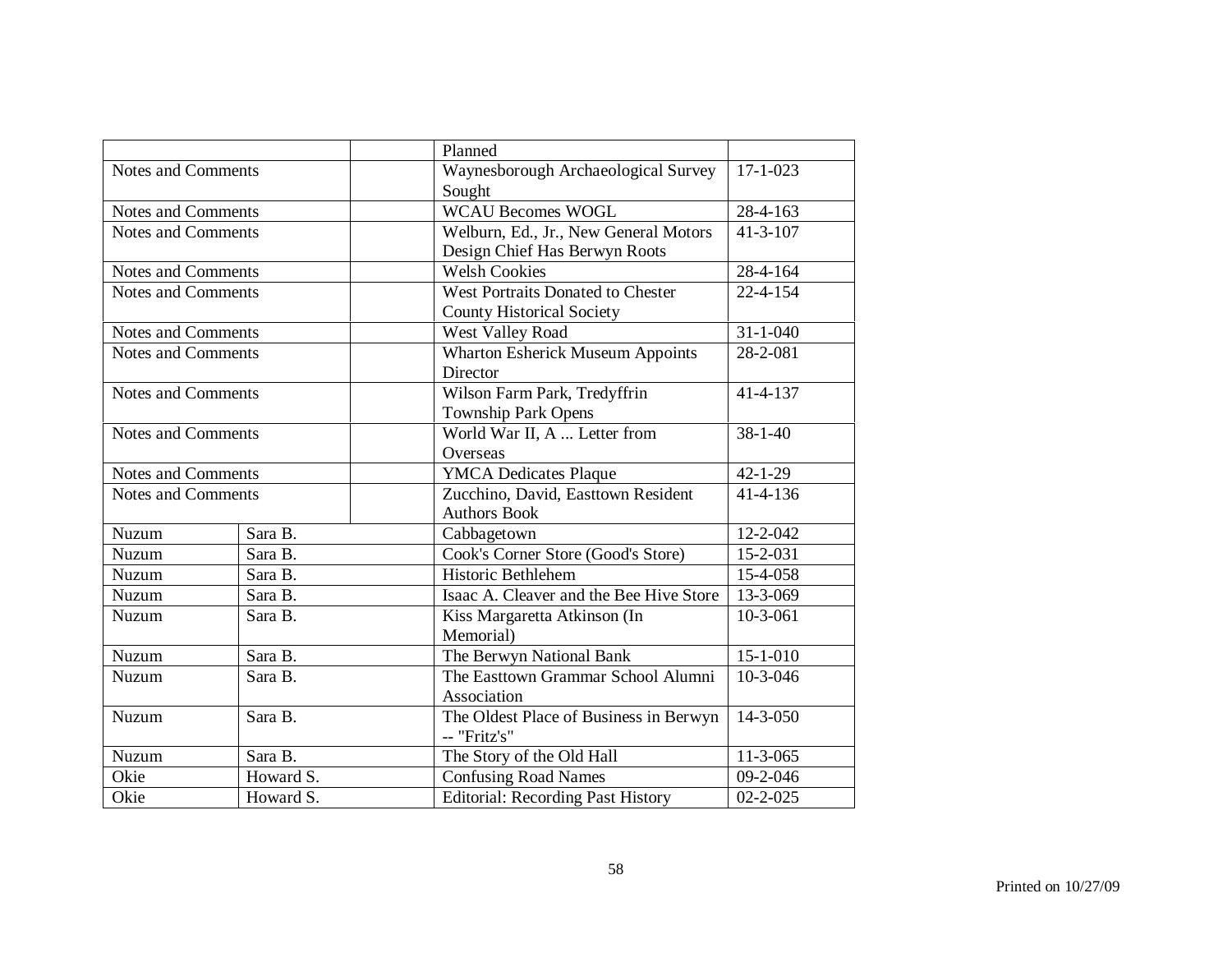| | | | | |
|---|---|---|---|---|
| | | | Planned | |
| Notes and Comments | | | Waynesborough Archaeological Survey Sought | 17-1-023 |
| Notes and Comments | | | WCAU Becomes WOGL | 28-4-163 |
| Notes and Comments | | | Welburn, Ed., Jr., New General Motors Design Chief Has Berwyn Roots | 41-3-107 |
| Notes and Comments | | | Welsh Cookies | 28-4-164 |
| Notes and Comments | | | West Portraits Donated to Chester County Historical Society | 22-4-154 |
| Notes and Comments | | | West Valley Road | 31-1-040 |
| Notes and Comments | | | Wharton Esherick Museum Appoints Director | 28-2-081 |
| Notes and Comments | | | Wilson Farm Park, Tredyffrin Township Park Opens | 41-4-137 |
| Notes and Comments | | | World War II, A ... Letter from Overseas | 38-1-40 |
| Notes and Comments | | | YMCA Dedicates Plaque | 42-1-29 |
| Notes and Comments | | | Zucchino, David, Easttown Resident Authors Book | 41-4-136 |
| Nuzum | Sara B. | | Cabbagetown | 12-2-042 |
| Nuzum | Sara B. | | Cook's Corner Store (Good's Store) | 15-2-031 |
| Nuzum | Sara B. | | Historic Bethlehem | 15-4-058 |
| Nuzum | Sara B. | | Isaac A. Cleaver and the Bee Hive Store | 13-3-069 |
| Nuzum | Sara B. | | Kiss Margaretta Atkinson (In Memorial) | 10-3-061 |
| Nuzum | Sara B. | | The Berwyn National Bank | 15-1-010 |
| Nuzum | Sara B. | | The Easttown Grammar School Alumni Association | 10-3-046 |
| Nuzum | Sara B. | | The Oldest Place of Business in Berwyn -- "Fritz's" | 14-3-050 |
| Nuzum | Sara B. | | The Story of the Old Hall | 11-3-065 |
| Okie | Howard S. | | Confusing Road Names | 09-2-046 |
| Okie | Howard S. | | Editorial: Recording Past History | 02-2-025 |

Printed on 10/27/09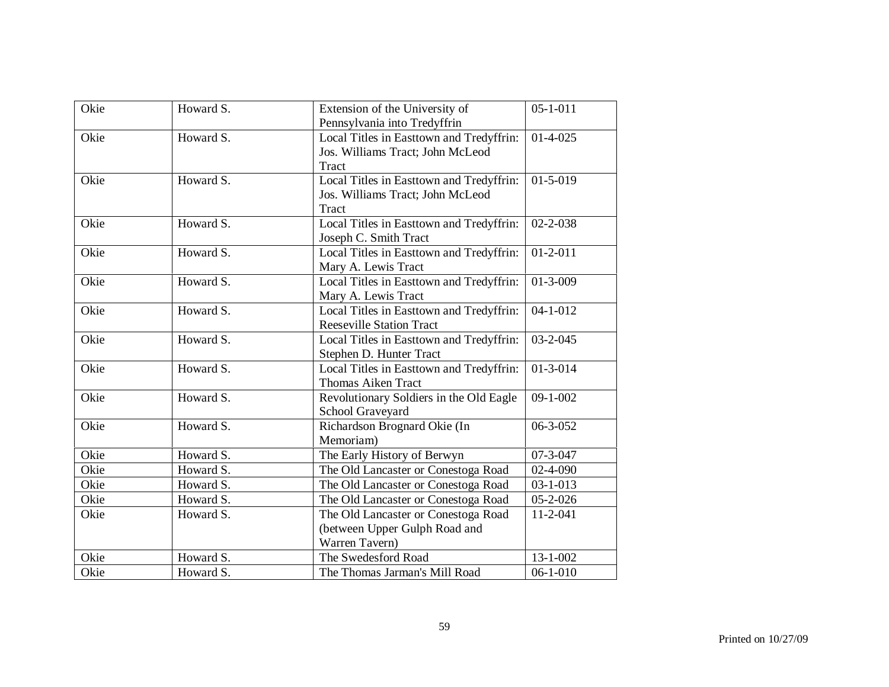| Okie | Howard S. | Extension of the University of Pennsylvania into Tredyffrin | 05-1-011 |
|---|---|---|---|
| Okie | Howard S. | Local Titles in Easttown and Tredyffrin: Jos. Williams Tract; John McLeod Tract | 01-4-025 |
| Okie | Howard S. | Local Titles in Easttown and Tredyffrin: Jos. Williams Tract; John McLeod Tract | 01-5-019 |
| Okie | Howard S. | Local Titles in Easttown and Tredyffrin: Joseph C. Smith Tract | 02-2-038 |
| Okie | Howard S. | Local Titles in Easttown and Tredyffrin: Mary A. Lewis Tract | 01-2-011 |
| Okie | Howard S. | Local Titles in Easttown and Tredyffrin: Mary A. Lewis Tract | 01-3-009 |
| Okie | Howard S. | Local Titles in Easttown and Tredyffrin: Reeseville Station Tract | 04-1-012 |
| Okie | Howard S. | Local Titles in Easttown and Tredyffrin: Stephen D. Hunter Tract | 03-2-045 |
| Okie | Howard S. | Local Titles in Easttown and Tredyffrin: Thomas Aiken Tract | 01-3-014 |
| Okie | Howard S. | Revolutionary Soldiers in the Old Eagle School Graveyard | 09-1-002 |
| Okie | Howard S. | Richardson Brognard Okie (In Memoriam) | 06-3-052 |
| Okie | Howard S. | The Early History of Berwyn | 07-3-047 |
| Okie | Howard S. | The Old Lancaster or Conestoga Road | 02-4-090 |
| Okie | Howard S. | The Old Lancaster or Conestoga Road | 03-1-013 |
| Okie | Howard S. | The Old Lancaster or Conestoga Road | 05-2-026 |
| Okie | Howard S. | The Old Lancaster or Conestoga Road (between Upper Gulph Road and Warren Tavern) | 11-2-041 |
| Okie | Howard S. | The Swedesford Road | 13-1-002 |
| Okie | Howard S. | The Thomas Jarman's Mill Road | 06-1-010 |

Printed on 10/27/09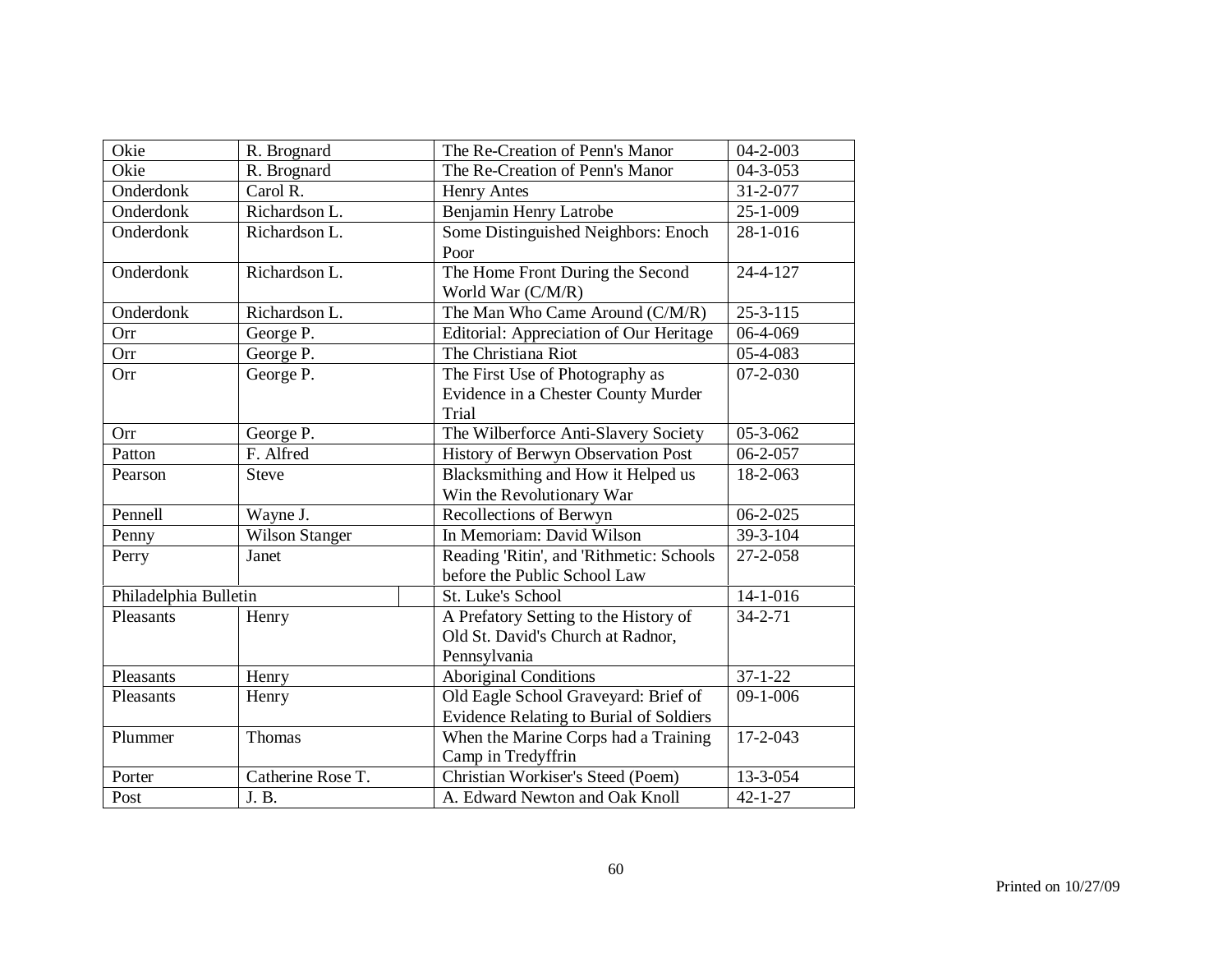| Okie | R. Brognard | The Re-Creation of Penn's Manor | 04-2-003 |
|---|---|---|---|
| Okie | R. Brognard | The Re-Creation of Penn's Manor | 04-3-053 |
| Onderdonk | Carol R. | Henry Antes | 31-2-077 |
| Onderdonk | Richardson L. | Benjamin Henry Latrobe | 25-1-009 |
| Onderdonk | Richardson L. | Some Distinguished Neighbors: Enoch Poor | 28-1-016 |
| Onderdonk | Richardson L. | The Home Front During the Second World War (C/M/R) | 24-4-127 |
| Onderdonk | Richardson L. | The Man Who Came Around (C/M/R) | 25-3-115 |
| Orr | George P. | Editorial: Appreciation of Our Heritage | 06-4-069 |
| Orr | George P. | The Christiana Riot | 05-4-083 |
| Orr | George P. | The First Use of Photography as Evidence in a Chester County Murder Trial | 07-2-030 |
| Orr | George P. | The Wilberforce Anti-Slavery Society | 05-3-062 |
| Patton | F. Alfred | History of Berwyn Observation Post | 06-2-057 |
| Pearson | Steve | Blacksmithing and How it Helped us Win the Revolutionary War | 18-2-063 |
| Pennell | Wayne J. | Recollections of Berwyn | 06-2-025 |
| Penny | Wilson Stanger | In Memoriam: David Wilson | 39-3-104 |
| Perry | Janet | Reading 'Ritin', and 'Rithmetic: Schools before the Public School Law | 27-2-058 |
| Philadelphia Bulletin | | St. Luke's School | 14-1-016 |
| Pleasants | Henry | A Prefatory Setting to the History of Old St. David's Church at Radnor, Pennsylvania | 34-2-71 |
| Pleasants | Henry | Aboriginal Conditions | 37-1-22 |
| Pleasants | Henry | Old Eagle School Graveyard: Brief of Evidence Relating to Burial of Soldiers | 09-1-006 |
| Plummer | Thomas | When the Marine Corps had a Training Camp in Tredyffrin | 17-2-043 |
| Porter | Catherine Rose T. | Christian Workiser's Steed (Poem) | 13-3-054 |
| Post | J. B. | A. Edward Newton and Oak Knoll | 42-1-27 |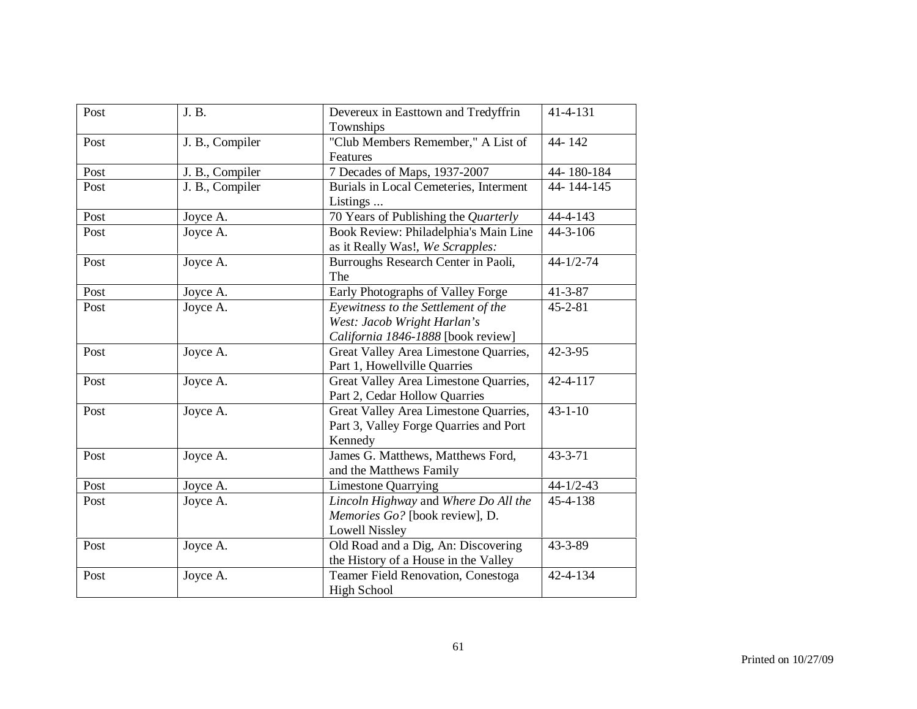| Post | J. B. | Devereux in Easttown and Tredyffrin Townships | 41-4-131 |
|---|---|---|---|
| Post | J. B., Compiler | "Club Members Remember," A List of Features | 44- 142 |
| Post | J. B., Compiler | 7 Decades of Maps, 1937-2007 | 44- 180-184 |
| Post | J. B., Compiler | Burials in Local Cemeteries, Interment Listings ... | 44- 144-145 |
| Post | Joyce A. | 70 Years of Publishing the *Quarterly* | 44-4-143 |
| Post | Joyce A. | Book Review: Philadelphia's Main Line as it Really Was!, *We Scrapples:* | 44-3-106 |
| Post | Joyce A. | Burroughs Research Center in Paoli, The | 44-1/2-74 |
| Post | Joyce A. | Early Photographs of Valley Forge | 41-3-87 |
| Post | Joyce A. | *Eyewitness to the Settlement of the West: Jacob Wright Harlan's California 1846-1888* [book review] | 45-2-81 |
| Post | Joyce A. | Great Valley Area Limestone Quarries, Part 1, Howellville Quarries | 42-3-95 |
| Post | Joyce A. | Great Valley Area Limestone Quarries, Part 2, Cedar Hollow Quarries | 42-4-117 |
| Post | Joyce A. | Great Valley Area Limestone Quarries, Part 3, Valley Forge Quarries and Port Kennedy | 43-1-10 |
| Post | Joyce A. | James G. Matthews, Matthews Ford, and the Matthews Family | 43-3-71 |
| Post | Joyce A. | Limestone Quarrying | 44-1/2-43 |
| Post | Joyce A. | *Lincoln Highway* and *Where Do All the Memories Go?* [book review], D. Lowell Nissley | 45-4-138 |
| Post | Joyce A. | Old Road and a Dig, An: Discovering the History of a House in the Valley | 43-3-89 |
| Post | Joyce A. | Teamer Field Renovation, Conestoga High School | 42-4-134 |

Printed on 10/27/09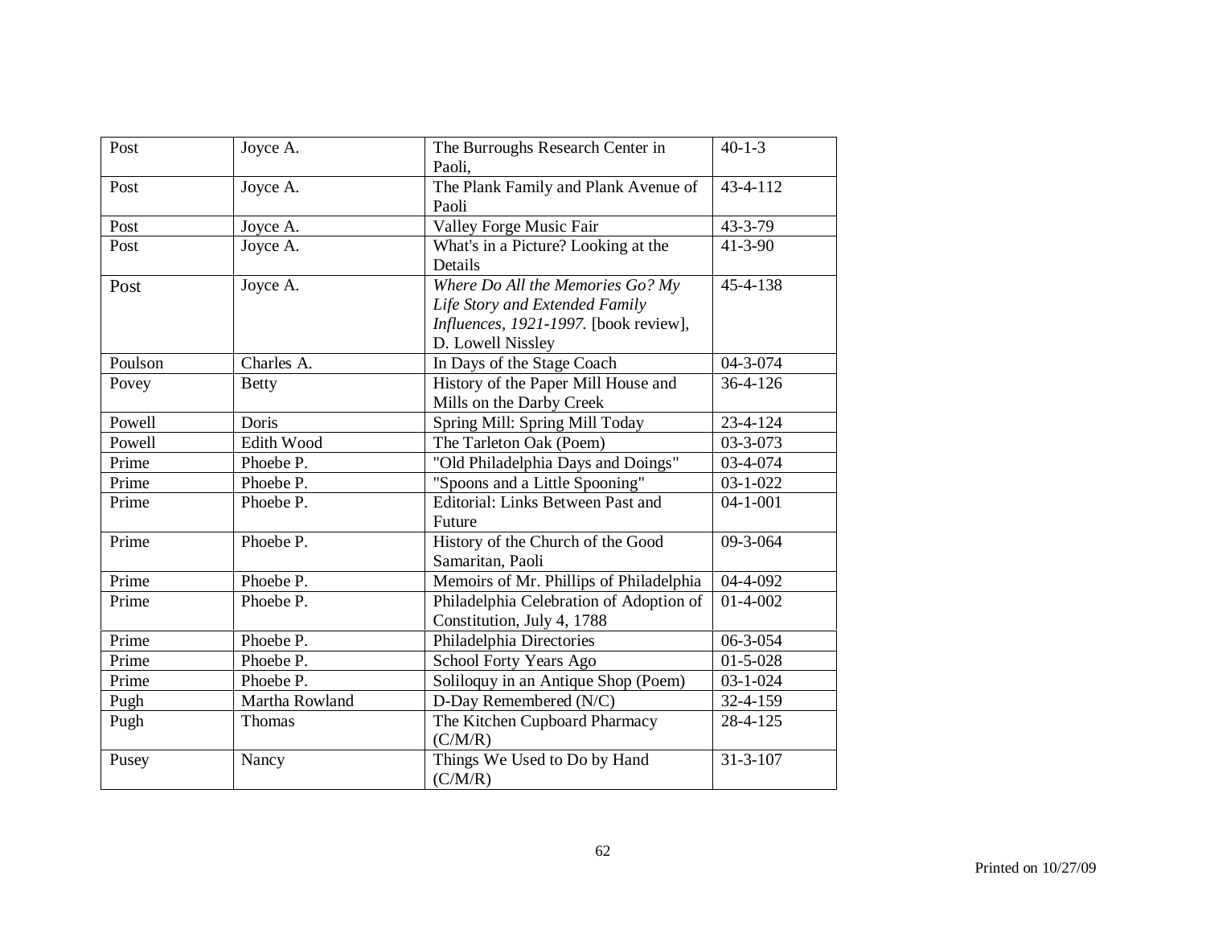| Post | Joyce A. | The Burroughs Research Center in Paoli, | 40-1-3 |
|---|---|---|---|
| Post | Joyce A. | The Plank Family and Plank Avenue of Paoli | 43-4-112 |
| Post | Joyce A. | Valley Forge Music Fair | 43-3-79 |
| Post | Joyce A. | What's in a Picture? Looking at the Details | 41-3-90 |
| Post | Joyce A. | *Where Do All the Memories Go? My Life Story and Extended Family Influences, 1921-1997.* [book review], D. Lowell Nissley | 45-4-138 |
| Poulson | Charles A. | In Days of the Stage Coach | 04-3-074 |
| Povey | Betty | History of the Paper Mill House and Mills on the Darby Creek | 36-4-126 |
| Powell | Doris | Spring Mill: Spring Mill Today | 23-4-124 |
| Powell | Edith Wood | The Tarleton Oak (Poem) | 03-3-073 |
| Prime | Phoebe P. | "Old Philadelphia Days and Doings" | 03-4-074 |
| Prime | Phoebe P. | "Spoons and a Little Spooning" | 03-1-022 |
| Prime | Phoebe P. | Editorial: Links Between Past and Future | 04-1-001 |
| Prime | Phoebe P. | History of the Church of the Good Samaritan, Paoli | 09-3-064 |
| Prime | Phoebe P. | Memoirs of Mr. Phillips of Philadelphia | 04-4-092 |
| Prime | Phoebe P. | Philadelphia Celebration of Adoption of Constitution, July 4, 1788 | 01-4-002 |
| Prime | Phoebe P. | Philadelphia Directories | 06-3-054 |
| Prime | Phoebe P. | School Forty Years Ago | 01-5-028 |
| Prime | Phoebe P. | Soliloquy in an Antique Shop (Poem) | 03-1-024 |
| Pugh | Martha Rowland | D-Day Remembered (N/C) | 32-4-159 |
| Pugh | Thomas | The Kitchen Cupboard Pharmacy (C/M/R) | 28-4-125 |
| Pusey | Nancy | Things We Used to Do by Hand (C/M/R) | 31-3-107 |

Printed on 10/27/09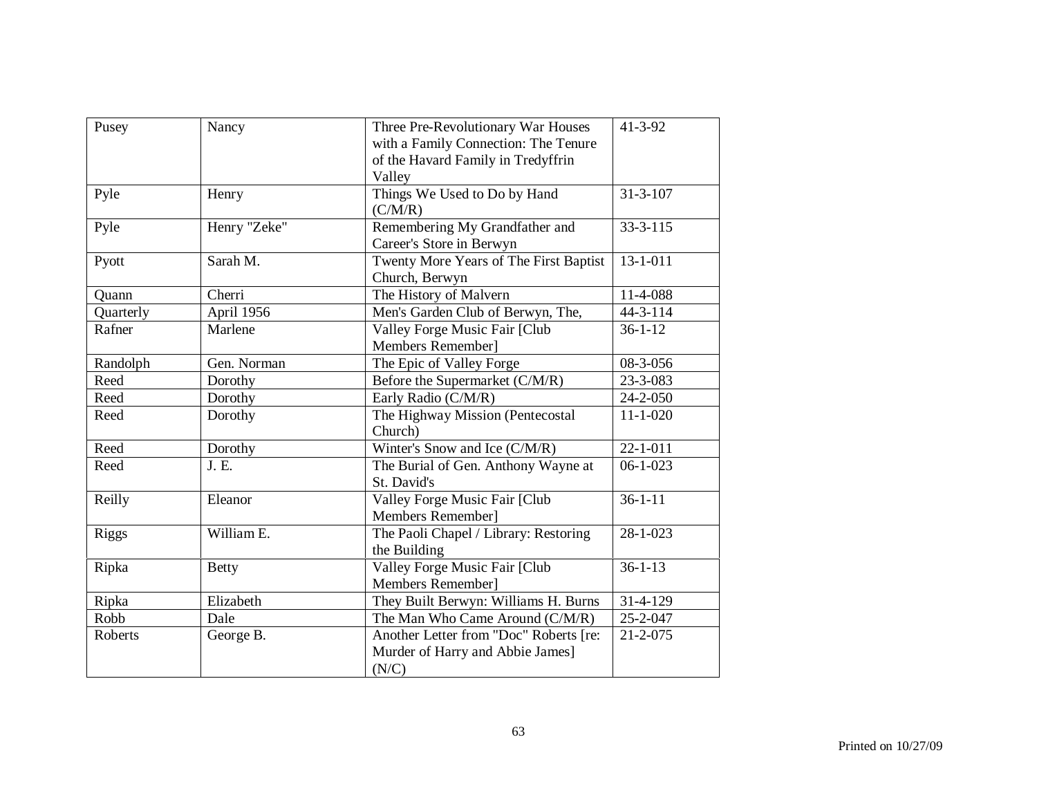| Pusey | Nancy | Three Pre-Revolutionary War Houses with a Family Connection: The Tenure of the Havard Family in Tredyffrin Valley | 41-3-92 |
|---|---|---|---|
| Pyle | Henry | Things We Used to Do by Hand (C/M/R) | 31-3-107 |
| Pyle | Henry "Zeke" | Remembering My Grandfather and Career's Store in Berwyn | 33-3-115 |
| Pyott | Sarah M. | Twenty More Years of The First Baptist Church, Berwyn | 13-1-011 |
| Quann | Cherri | The History of Malvern | 11-4-088 |
| Quarterly | April 1956 | Men's Garden Club of Berwyn, The, | 44-3-114 |
| Rafner | Marlene | Valley Forge Music Fair [Club Members Remember] | 36-1-12 |
| Randolph | Gen. Norman | The Epic of Valley Forge | 08-3-056 |
| Reed | Dorothy | Before the Supermarket (C/M/R) | 23-3-083 |
| Reed | Dorothy | Early Radio (C/M/R) | 24-2-050 |
| Reed | Dorothy | The Highway Mission (Pentecostal Church) | 11-1-020 |
| Reed | Dorothy | Winter's Snow and Ice (C/M/R) | 22-1-011 |
| Reed | J. E. | The Burial of Gen. Anthony Wayne at St. David's | 06-1-023 |
| Reilly | Eleanor | Valley Forge Music Fair [Club Members Remember] | 36-1-11 |
| Riggs | William E. | The Paoli Chapel / Library: Restoring the Building | 28-1-023 |
| Ripka | Betty | Valley Forge Music Fair [Club Members Remember] | 36-1-13 |
| Ripka | Elizabeth | They Built Berwyn: Williams H. Burns | 31-4-129 |
| Robb | Dale | The Man Who Came Around (C/M/R) | 25-2-047 |
| Roberts | George B. | Another Letter from "Doc" Roberts [re: Murder of Harry and Abbie James] (N/C) | 21-2-075 |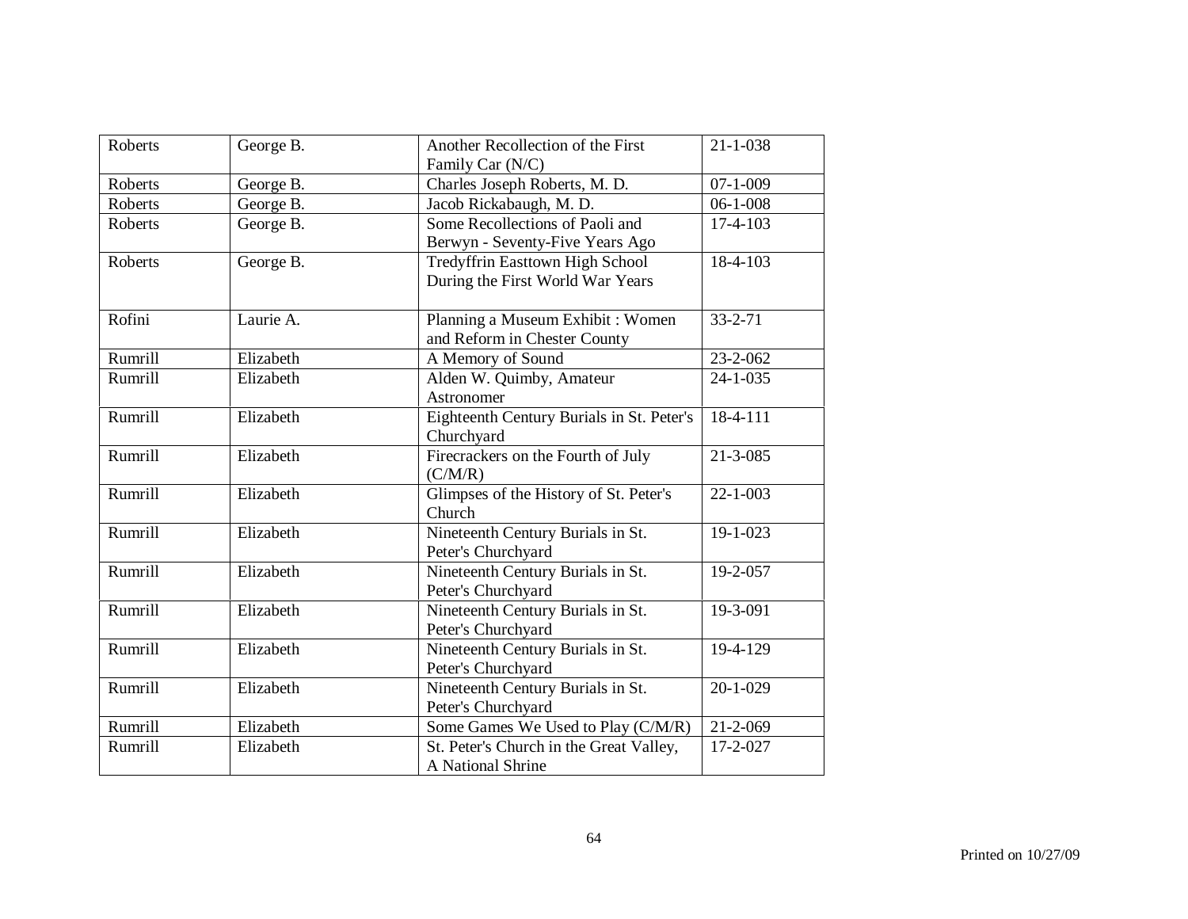| Roberts | George B. | Another Recollection of the First Family Car (N/C) | 21-1-038 |
|---|---|---|---|
| Roberts | George B. | Charles Joseph Roberts, M. D. | 07-1-009 |
| Roberts | George B. | Jacob Rickabaugh, M. D. | 06-1-008 |
| Roberts | George B. | Some Recollections of Paoli and Berwyn - Seventy-Five Years Ago | 17-4-103 |
| Roberts | George B. | Tredyffrin Easttown High School During the First World War Years | 18-4-103 |
| Rofini | Laurie A. | Planning a Museum Exhibit : Women and Reform in Chester County | 33-2-71 |
| Rumrill | Elizabeth | A Memory of Sound | 23-2-062 |
| Rumrill | Elizabeth | Alden W. Quimby, Amateur Astronomer | 24-1-035 |
| Rumrill | Elizabeth | Eighteenth Century Burials in St. Peter's Churchyard | 18-4-111 |
| Rumrill | Elizabeth | Firecrackers on the Fourth of July (C/M/R) | 21-3-085 |
| Rumrill | Elizabeth | Glimpses of the History of St. Peter's Church | 22-1-003 |
| Rumrill | Elizabeth | Nineteenth Century Burials in St. Peter's Churchyard | 19-1-023 |
| Rumrill | Elizabeth | Nineteenth Century Burials in St. Peter's Churchyard | 19-2-057 |
| Rumrill | Elizabeth | Nineteenth Century Burials in St. Peter's Churchyard | 19-3-091 |
| Rumrill | Elizabeth | Nineteenth Century Burials in St. Peter's Churchyard | 19-4-129 |
| Rumrill | Elizabeth | Nineteenth Century Burials in St. Peter's Churchyard | 20-1-029 |
| Rumrill | Elizabeth | Some Games We Used to Play (C/M/R) | 21-2-069 |
| Rumrill | Elizabeth | St. Peter's Church in the Great Valley, A National Shrine | 17-2-027 |

Printed on 10/27/09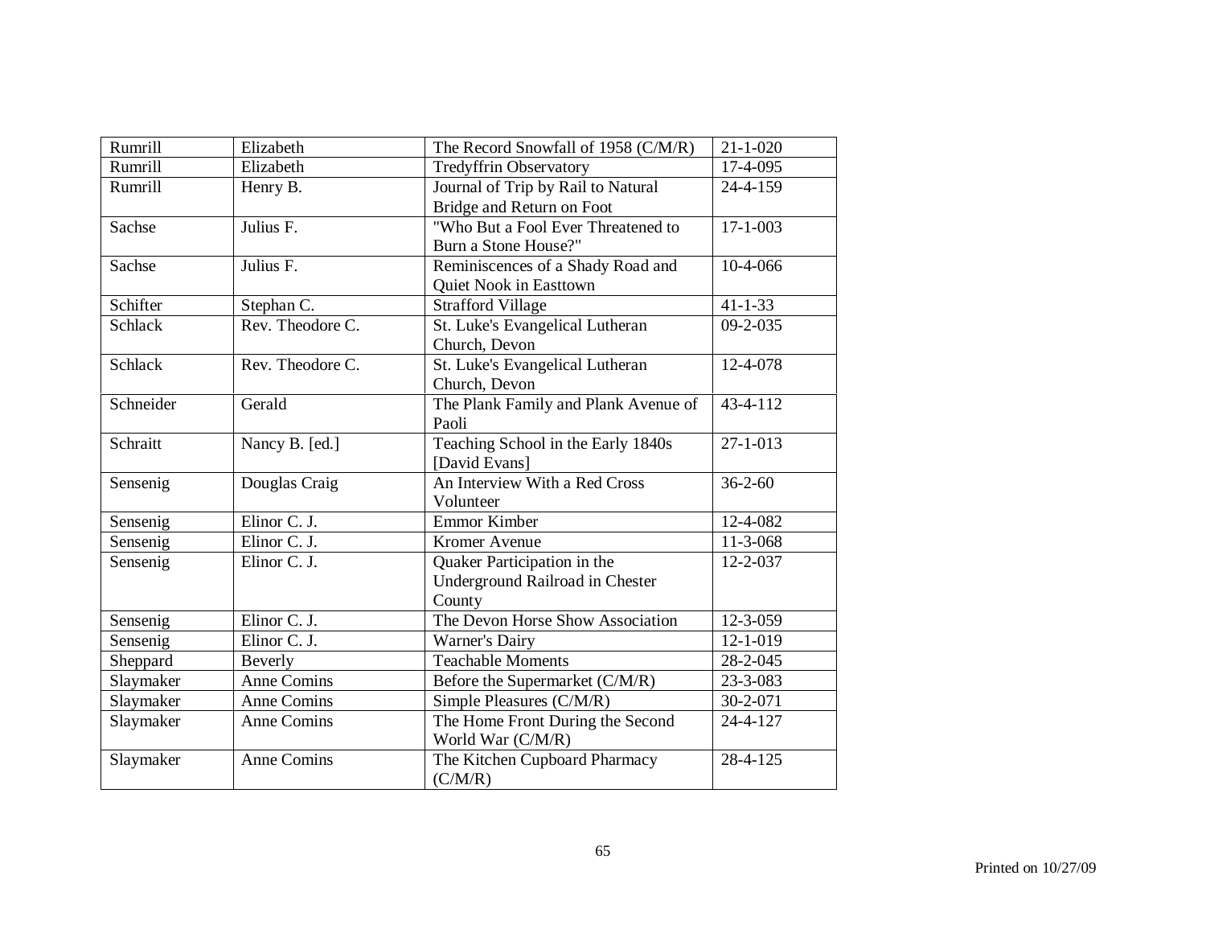| Rumrill | Elizabeth | The Record Snowfall of 1958 (C/M/R) | 21-1-020 |
|---|---|---|---|
| Rumrill | Elizabeth | Tredyffrin Observatory | 17-4-095 |
| Rumrill | Henry B. | Journal of Trip by Rail to Natural Bridge and Return on Foot | 24-4-159 |
| Sachse | Julius F. | "Who But a Fool Ever Threatened to Burn a Stone House?" | 17-1-003 |
| Sachse | Julius F. | Reminiscences of a Shady Road and Quiet Nook in Easttown | 10-4-066 |
| Schifter | Stephan C. | Strafford Village | 41-1-33 |
| Schlack | Rev. Theodore C. | St. Luke's Evangelical Lutheran Church, Devon | 09-2-035 |
| Schlack | Rev. Theodore C. | St. Luke's Evangelical Lutheran Church, Devon | 12-4-078 |
| Schneider | Gerald | The Plank Family and Plank Avenue of Paoli | 43-4-112 |
| Schraitt | Nancy B. [ed.] | Teaching School in the Early 1840s [David Evans] | 27-1-013 |
| Sensenig | Douglas Craig | An Interview With a Red Cross Volunteer | 36-2-60 |
| Sensenig | Elinor C. J. | Emmor Kimber | 12-4-082 |
| Sensenig | Elinor C. J. | Kromer Avenue | 11-3-068 |
| Sensenig | Elinor C. J. | Quaker Participation in the Underground Railroad in Chester County | 12-2-037 |
| Sensenig | Elinor C. J. | The Devon Horse Show Association | 12-3-059 |
| Sensenig | Elinor C. J. | Warner's Dairy | 12-1-019 |
| Sheppard | Beverly | Teachable Moments | 28-2-045 |
| Slaymaker | Anne Comins | Before the Supermarket (C/M/R) | 23-3-083 |
| Slaymaker | Anne Comins | Simple Pleasures (C/M/R) | 30-2-071 |
| Slaymaker | Anne Comins | The Home Front During the Second World War (C/M/R) | 24-4-127 |
| Slaymaker | Anne Comins | The Kitchen Cupboard Pharmacy (C/M/R) | 28-4-125 |

Printed on 10/27/09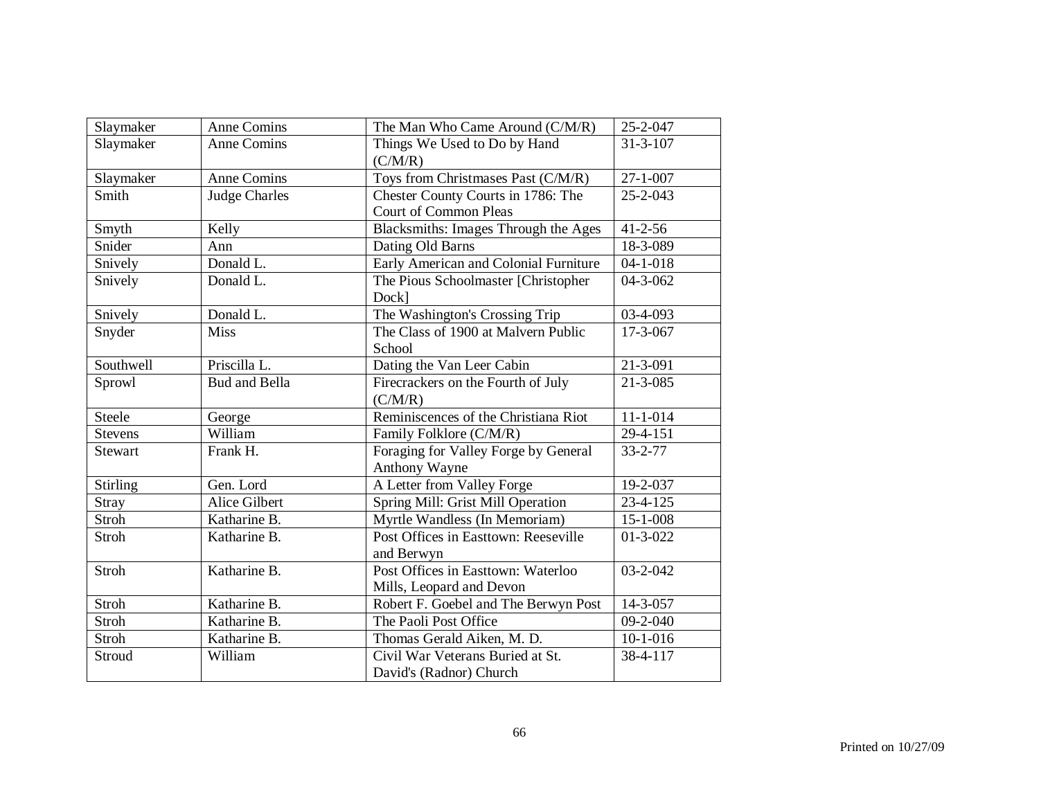| Slaymaker | Anne Comins | The Man Who Came Around (C/M/R) | 25-2-047 |
|---|---|---|---|
| Slaymaker | Anne Comins | Things We Used to Do by Hand (C/M/R) | 31-3-107 |
| Slaymaker | Anne Comins | Toys from Christmases Past (C/M/R) | 27-1-007 |
| Smith | Judge Charles | Chester County Courts in 1786: The Court of Common Pleas | 25-2-043 |
| Smyth | Kelly | Blacksmiths: Images Through the Ages | 41-2-56 |
| Snider | Ann | Dating Old Barns | 18-3-089 |
| Snively | Donald L. | Early American and Colonial Furniture | 04-1-018 |
| Snively | Donald L. | The Pious Schoolmaster [Christopher Dock] | 04-3-062 |
| Snively | Donald L. | The Washington's Crossing Trip | 03-4-093 |
| Snyder | Miss | The Class of 1900 at Malvern Public School | 17-3-067 |
| Southwell | Priscilla L. | Dating the Van Leer Cabin | 21-3-091 |
| Sprowl | Bud and Bella | Firecrackers on the Fourth of July (C/M/R) | 21-3-085 |
| Steele | George | Reminiscences of the Christiana Riot | 11-1-014 |
| Stevens | William | Family Folklore (C/M/R) | 29-4-151 |
| Stewart | Frank H. | Foraging for Valley Forge by General Anthony Wayne | 33-2-77 |
| Stirling | Gen. Lord | A Letter from Valley Forge | 19-2-037 |
| Stray | Alice Gilbert | Spring Mill: Grist Mill Operation | 23-4-125 |
| Stroh | Katharine B. | Myrtle Wandless (In Memoriam) | 15-1-008 |
| Stroh | Katharine B. | Post Offices in Easttown: Reeseville and Berwyn | 01-3-022 |
| Stroh | Katharine B. | Post Offices in Easttown: Waterloo Mills, Leopard and Devon | 03-2-042 |
| Stroh | Katharine B. | Robert F. Goebel and The Berwyn Post | 14-3-057 |
| Stroh | Katharine B. | The Paoli Post Office | 09-2-040 |
| Stroh | Katharine B. | Thomas Gerald Aiken, M. D. | 10-1-016 |
| Stroud | William | Civil War Veterans Buried at St. David's (Radnor) Church | 38-4-117 |

Printed on 10/27/09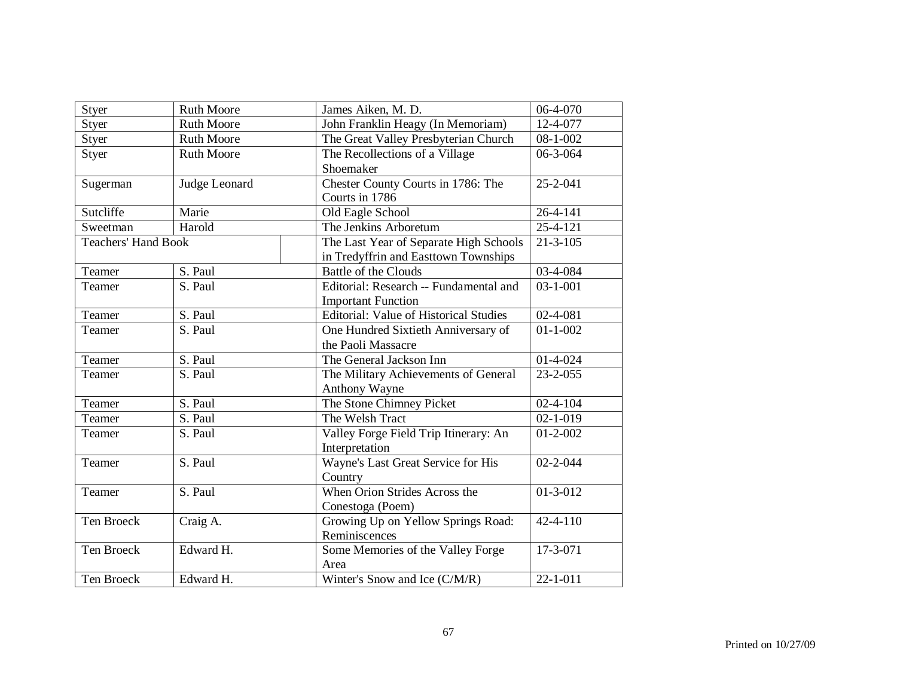| Styer | Ruth Moore | James Aiken, M. D. | 06-4-070 |
|---|---|---|---|
| Styer | Ruth Moore | John Franklin Heagy (In Memoriam) | 12-4-077 |
| Styer | Ruth Moore | The Great Valley Presbyterian Church | 08-1-002 |
| Styer | Ruth Moore | The Recollections of a Village Shoemaker | 06-3-064 |
| Sugerman | Judge Leonard | Chester County Courts in 1786: The Courts in 1786 | 25-2-041 |
| Sutcliffe | Marie | Old Eagle School | 26-4-141 |
| Sweetman | Harold | The Jenkins Arboretum | 25-4-121 |
| Teachers' Hand Book | | The Last Year of Separate High Schools in Tredyffrin and Easttown Townships | 21-3-105 |
| Teamer | S. Paul | Battle of the Clouds | 03-4-084 |
| Teamer | S. Paul | Editorial: Research -- Fundamental and Important Function | 03-1-001 |
| Teamer | S. Paul | Editorial: Value of Historical Studies | 02-4-081 |
| Teamer | S. Paul | One Hundred Sixtieth Anniversary of the Paoli Massacre | 01-1-002 |
| Teamer | S. Paul | The General Jackson Inn | 01-4-024 |
| Teamer | S. Paul | The Military Achievements of General Anthony Wayne | 23-2-055 |
| Teamer | S. Paul | The Stone Chimney Picket | 02-4-104 |
| Teamer | S. Paul | The Welsh Tract | 02-1-019 |
| Teamer | S. Paul | Valley Forge Field Trip Itinerary: An Interpretation | 01-2-002 |
| Teamer | S. Paul | Wayne's Last Great Service for His Country | 02-2-044 |
| Teamer | S. Paul | When Orion Strides Across the Conestoga (Poem) | 01-3-012 |
| Ten Broeck | Craig A. | Growing Up on Yellow Springs Road: Reminiscences | 42-4-110 |
| Ten Broeck | Edward H. | Some Memories of the Valley Forge Area | 17-3-071 |
| Ten Broeck | Edward H. | Winter's Snow and Ice (C/M/R) | 22-1-011 |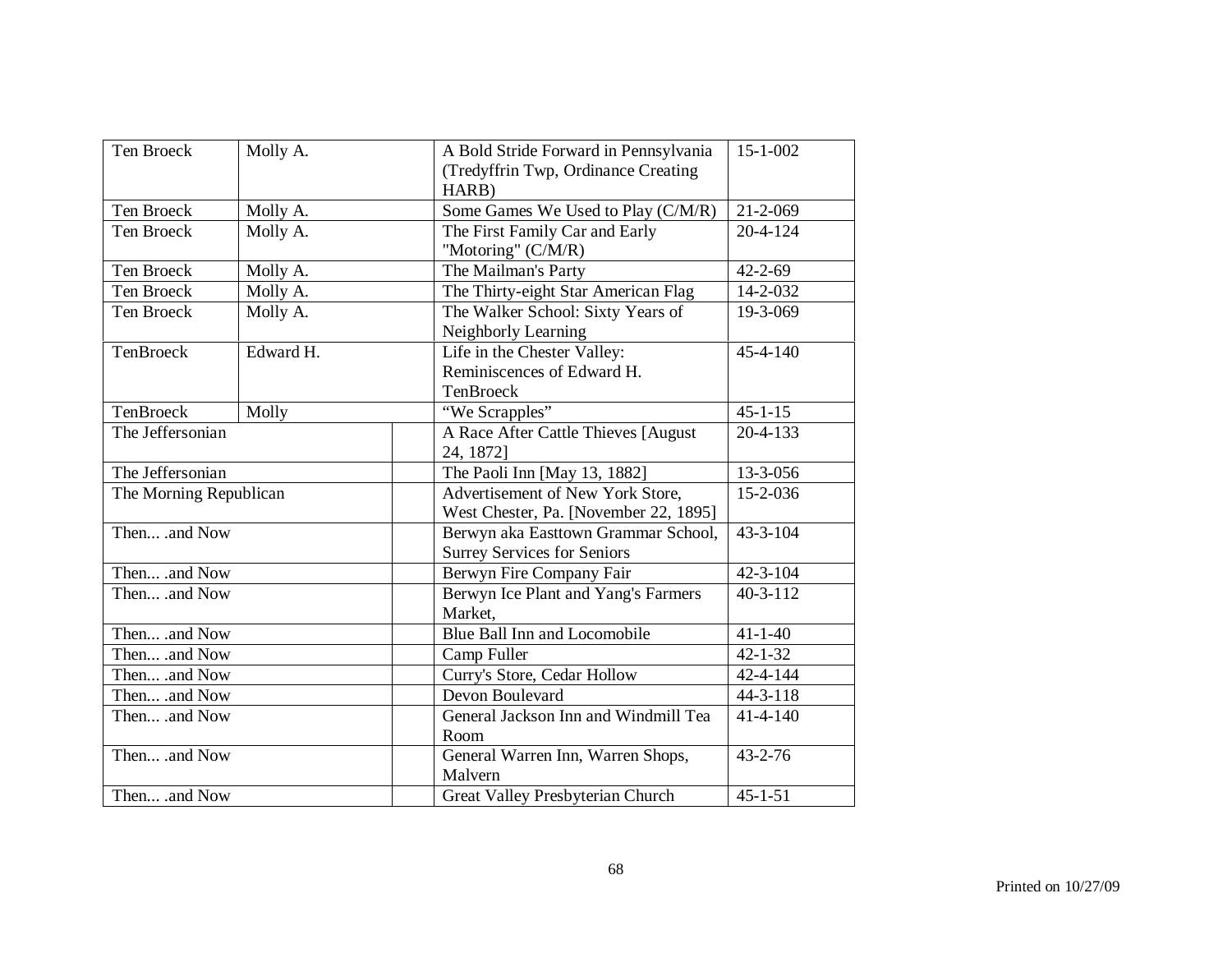| Ten Broeck | Molly A. | | A Bold Stride Forward in Pennsylvania (Tredyffrin Twp, Ordinance Creating HARB) | 15-1-002 |
|---|---|---|---|---|
| Ten Broeck | Molly A. | | Some Games We Used to Play (C/M/R) | 21-2-069 |
| Ten Broeck | Molly A. | | The First Family Car and Early "Motoring" (C/M/R) | 20-4-124 |
| Ten Broeck | Molly A. | | The Mailman's Party | 42-2-69 |
| Ten Broeck | Molly A. | | The Thirty-eight Star American Flag | 14-2-032 |
| Ten Broeck | Molly A. | | The Walker School: Sixty Years of Neighborly Learning | 19-3-069 |
| TenBroeck | Edward H. | | Life in the Chester Valley: Reminiscences of Edward H. TenBroeck | 45-4-140 |
| TenBroeck | Molly | | "We Scrapples" | 45-1-15 |
| The Jeffersonian | | | A Race After Cattle Thieves [August 24, 1872] | 20-4-133 |
| The Jeffersonian | | | The Paoli Inn [May 13, 1882] | 13-3-056 |
| The Morning Republican | | | Advertisement of New York Store, West Chester, Pa. [November 22, 1895] | 15-2-036 |
| Then... .and Now | | | Berwyn aka Easttown Grammar School, Surrey Services for Seniors | 43-3-104 |
| Then... .and Now | | | Berwyn Fire Company Fair | 42-3-104 |
| Then... .and Now | | | Berwyn Ice Plant and Yang's Farmers Market, | 40-3-112 |
| Then... .and Now | | | Blue Ball Inn and Locomobile | 41-1-40 |
| Then... .and Now | | | Camp Fuller | 42-1-32 |
| Then... .and Now | | | Curry's Store, Cedar Hollow | 42-4-144 |
| Then... .and Now | | | Devon Boulevard | 44-3-118 |
| Then... .and Now | | | General Jackson Inn and Windmill Tea Room | 41-4-140 |
| Then... .and Now | | | General Warren Inn, Warren Shops, Malvern | 43-2-76 |
| Then... .and Now | | | Great Valley Presbyterian Church | 45-1-51 |

Printed on 10/27/09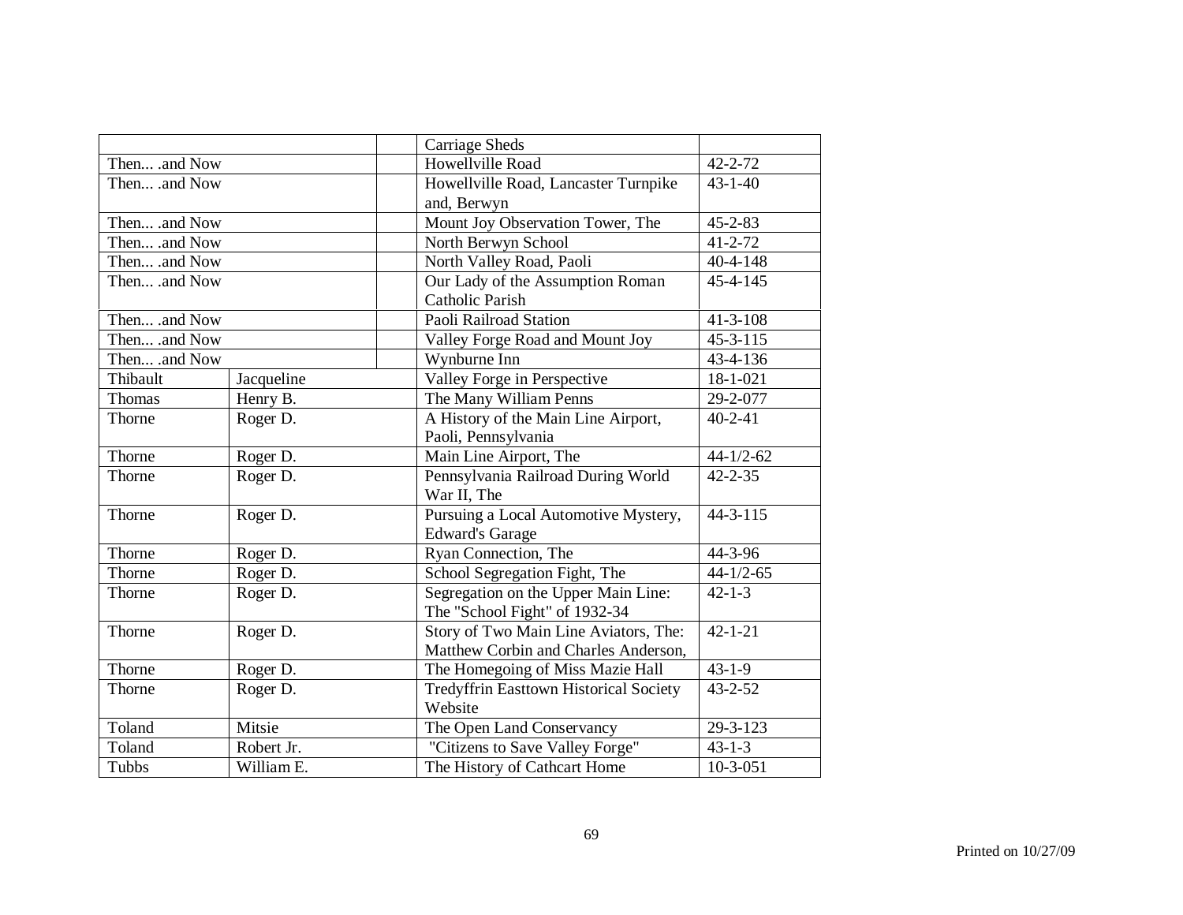| | | | |
|---|---|---|---|
| | | Carriage Sheds | |
| Then... .and Now | | Howellville Road | 42-2-72 |
| Then... .and Now | | Howellville Road, Lancaster Turnpike and, Berwyn | 43-1-40 |
| Then... .and Now | | Mount Joy Observation Tower, The | 45-2-83 |
| Then... .and Now | | North Berwyn School | 41-2-72 |
| Then... .and Now | | North Valley Road, Paoli | 40-4-148 |
| Then... .and Now | | Our Lady of the Assumption Roman Catholic Parish | 45-4-145 |
| Then... .and Now | | Paoli Railroad Station | 41-3-108 |
| Then... .and Now | | Valley Forge Road and Mount Joy | 45-3-115 |
| Then... .and Now | | Wynburne Inn | 43-4-136 |
| Thibault | Jacqueline | Valley Forge in Perspective | 18-1-021 |
| Thomas | Henry B. | The Many William Penns | 29-2-077 |
| Thorne | Roger D. | A History of the Main Line Airport, Paoli, Pennsylvania | 40-2-41 |
| Thorne | Roger D. | Main Line Airport, The | 44-1/2-62 |
| Thorne | Roger D. | Pennsylvania Railroad During World War II, The | 42-2-35 |
| Thorne | Roger D. | Pursuing a Local Automotive Mystery, Edward's Garage | 44-3-115 |
| Thorne | Roger D. | Ryan Connection, The | 44-3-96 |
| Thorne | Roger D. | School Segregation Fight, The | 44-1/2-65 |
| Thorne | Roger D. | Segregation on the Upper Main Line: The "School Fight" of 1932-34 | 42-1-3 |
| Thorne | Roger D. | Story of Two Main Line Aviators, The: Matthew Corbin and Charles Anderson, | 42-1-21 |
| Thorne | Roger D. | The Homegoing of Miss Mazie Hall | 43-1-9 |
| Thorne | Roger D. | Tredyffrin Easttown Historical Society Website | 43-2-52 |
| Toland | Mitsie | The Open Land Conservancy | 29-3-123 |
| Toland | Robert Jr. | "Citizens to Save Valley Forge" | 43-1-3 |
| Tubbs | William E. | The History of Cathcart Home | 10-3-051 |

Printed on 10/27/09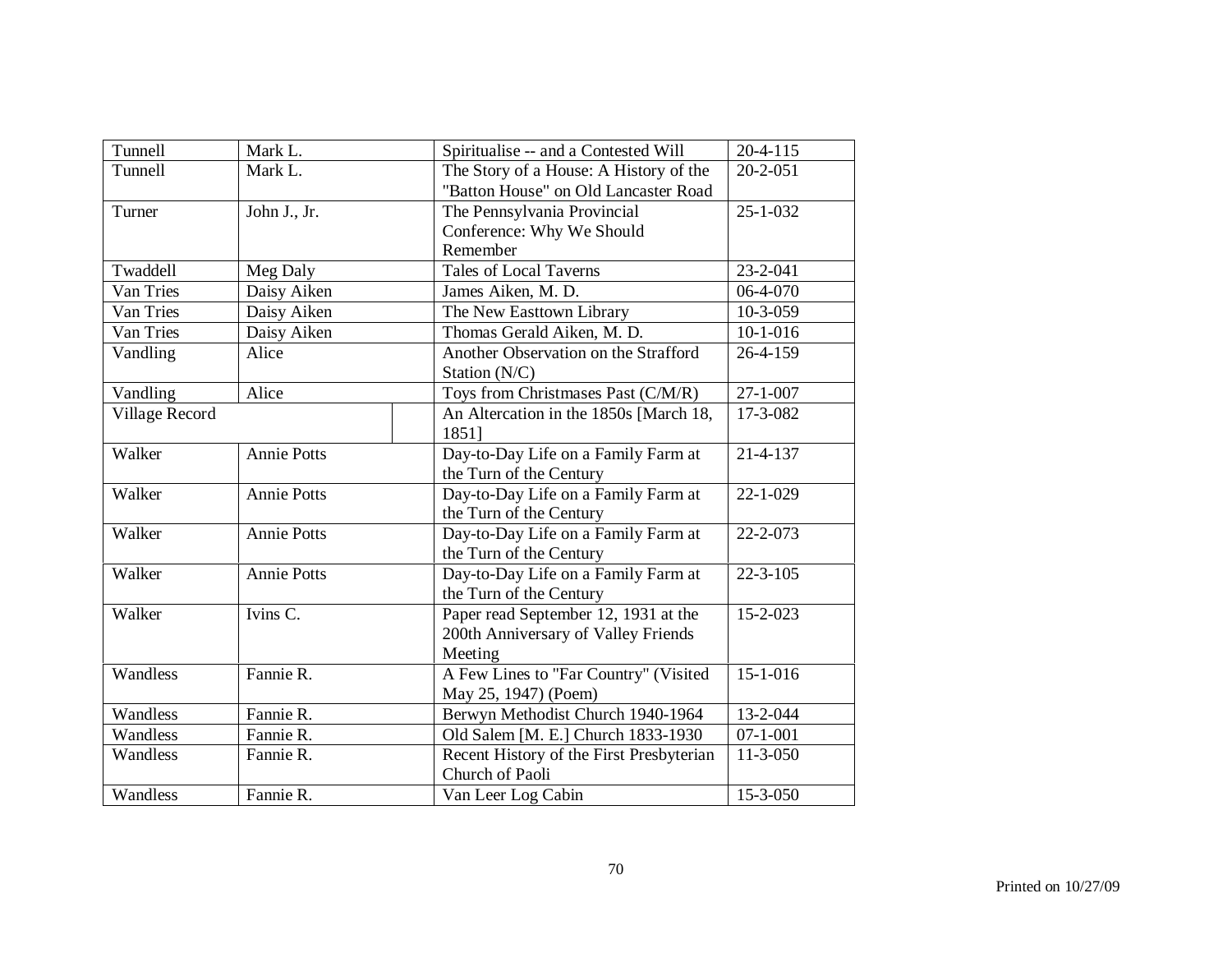| Tunnell | Mark L. | Spiritualise -- and a Contested Will | 20-4-115 |
|---|---|---|---|
| Tunnell | Mark L. | The Story of a House: A History of the "Batton House" on Old Lancaster Road | 20-2-051 |
| Turner | John J., Jr. | The Pennsylvania Provincial Conference: Why We Should Remember | 25-1-032 |
| Twaddell | Meg Daly | Tales of Local Taverns | 23-2-041 |
| Van Tries | Daisy Aiken | James Aiken, M. D. | 06-4-070 |
| Van Tries | Daisy Aiken | The New Easttown Library | 10-3-059 |
| Van Tries | Daisy Aiken | Thomas Gerald Aiken, M. D. | 10-1-016 |
| Vandling | Alice | Another Observation on the Strafford Station (N/C) | 26-4-159 |
| Vandling | Alice | Toys from Christmases Past (C/M/R) | 27-1-007 |
| Village Record | | An Altercation in the 1850s [March 18, 1851] | 17-3-082 |
| Walker | Annie Potts | Day-to-Day Life on a Family Farm at the Turn of the Century | 21-4-137 |
| Walker | Annie Potts | Day-to-Day Life on a Family Farm at the Turn of the Century | 22-1-029 |
| Walker | Annie Potts | Day-to-Day Life on a Family Farm at the Turn of the Century | 22-2-073 |
| Walker | Annie Potts | Day-to-Day Life on a Family Farm at the Turn of the Century | 22-3-105 |
| Walker | Ivins C. | Paper read September 12, 1931 at the 200th Anniversary of Valley Friends Meeting | 15-2-023 |
| Wandless | Fannie R. | A Few Lines to "Far Country" (Visited May 25, 1947) (Poem) | 15-1-016 |
| Wandless | Fannie R. | Berwyn Methodist Church 1940-1964 | 13-2-044 |
| Wandless | Fannie R. | Old Salem [M. E.] Church 1833-1930 | 07-1-001 |
| Wandless | Fannie R. | Recent History of the First Presbyterian Church of Paoli | 11-3-050 |
| Wandless | Fannie R. | Van Leer Log Cabin | 15-3-050 |

Printed on 10/27/09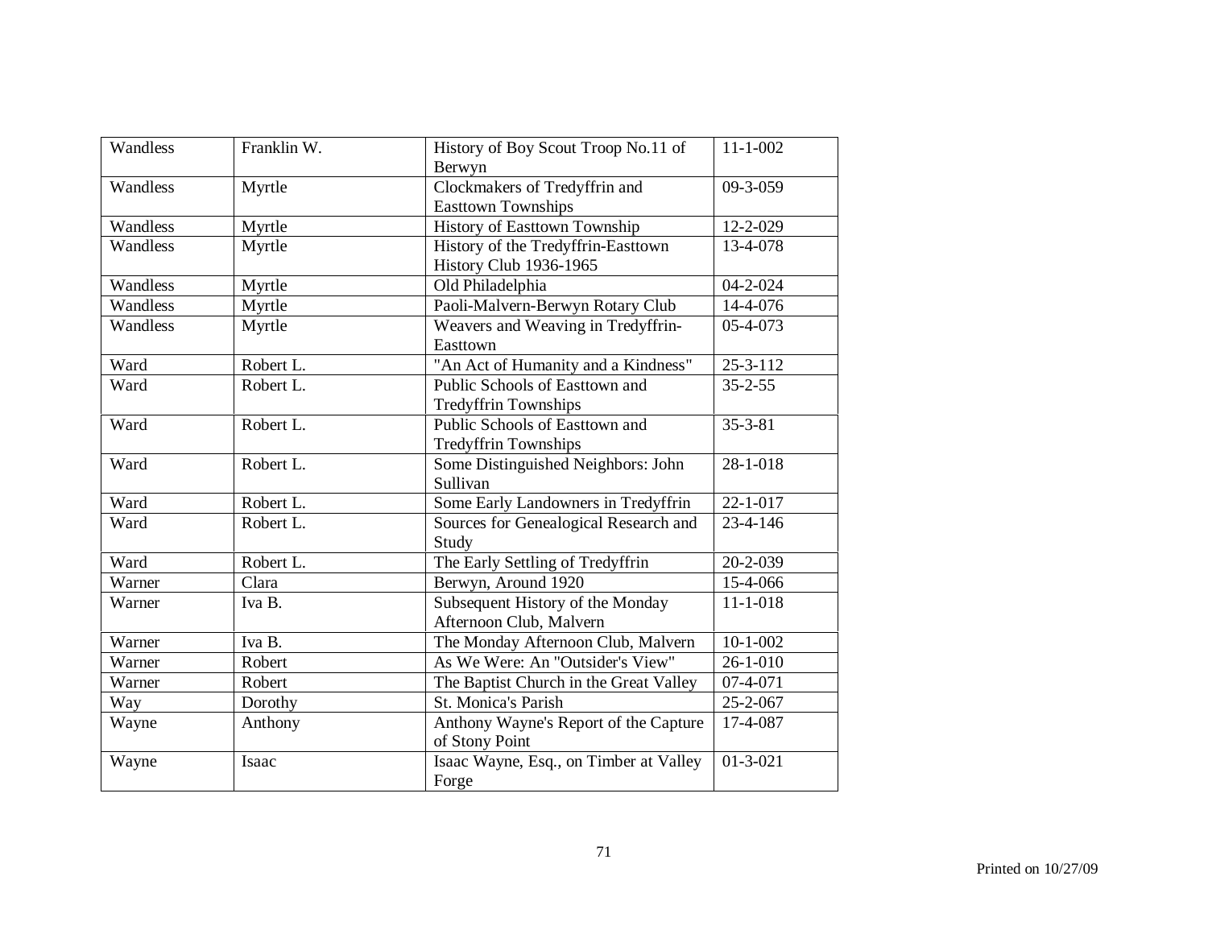| Wandless | Franklin W. | History of Boy Scout Troop No.11 of Berwyn | 11-1-002 |
|---|---|---|---|
| Wandless | Myrtle | Clockmakers of Tredyffrin and Easttown Townships | 09-3-059 |
| Wandless | Myrtle | History of Easttown Township | 12-2-029 |
| Wandless | Myrtle | History of the Tredyffrin-Easttown History Club 1936-1965 | 13-4-078 |
| Wandless | Myrtle | Old Philadelphia | 04-2-024 |
| Wandless | Myrtle | Paoli-Malvern-Berwyn Rotary Club | 14-4-076 |
| Wandless | Myrtle | Weavers and Weaving in Tredyffrin-Easttown | 05-4-073 |
| Ward | Robert L. | "An Act of Humanity and a Kindness" | 25-3-112 |
| Ward | Robert L. | Public Schools of Easttown and Tredyffrin Townships | 35-2-55 |
| Ward | Robert L. | Public Schools of Easttown and Tredyffrin Townships | 35-3-81 |
| Ward | Robert L. | Some Distinguished Neighbors: John Sullivan | 28-1-018 |
| Ward | Robert L. | Some Early Landowners in Tredyffrin | 22-1-017 |
| Ward | Robert L. | Sources for Genealogical Research and Study | 23-4-146 |
| Ward | Robert L. | The Early Settling of Tredyffrin | 20-2-039 |
| Warner | Clara | Berwyn, Around 1920 | 15-4-066 |
| Warner | Iva B. | Subsequent History of the Monday Afternoon Club, Malvern | 11-1-018 |
| Warner | Iva B. | The Monday Afternoon Club, Malvern | 10-1-002 |
| Warner | Robert | As We Were: An "Outsider's View" | 26-1-010 |
| Warner | Robert | The Baptist Church in the Great Valley | 07-4-071 |
| Way | Dorothy | St. Monica's Parish | 25-2-067 |
| Wayne | Anthony | Anthony Wayne's Report of the Capture of Stony Point | 17-4-087 |
| Wayne | Isaac | Isaac Wayne, Esq., on Timber at Valley Forge | 01-3-021 |

Printed on 10/27/09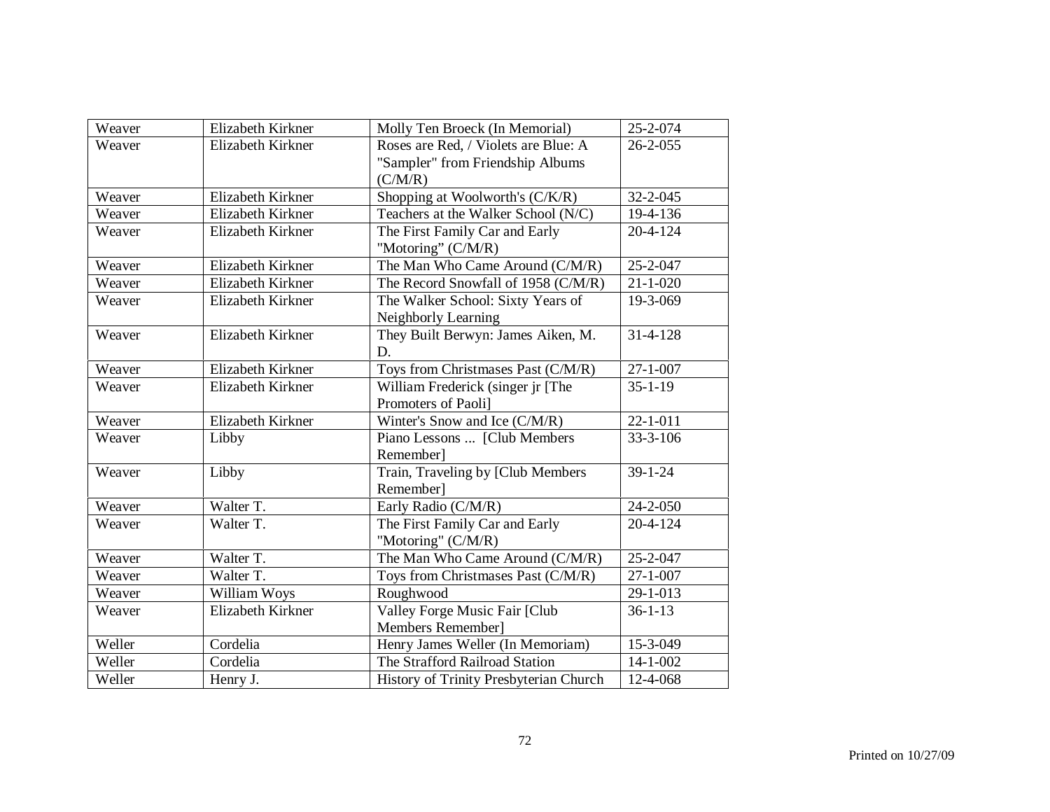| Weaver | Elizabeth Kirkner | Molly Ten Broeck (In Memorial) | 25-2-074 |
|---|---|---|---|
| Weaver | Elizabeth Kirkner | Roses are Red, / Violets are Blue: A "Sampler" from Friendship Albums (C/M/R) | 26-2-055 |
| Weaver | Elizabeth Kirkner | Shopping at Woolworth's (C/K/R) | 32-2-045 |
| Weaver | Elizabeth Kirkner | Teachers at the Walker School (N/C) | 19-4-136 |
| Weaver | Elizabeth Kirkner | The First Family Car and Early "Motoring" (C/M/R) | 20-4-124 |
| Weaver | Elizabeth Kirkner | The Man Who Came Around (C/M/R) | 25-2-047 |
| Weaver | Elizabeth Kirkner | The Record Snowfall of 1958 (C/M/R) | 21-1-020 |
| Weaver | Elizabeth Kirkner | The Walker School: Sixty Years of Neighborly Learning | 19-3-069 |
| Weaver | Elizabeth Kirkner | They Built Berwyn: James Aiken, M. D. | 31-4-128 |
| Weaver | Elizabeth Kirkner | Toys from Christmases Past (C/M/R) | 27-1-007 |
| Weaver | Elizabeth Kirkner | William Frederick (singer jr [The Promoters of Paoli] | 35-1-19 |
| Weaver | Elizabeth Kirkner | Winter's Snow and Ice (C/M/R) | 22-1-011 |
| Weaver | Libby | Piano Lessons ... [Club Members Remember] | 33-3-106 |
| Weaver | Libby | Train, Traveling by [Club Members Remember] | 39-1-24 |
| Weaver | Walter T. | Early Radio (C/M/R) | 24-2-050 |
| Weaver | Walter T. | The First Family Car and Early "Motoring" (C/M/R) | 20-4-124 |
| Weaver | Walter T. | The Man Who Came Around (C/M/R) | 25-2-047 |
| Weaver | Walter T. | Toys from Christmases Past (C/M/R) | 27-1-007 |
| Weaver | William Woys | Roughwood | 29-1-013 |
| Weaver | Elizabeth Kirkner | Valley Forge Music Fair [Club Members Remember] | 36-1-13 |
| Weller | Cordelia | Henry James Weller (In Memoriam) | 15-3-049 |
| Weller | Cordelia | The Strafford Railroad Station | 14-1-002 |
| Weller | Henry J. | History of Trinity Presbyterian Church | 12-4-068 |

Printed on 10/27/09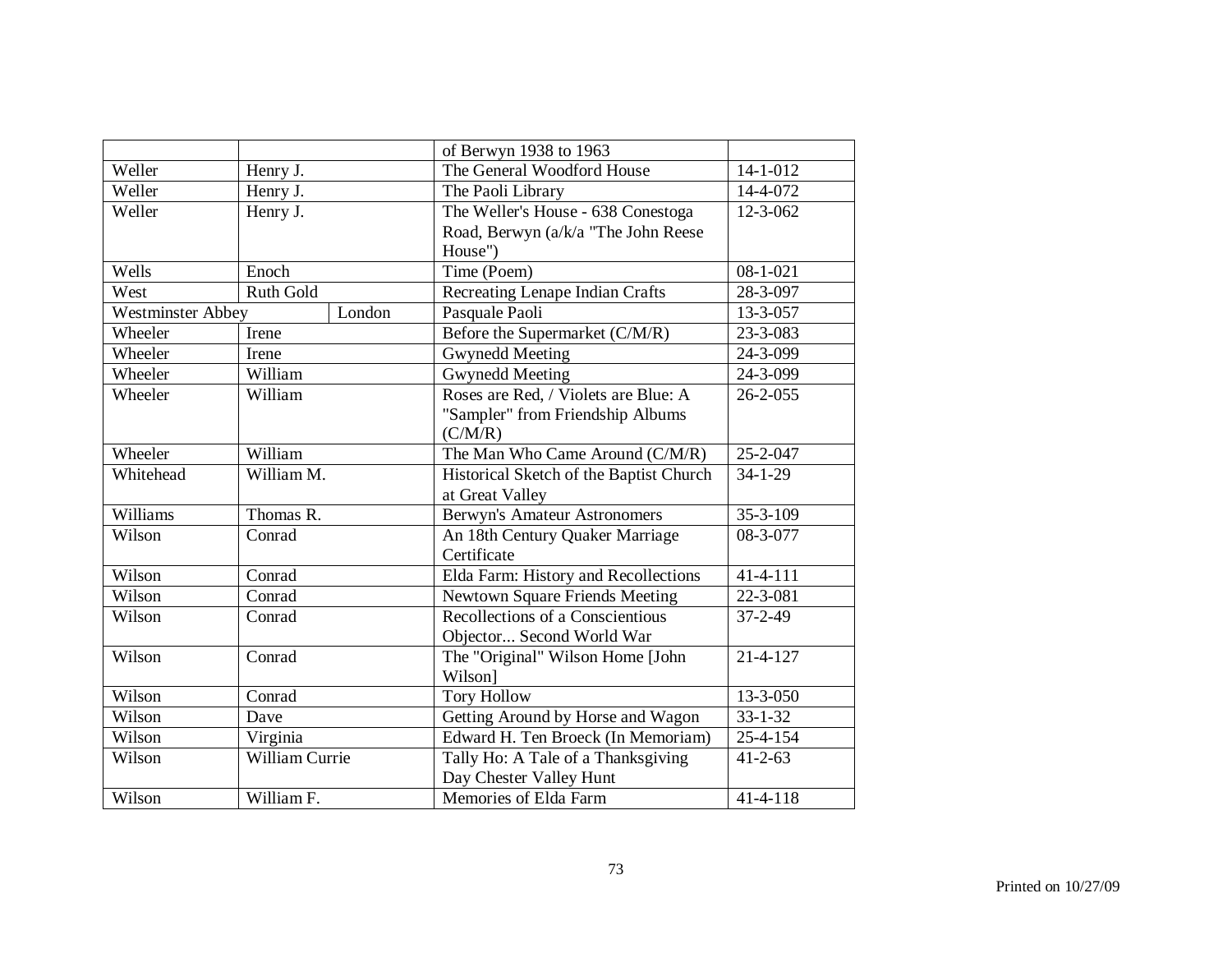| | | | |
|---|---|---|---|
| | | of Berwyn 1938 to 1963 | |
| Weller | Henry J. | The General Woodford House | 14-1-012 |
| Weller | Henry J. | The Paoli Library | 14-4-072 |
| Weller | Henry J. | The Weller's House - 638 Conestoga Road, Berwyn (a/k/a "The John Reese House") | 12-3-062 |
| Wells | Enoch | Time (Poem) | 08-1-021 |
| West | Ruth Gold | Recreating Lenape Indian Crafts | 28-3-097 |
| Westminster Abbey | London | Pasquale Paoli | 13-3-057 |
| Wheeler | Irene | Before the Supermarket (C/M/R) | 23-3-083 |
| Wheeler | Irene | Gwynedd Meeting | 24-3-099 |
| Wheeler | William | Gwynedd Meeting | 24-3-099 |
| Wheeler | William | Roses are Red, / Violets are Blue: A "Sampler" from Friendship Albums (C/M/R) | 26-2-055 |
| Wheeler | William | The Man Who Came Around (C/M/R) | 25-2-047 |
| Whitehead | William M. | Historical Sketch of the Baptist Church at Great Valley | 34-1-29 |
| Williams | Thomas R. | Berwyn's Amateur Astronomers | 35-3-109 |
| Wilson | Conrad | An 18th Century Quaker Marriage Certificate | 08-3-077 |
| Wilson | Conrad | Elda Farm: History and Recollections | 41-4-111 |
| Wilson | Conrad | Newtown Square Friends Meeting | 22-3-081 |
| Wilson | Conrad | Recollections of a Conscientious Objector... Second World War | 37-2-49 |
| Wilson | Conrad | The "Original" Wilson Home [John Wilson] | 21-4-127 |
| Wilson | Conrad | Tory Hollow | 13-3-050 |
| Wilson | Dave | Getting Around by Horse and Wagon | 33-1-32 |
| Wilson | Virginia | Edward H. Ten Broeck (In Memoriam) | 25-4-154 |
| Wilson | William Currie | Tally Ho: A Tale of a Thanksgiving Day Chester Valley Hunt | 41-2-63 |
| Wilson | William F. | Memories of Elda Farm | 41-4-118 |

Printed on 10/27/09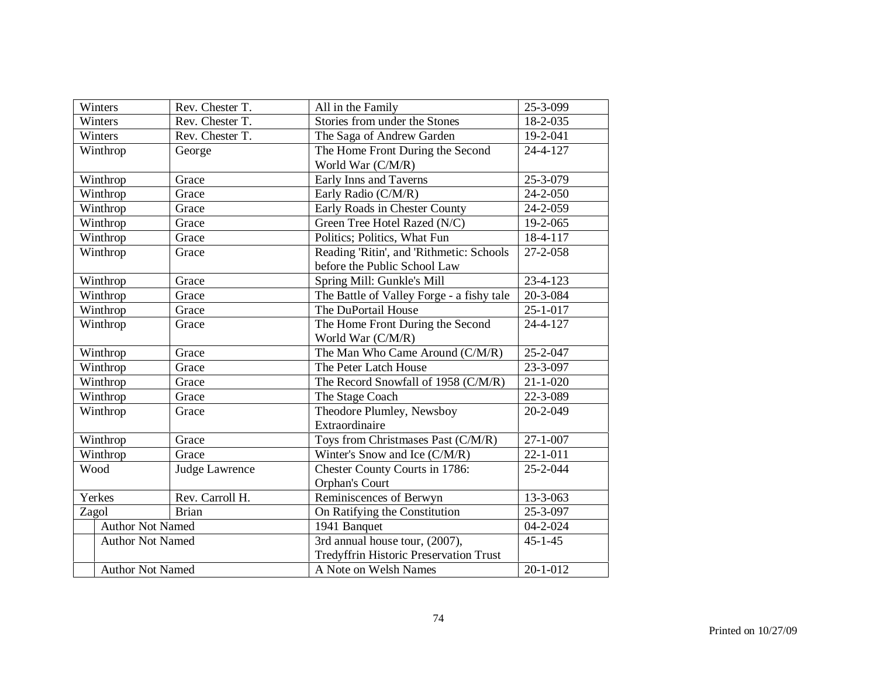| Winters | Rev. Chester T. | All in the Family | 25-3-099 |
|---|---|---|---|
| Winters | Rev. Chester T. | Stories from under the Stones | 18-2-035 |
| Winters | Rev. Chester T. | The Saga of Andrew Garden | 19-2-041 |
| Winthrop | George | The Home Front During the Second World War (C/M/R) | 24-4-127 |
| Winthrop | Grace | Early Inns and Taverns | 25-3-079 |
| Winthrop | Grace | Early Radio (C/M/R) | 24-2-050 |
| Winthrop | Grace | Early Roads in Chester County | 24-2-059 |
| Winthrop | Grace | Green Tree Hotel Razed (N/C) | 19-2-065 |
| Winthrop | Grace | Politics; Politics, What Fun | 18-4-117 |
| Winthrop | Grace | Reading 'Ritin', and 'Rithmetic: Schools before the Public School Law | 27-2-058 |
| Winthrop | Grace | Spring Mill: Gunkle's Mill | 23-4-123 |
| Winthrop | Grace | The Battle of Valley Forge - a fishy tale | 20-3-084 |
| Winthrop | Grace | The DuPortail House | 25-1-017 |
| Winthrop | Grace | The Home Front During the Second World War (C/M/R) | 24-4-127 |
| Winthrop | Grace | The Man Who Came Around (C/M/R) | 25-2-047 |
| Winthrop | Grace | The Peter Latch House | 23-3-097 |
| Winthrop | Grace | The Record Snowfall of 1958 (C/M/R) | 21-1-020 |
| Winthrop | Grace | The Stage Coach | 22-3-089 |
| Winthrop | Grace | Theodore Plumley, Newsboy Extraordinaire | 20-2-049 |
| Winthrop | Grace | Toys from Christmases Past (C/M/R) | 27-1-007 |
| Winthrop | Grace | Winter's Snow and Ice (C/M/R) | 22-1-011 |
| Wood | Judge Lawrence | Chester County Courts in 1786: Orphan's Court | 25-2-044 |
| Yerkes | Rev. Carroll H. | Reminiscences of Berwyn | 13-3-063 |
| Zagol | Brian | On Ratifying the Constitution | 25-3-097 |
| Author Not Named | | 1941 Banquet | 04-2-024 |
| Author Not Named | | 3rd annual house tour, (2007), Tredyffrin Historic Preservation Trust | 45-1-45 |
| Author Not Named | | A Note on Welsh Names | 20-1-012 |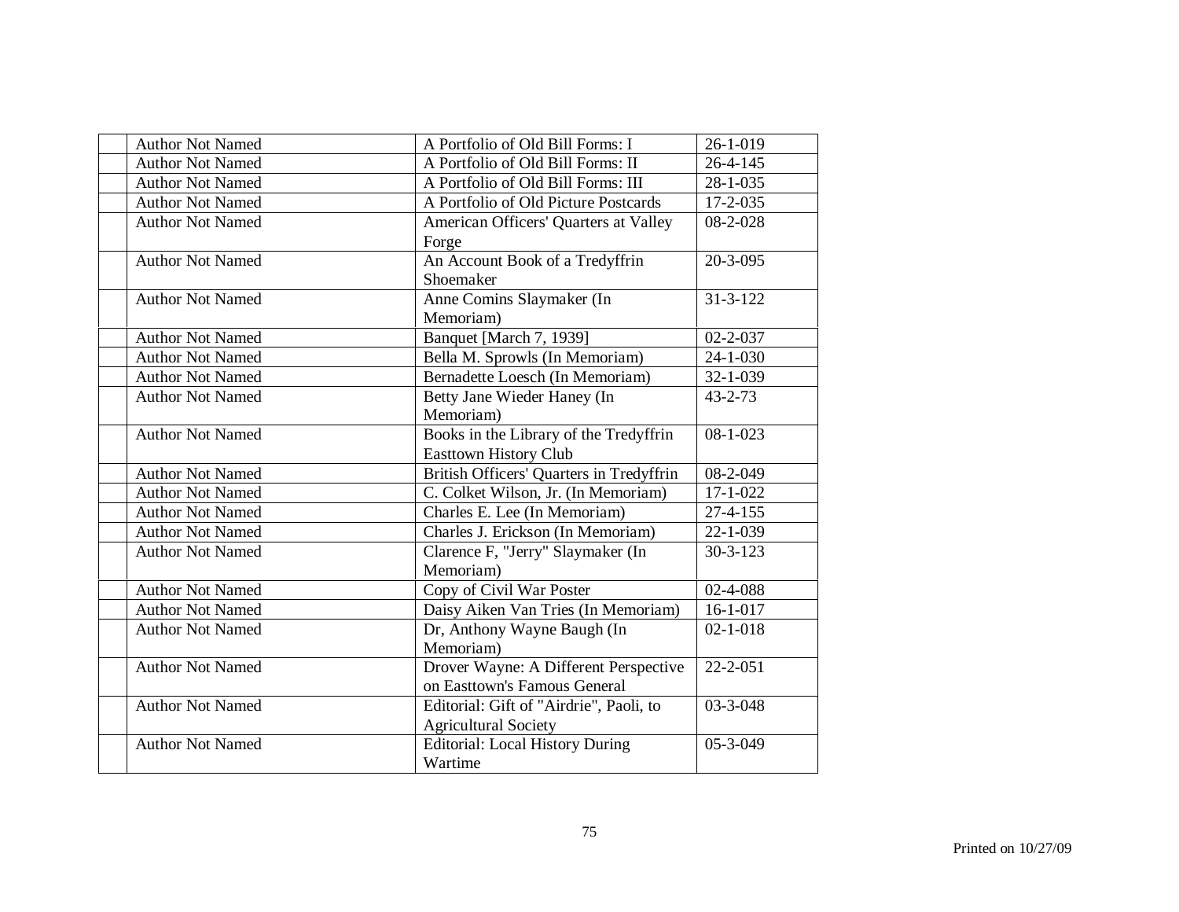| | | | |
|---|---|---|---|
| | Author Not Named | A Portfolio of Old Bill Forms: I | 26-1-019 |
| | Author Not Named | A Portfolio of Old Bill Forms: II | 26-4-145 |
| | Author Not Named | A Portfolio of Old Bill Forms: III | 28-1-035 |
| | Author Not Named | A Portfolio of Old Picture Postcards | 17-2-035 |
| | Author Not Named | American Officers' Quarters at Valley Forge | 08-2-028 |
| | Author Not Named | An Account Book of a Tredyffrin Shoemaker | 20-3-095 |
| | Author Not Named | Anne Comins Slaymaker (In Memoriam) | 31-3-122 |
| | Author Not Named | Banquet [March 7, 1939] | 02-2-037 |
| | Author Not Named | Bella M. Sprowls (In Memoriam) | 24-1-030 |
| | Author Not Named | Bernadette Loesch (In Memoriam) | 32-1-039 |
| | Author Not Named | Betty Jane Wieder Haney (In Memoriam) | 43-2-73 |
| | Author Not Named | Books in the Library of the Tredyffrin Easttown History Club | 08-1-023 |
| | Author Not Named | British Officers' Quarters in Tredyffrin | 08-2-049 |
| | Author Not Named | C. Colket Wilson, Jr. (In Memoriam) | 17-1-022 |
| | Author Not Named | Charles E. Lee (In Memoriam) | 27-4-155 |
| | Author Not Named | Charles J. Erickson (In Memoriam) | 22-1-039 |
| | Author Not Named | Clarence F, "Jerry" Slaymaker (In Memoriam) | 30-3-123 |
| | Author Not Named | Copy of Civil War Poster | 02-4-088 |
| | Author Not Named | Daisy Aiken Van Tries (In Memoriam) | 16-1-017 |
| | Author Not Named | Dr, Anthony Wayne Baugh (In Memoriam) | 02-1-018 |
| | Author Not Named | Drover Wayne: A Different Perspective on Easttown's Famous General | 22-2-051 |
| | Author Not Named | Editorial: Gift of "Airdrie", Paoli, to Agricultural Society | 03-3-048 |
| | Author Not Named | Editorial: Local History During Wartime | 05-3-049 |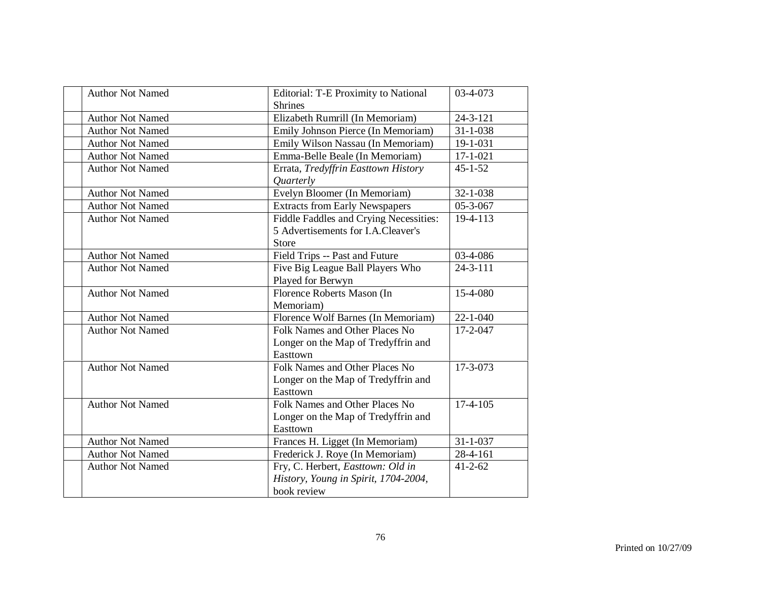|  | Author Not Named | Editorial: T-E Proximity to National Shrines | 03-4-073 |
|---|---|---|---|
|  | Author Not Named | Elizabeth Rumrill (In Memoriam) | 24-3-121 |
|  | Author Not Named | Emily Johnson Pierce (In Memoriam) | 31-1-038 |
|  | Author Not Named | Emily Wilson Nassau (In Memoriam) | 19-1-031 |
|  | Author Not Named | Emma-Belle Beale (In Memoriam) | 17-1-021 |
|  | Author Not Named | Errata, *Tredyffrin Easttown History Quarterly* | 45-1-52 |
|  | Author Not Named | Evelyn Bloomer (In Memoriam) | 32-1-038 |
|  | Author Not Named | Extracts from Early Newspapers | 05-3-067 |
|  | Author Not Named | Fiddle Faddles and Crying Necessities: 5 Advertisements for I.A.Cleaver's Store | 19-4-113 |
|  | Author Not Named | Field Trips -- Past and Future | 03-4-086 |
|  | Author Not Named | Five Big League Ball Players Who Played for Berwyn | 24-3-111 |
|  | Author Not Named | Florence Roberts Mason (In Memoriam) | 15-4-080 |
|  | Author Not Named | Florence Wolf Barnes (In Memoriam) | 22-1-040 |
|  | Author Not Named | Folk Names and Other Places No Longer on the Map of Tredyffrin and Easttown | 17-2-047 |
|  | Author Not Named | Folk Names and Other Places No Longer on the Map of Tredyffrin and Easttown | 17-3-073 |
|  | Author Not Named | Folk Names and Other Places No Longer on the Map of Tredyffrin and Easttown | 17-4-105 |
|  | Author Not Named | Frances H. Ligget (In Memoriam) | 31-1-037 |
|  | Author Not Named | Frederick J. Roye (In Memoriam) | 28-4-161 |
|  | Author Not Named | Fry, C. Herbert, *Easttown: Old in History, Young in Spirit, 1704-2004*, book review | 41-2-62 |

Printed on 10/27/09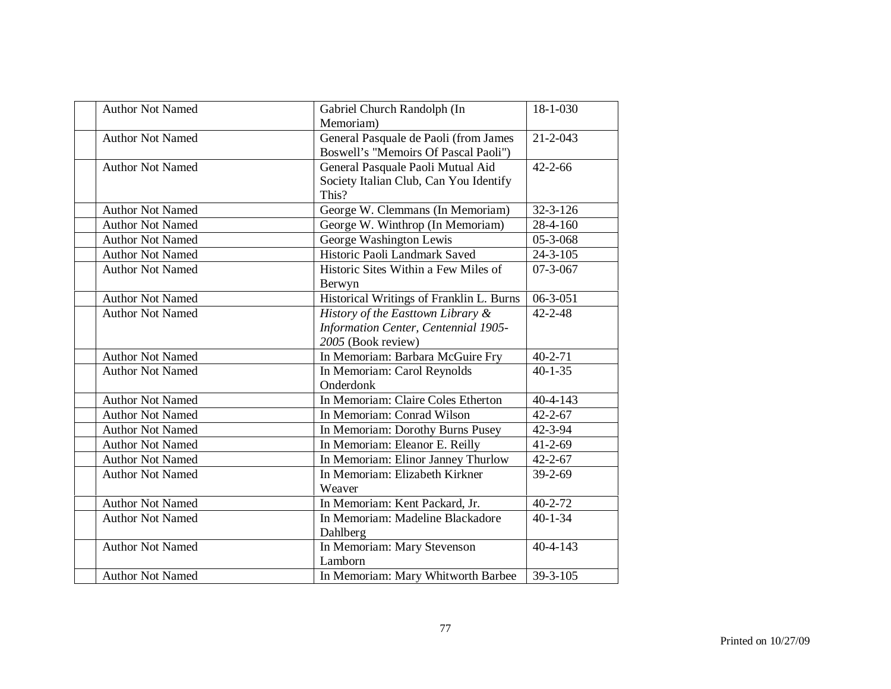| | | | |
|---|---|---|---|
| | Author Not Named | Gabriel Church Randolph (In Memoriam) | 18-1-030 |
| | Author Not Named | General Pasquale de Paoli (from James Boswell's "Memoirs Of Pascal Paoli") | 21-2-043 |
| | Author Not Named | General Pasquale Paoli Mutual Aid Society Italian Club, Can You Identify This? | 42-2-66 |
| | Author Not Named | George W. Clemmans (In Memoriam) | 32-3-126 |
| | Author Not Named | George W. Winthrop (In Memoriam) | 28-4-160 |
| | Author Not Named | George Washington Lewis | 05-3-068 |
| | Author Not Named | Historic Paoli Landmark Saved | 24-3-105 |
| | Author Not Named | Historic Sites Within a Few Miles of Berwyn | 07-3-067 |
| | Author Not Named | Historical Writings of Franklin L. Burns | 06-3-051 |
| | Author Not Named | *History of the Easttown Library & Information Center, Centennial 1905-2005* (Book review) | 42-2-48 |
| | Author Not Named | In Memoriam: Barbara McGuire Fry | 40-2-71 |
| | Author Not Named | In Memoriam: Carol Reynolds Onderdonk | 40-1-35 |
| | Author Not Named | In Memoriam: Claire Coles Etherton | 40-4-143 |
| | Author Not Named | In Memoriam: Conrad Wilson | 42-2-67 |
| | Author Not Named | In Memoriam: Dorothy Burns Pusey | 42-3-94 |
| | Author Not Named | In Memoriam: Eleanor E. Reilly | 41-2-69 |
| | Author Not Named | In Memoriam: Elinor Janney Thurlow | 42-2-67 |
| | Author Not Named | In Memoriam: Elizabeth Kirkner Weaver | 39-2-69 |
| | Author Not Named | In Memoriam: Kent Packard, Jr. | 40-2-72 |
| | Author Not Named | In Memoriam: Madeline Blackadore Dahlberg | 40-1-34 |
| | Author Not Named | In Memoriam: Mary Stevenson Lamborn | 40-4-143 |
| | Author Not Named | In Memoriam: Mary Whitworth Barbee | 39-3-105 |

Printed on 10/27/09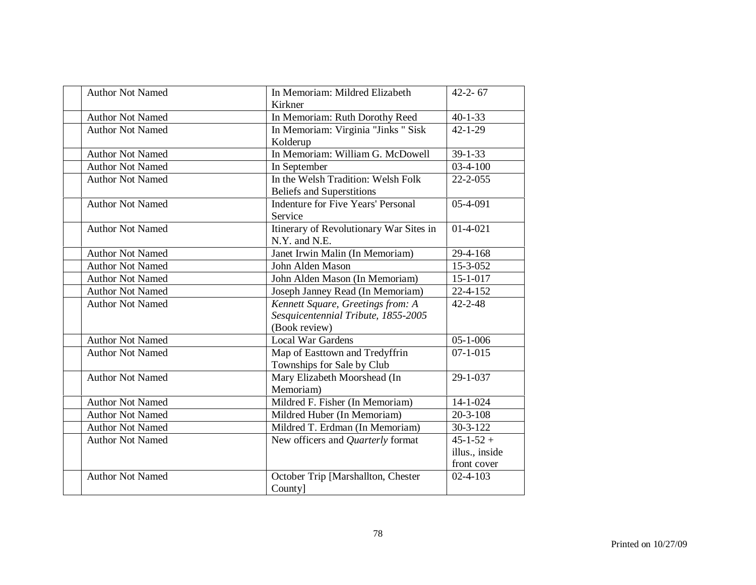| | | | |
|---|---|---|---|
| | Author Not Named | In Memoriam: Mildred Elizabeth Kirkner | 42-2- 67 |
| | Author Not Named | In Memoriam: Ruth Dorothy Reed | 40-1-33 |
| | Author Not Named | In Memoriam: Virginia "Jinks " Sisk Kolderup | 42-1-29 |
| | Author Not Named | In Memoriam: William G. McDowell | 39-1-33 |
| | Author Not Named | In September | 03-4-100 |
| | Author Not Named | In the Welsh Tradition: Welsh Folk Beliefs and Superstitions | 22-2-055 |
| | Author Not Named | Indenture for Five Years' Personal Service | 05-4-091 |
| | Author Not Named | Itinerary of Revolutionary War Sites in N.Y. and N.E. | 01-4-021 |
| | Author Not Named | Janet Irwin Malin (In Memoriam) | 29-4-168 |
| | Author Not Named | John Alden Mason | 15-3-052 |
| | Author Not Named | John Alden Mason (In Memoriam) | 15-1-017 |
| | Author Not Named | Joseph Janney Read (In Memoriam) | 22-4-152 |
| | Author Not Named | *Kennett Square, Greetings from: A Sesquicentennial Tribute, 1855-2005* (Book review) | 42-2-48 |
| | Author Not Named | Local War Gardens | 05-1-006 |
| | Author Not Named | Map of Easttown and Tredyffrin Townships for Sale by Club | 07-1-015 |
| | Author Not Named | Mary Elizabeth Moorshead (In Memoriam) | 29-1-037 |
| | Author Not Named | Mildred F. Fisher (In Memoriam) | 14-1-024 |
| | Author Not Named | Mildred Huber (In Memoriam) | 20-3-108 |
| | Author Not Named | Mildred T. Erdman (In Memoriam) | 30-3-122 |
| | Author Not Named | New officers and *Quarterly* format | 45-1-52 + illus., inside front cover |
| | Author Not Named | October Trip [Marshallton, Chester County] | 02-4-103 |

Printed on 10/27/09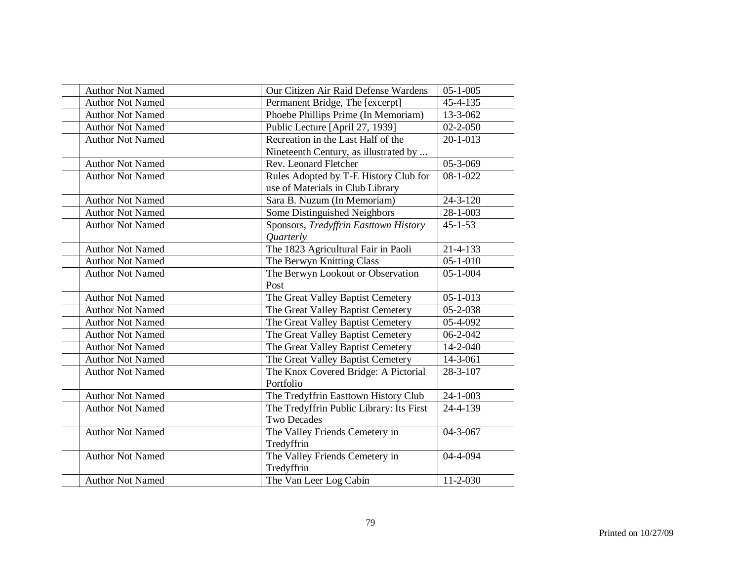| | | | |
|---|---|---|---|
| | Author Not Named | Our Citizen Air Raid Defense Wardens | 05-1-005 |
| | Author Not Named | Permanent Bridge, The [excerpt] | 45-4-135 |
| | Author Not Named | Phoebe Phillips Prime (In Memoriam) | 13-3-062 |
| | Author Not Named | Public Lecture [April 27, 1939] | 02-2-050 |
| | Author Not Named | Recreation in the Last Half of the Nineteenth Century, as illustrated by ... | 20-1-013 |
| | Author Not Named | Rev. Leonard Fletcher | 05-3-069 |
| | Author Not Named | Rules Adopted by T-E History Club for use of Materials in Club Library | 08-1-022 |
| | Author Not Named | Sara B. Nuzum (In Memoriam) | 24-3-120 |
| | Author Not Named | Some Distinguished Neighbors | 28-1-003 |
| | Author Not Named | Sponsors, *Tredyffrin Easttown History Quarterly* | 45-1-53 |
| | Author Not Named | The 1823 Agricultural Fair in Paoli | 21-4-133 |
| | Author Not Named | The Berwyn Knitting Class | 05-1-010 |
| | Author Not Named | The Berwyn Lookout or Observation Post | 05-1-004 |
| | Author Not Named | The Great Valley Baptist Cemetery | 05-1-013 |
| | Author Not Named | The Great Valley Baptist Cemetery | 05-2-038 |
| | Author Not Named | The Great Valley Baptist Cemetery | 05-4-092 |
| | Author Not Named | The Great Valley Baptist Cemetery | 06-2-042 |
| | Author Not Named | The Great Valley Baptist Cemetery | 14-2-040 |
| | Author Not Named | The Great Valley Baptist Cemetery | 14-3-061 |
| | Author Not Named | The Knox Covered Bridge: A Pictorial Portfolio | 28-3-107 |
| | Author Not Named | The Tredyffrin Easttown History Club | 24-1-003 |
| | Author Not Named | The Tredyffrin Public Library: Its First Two Decades | 24-4-139 |
| | Author Not Named | The Valley Friends Cemetery in Tredyffrin | 04-3-067 |
| | Author Not Named | The Valley Friends Cemetery in Tredyffrin | 04-4-094 |
| | Author Not Named | The Van Leer Log Cabin | 11-2-030 |

Printed on 10/27/09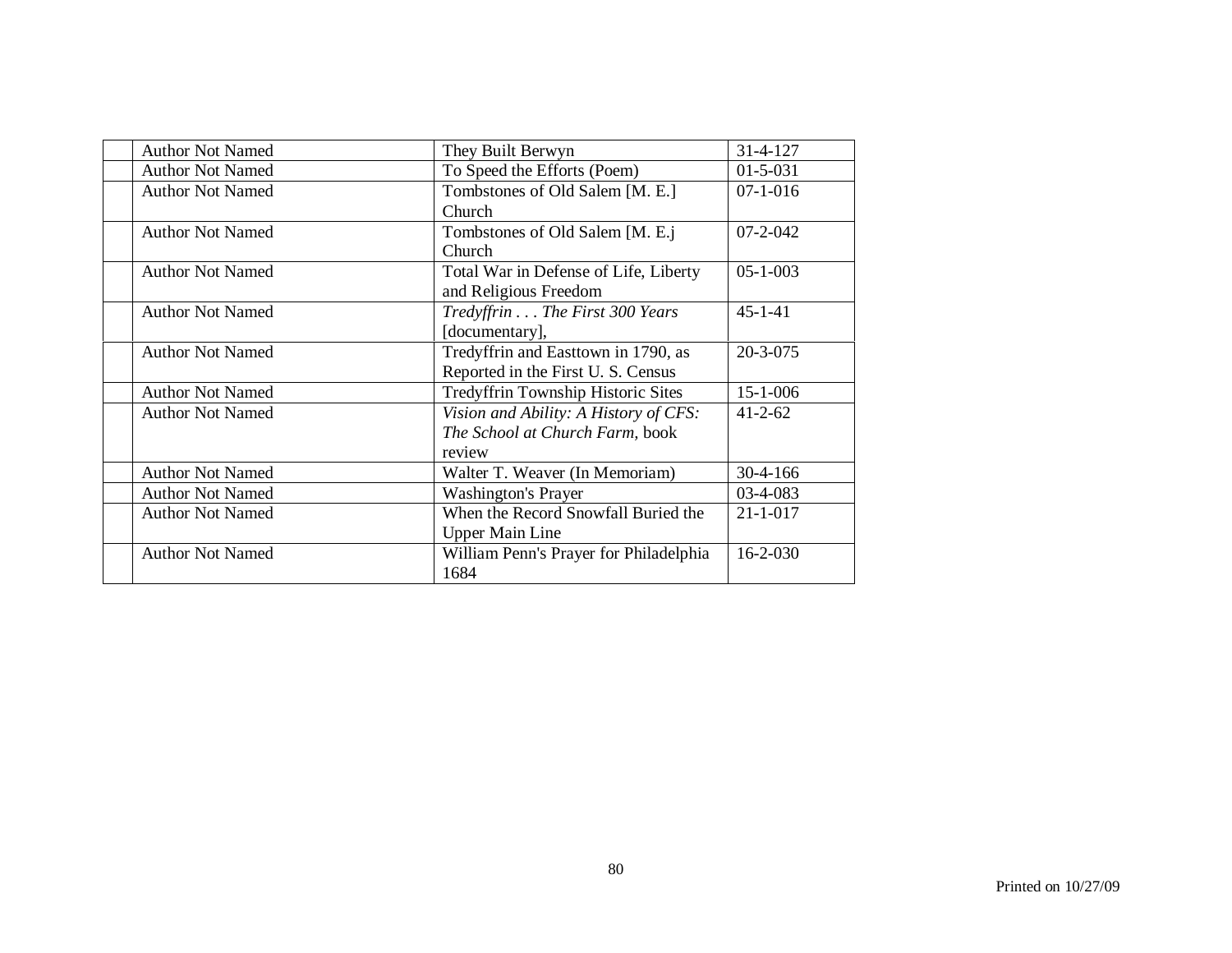| | | | |
|---|---|---|---|
| | Author Not Named | They Built Berwyn | 31-4-127 |
| | Author Not Named | To Speed the Efforts (Poem) | 01-5-031 |
| | Author Not Named | Tombstones of Old Salem [M. E.] Church | 07-1-016 |
| | Author Not Named | Tombstones of Old Salem [M. E.j Church | 07-2-042 |
| | Author Not Named | Total War in Defense of Life, Liberty and Religious Freedom | 05-1-003 |
| | Author Not Named | *Tredyffrin . . . The First 300 Years* [documentary], | 45-1-41 |
| | Author Not Named | Tredyffrin and Easttown in 1790, as Reported in the First U. S. Census | 20-3-075 |
| | Author Not Named | Tredyffrin Township Historic Sites | 15-1-006 |
| | Author Not Named | *Vision and Ability: A History of CFS: The School at Church Farm*, book review | 41-2-62 |
| | Author Not Named | Walter T. Weaver (In Memoriam) | 30-4-166 |
| | Author Not Named | Washington's Prayer | 03-4-083 |
| | Author Not Named | When the Record Snowfall Buried the Upper Main Line | 21-1-017 |
| | Author Not Named | William Penn's Prayer for Philadelphia 1684 | 16-2-030 |

Printed on 10/27/09